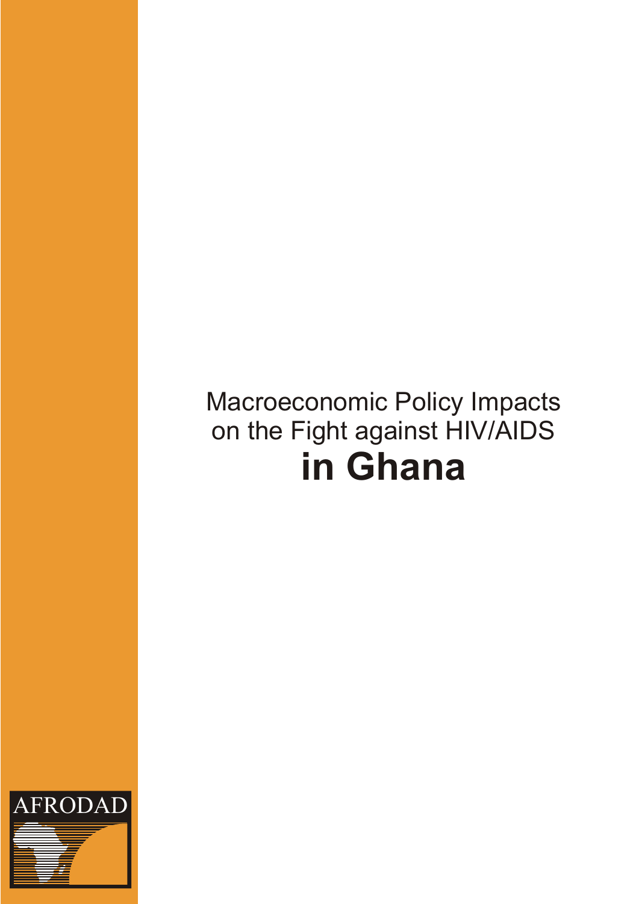# Macroeconomic Policy Impacts on the Fight against HIV/AIDS **in Ghana**

AFRODAD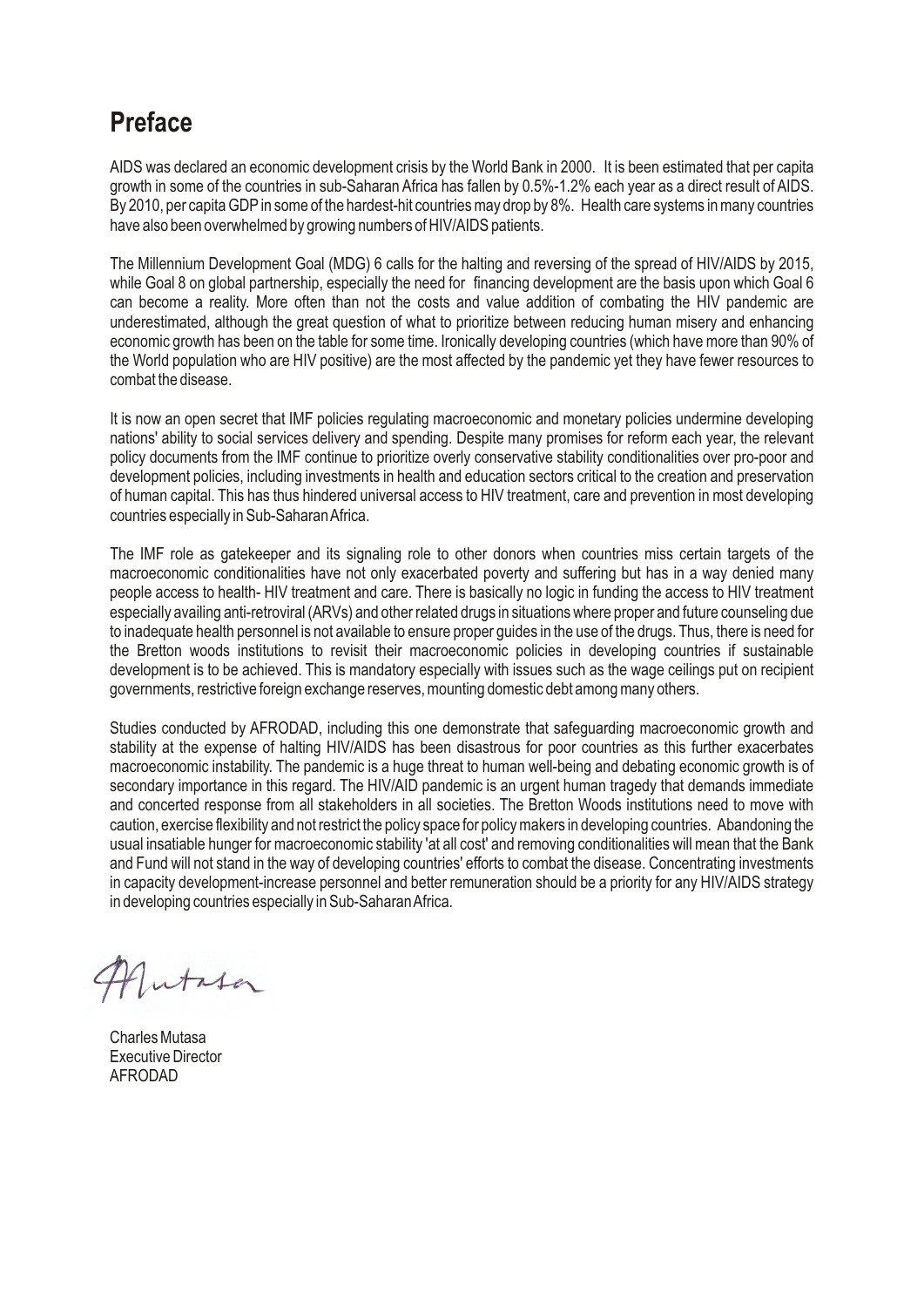## Preface

AIDS was declared an economic development crisis by the World Bank in 2000. It is been estimated that per capita growth in some of the countries in sub-Saharan Africa has fallen by 0.5%-1.2% each year as a direct result of AIDS. By 2010, per capita GDP in some of the hardest-hit countries may drop by 8%. Health care systems in many countries have also been overwhelmed by growing numbers of HIV/AIDS patients.

The Millennium Development Goal (MDG) 6 calls for the halting and reversing of the spread of HIV/AIDS by 2015, while Goal 8 on global partnership, especially the need for financing development are the basis upon which Goal 6 can become a reality. More often than not the costs and value addition of combating the HIV pandemic are underestimated, although the great question of what to prioritize between reducing human misery and enhancing economic growth has been on the table for some time. Ironically developing countries (which have more than 90% of the World population who are HIV positive) are the most affected by the pandemic yet they have fewer resources to combat the disease.

It is now an open secret that IMF policies regulating macroeconomic and monetary policies undermine developing nations' ability to social services delivery and spending. Despite many promises for reform each year, the relevant policy documents from the IMF continue to prioritize overly conservative stability conditionalities over pro-poor and development policies, including investments in health and education sectors critical to the creation and preservation of human capital. This has thus hindered universal access to HIV treatment, care and prevention in most developing countries especially in Sub-Saharan Africa.

The IMF role as gatekeeper and its signaling role to other donors when countries miss certain targets of the macroeconomic conditionalities have not only exacerbated poverty and suffering but has in a way denied many people access to health- HIV treatment and care. There is basically no logic in funding the access to HIV treatment especially availing anti-retroviral (ARVs) and other related drugs in situations where proper and future counseling due to inadequate health personnel is not available to ensure proper guides in the use of the drugs. Thus, there is need for the Bretton woods institutions to revisit their macroeconomic policies in developing countries if sustainable development is to be achieved. This is mandatory especially with issues such as the wage ceilings put on recipient governments, restrictive foreign exchange reserves, mounting domestic debt among many others.

Studies conducted by AFRODAD, including this one demonstrate that safeguarding macroeconomic growth and stability at the expense of halting HIV/AIDS has been disastrous for poor countries as this further exacerbates macroeconomic instability. The pandemic is a huge threat to human well-being and debating economic growth is of secondary importance in this regard. The HIV/AID pandemic is an urgent human tragedy that demands immediate and concerted response from all stakeholders in all societies. The Bretton Woods institutions need to move with caution, exercise flexibility and not restrict the policy space for policy makers in developing countries. Abandoning the usual insatiable hunger for macroeconomic stability 'at all cost' and removing conditionalities will mean that the Bank and Fund will not stand in the way of developing countries' efforts to combat the disease. Concentrating investments in capacity development-increase personnel and better remuneration should be a priority for any HIV/AIDS strategy in developing countries especially in Sub-Saharan Africa.

Charles Mutasa
Executive Director
AFRODAD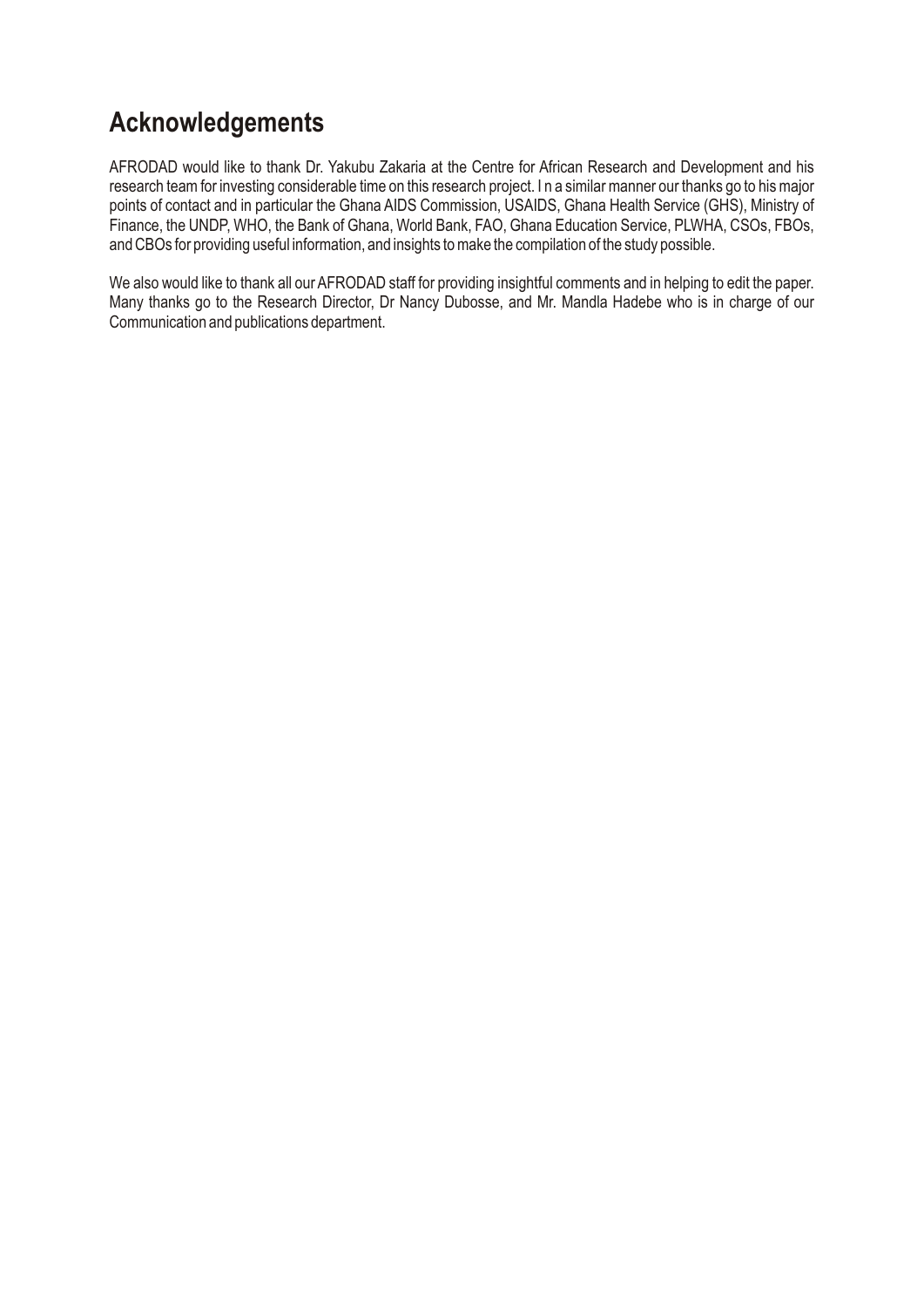## Acknowledgements

AFRODAD would like to thank Dr. Yakubu Zakaria at the Centre for African Research and Development and his research team for investing considerable time on this research project. I n a similar manner our thanks go to his major points of contact and in particular the Ghana AIDS Commission, USAIDS, Ghana Health Service (GHS), Ministry of Finance, the UNDP, WHO, the Bank of Ghana, World Bank, FAO, Ghana Education Service, PLWHA, CSOs, FBOs, and CBOs for providing useful information, and insights to make the compilation of the study possible.

We also would like to thank all our AFRODAD staff for providing insightful comments and in helping to edit the paper. Many thanks go to the Research Director, Dr Nancy Dubosse, and Mr. Mandla Hadebe who is in charge of our Communication and publications department.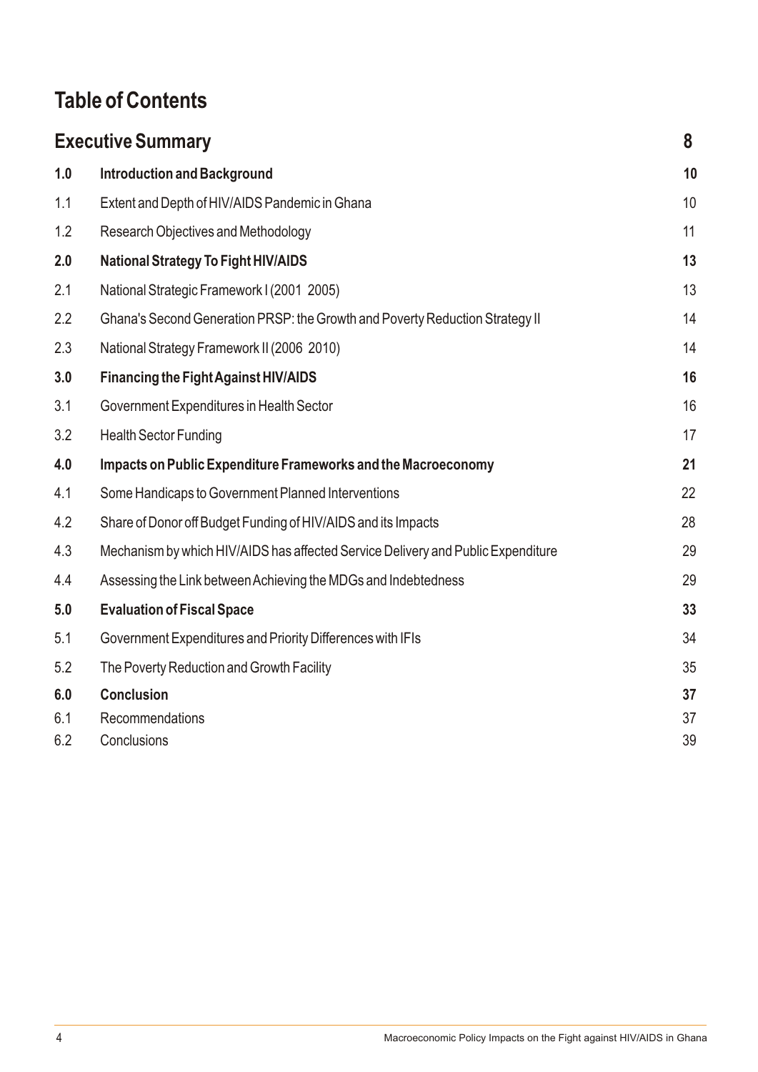# Table of Contents

| | | |
|---|---|---|
| **Executive Summary** | | **8** |
| **1.0** | **Introduction and Background** | **10** |
| 1.1 | Extent and Depth of HIV/AIDS Pandemic in Ghana | 10 |
| 1.2 | Research Objectives and Methodology | 11 |
| **2.0** | **National Strategy To Fight HIV/AIDS** | **13** |
| 2.1 | National Strategic Framework I (2001 2005) | 13 |
| 2.2 | Ghana's Second Generation PRSP: the Growth and Poverty Reduction Strategy II | 14 |
| 2.3 | National Strategy Framework II (2006 2010) | 14 |
| **3.0** | **Financing the Fight Against HIV/AIDS** | **16** |
| 3.1 | Government Expenditures in Health Sector | 16 |
| 3.2 | Health Sector Funding | 17 |
| **4.0** | **Impacts on Public Expenditure Frameworks and the Macroeconomy** | **21** |
| 4.1 | Some Handicaps to Government Planned Interventions | 22 |
| 4.2 | Share of Donor off Budget Funding of HIV/AIDS and its Impacts | 28 |
| 4.3 | Mechanism by which HIV/AIDS has affected Service Delivery and Public Expenditure | 29 |
| 4.4 | Assessing the Link between Achieving the MDGs and Indebtedness | 29 |
| **5.0** | **Evaluation of Fiscal Space** | **33** |
| 5.1 | Government Expenditures and Priority Differences with IFIs | 34 |
| 5.2 | The Poverty Reduction and Growth Facility | 35 |
| **6.0** | **Conclusion** | **37** |
| 6.1 | Recommendations | 37 |
| 6.2 | Conclusions | 39 |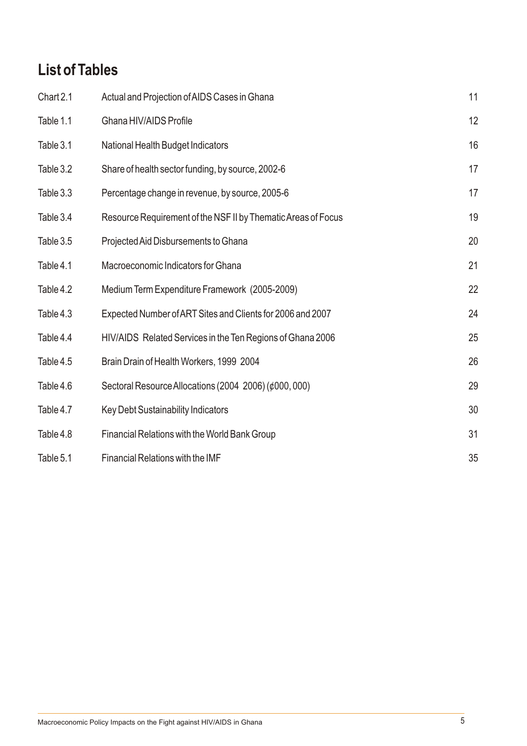## List of Tables

| | | |
|---|---|---|
| Chart 2.1 | Actual and Projection of AIDS Cases in Ghana | 11 |
| Table 1.1 | Ghana HIV/AIDS Profile | 12 |
| Table 3.1 | National Health Budget Indicators | 16 |
| Table 3.2 | Share of health sector funding, by source, 2002-6 | 17 |
| Table 3.3 | Percentage change in revenue, by source, 2005-6 | 17 |
| Table 3.4 | Resource Requirement of the NSF II by Thematic Areas of Focus | 19 |
| Table 3.5 | Projected Aid Disbursements to Ghana | 20 |
| Table 4.1 | Macroeconomic Indicators for Ghana | 21 |
| Table 4.2 | Medium Term Expenditure Framework (2005-2009) | 22 |
| Table 4.3 | Expected Number of ART Sites and Clients for 2006 and 2007 | 24 |
| Table 4.4 | HIV/AIDS Related Services in the Ten Regions of Ghana 2006 | 25 |
| Table 4.5 | Brain Drain of Health Workers, 1999 2004 | 26 |
| Table 4.6 | Sectoral Resource Allocations (2004 2006) (¢000, 000) | 29 |
| Table 4.7 | Key Debt Sustainability Indicators | 30 |
| Table 4.8 | Financial Relations with the World Bank Group | 31 |
| Table 5.1 | Financial Relations with the IMF | 35 |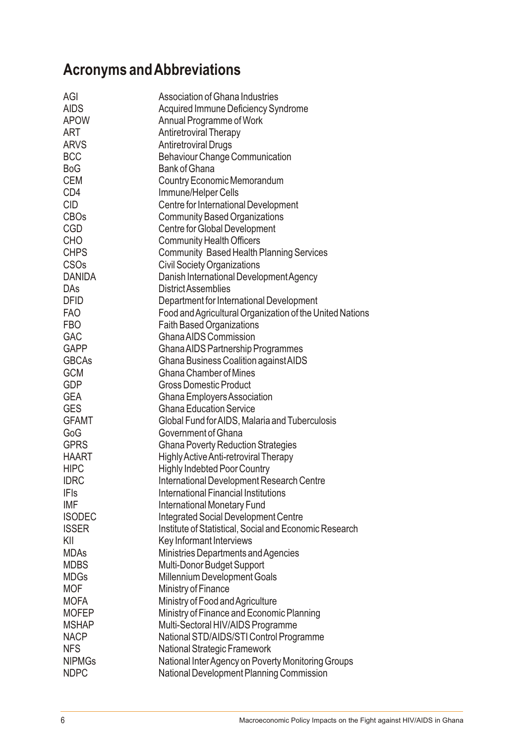## Acronyms and Abbreviations

| | |
|---|---|
| AGI | Association of Ghana Industries |
| AIDS | Acquired Immune Deficiency Syndrome |
| APOW | Annual Programme of Work |
| ART | Antiretroviral Therapy |
| ARVS | Antiretroviral Drugs |
| BCC | Behaviour Change Communication |
| BoG | Bank of Ghana |
| CEM | Country Economic Memorandum |
| CD4 | Immune/Helper Cells |
| CID | Centre for International Development |
| CBOs | Community Based Organizations |
| CGD | Centre for Global Development |
| CHO | Community Health Officers |
| CHPS | Community Based Health Planning Services |
| CSOs | Civil Society Organizations |
| DANIDA | Danish International Development Agency |
| DAs | District Assemblies |
| DFID | Department for International Development |
| FAO | Food and Agricultural Organization of the United Nations |
| FBO | Faith Based Organizations |
| GAC | Ghana AIDS Commission |
| GAPP | Ghana AIDS Partnership Programmes |
| GBCAs | Ghana Business Coalition against AIDS |
| GCM | Ghana Chamber of Mines |
| GDP | Gross Domestic Product |
| GEA | Ghana Employers Association |
| GES | Ghana Education Service |
| GFAMT | Global Fund for AIDS, Malaria and Tuberculosis |
| GoG | Government of Ghana |
| GPRS | Ghana Poverty Reduction Strategies |
| HAART | Highly Active Anti-retroviral Therapy |
| HIPC | Highly Indebted Poor Country |
| IDRC | International Development Research Centre |
| IFIs | International Financial Institutions |
| IMF | International Monetary Fund |
| ISODEC | Integrated Social Development Centre |
| ISSER | Institute of Statistical, Social and Economic Research |
| KII | Key Informant Interviews |
| MDAs | Ministries Departments and Agencies |
| MDBS | Multi-Donor Budget Support |
| MDGs | Millennium Development Goals |
| MOF | Ministry of Finance |
| MOFA | Ministry of Food and Agriculture |
| MOFEP | Ministry of Finance and Economic Planning |
| MSHAP | Multi-Sectoral HIV/AIDS Programme |
| NACP | National STD/AIDS/STI Control Programme |
| NFS | National Strategic Framework |
| NIPMGs | National Inter Agency on Poverty Monitoring Groups |
| NDPC | National Development Planning Commission |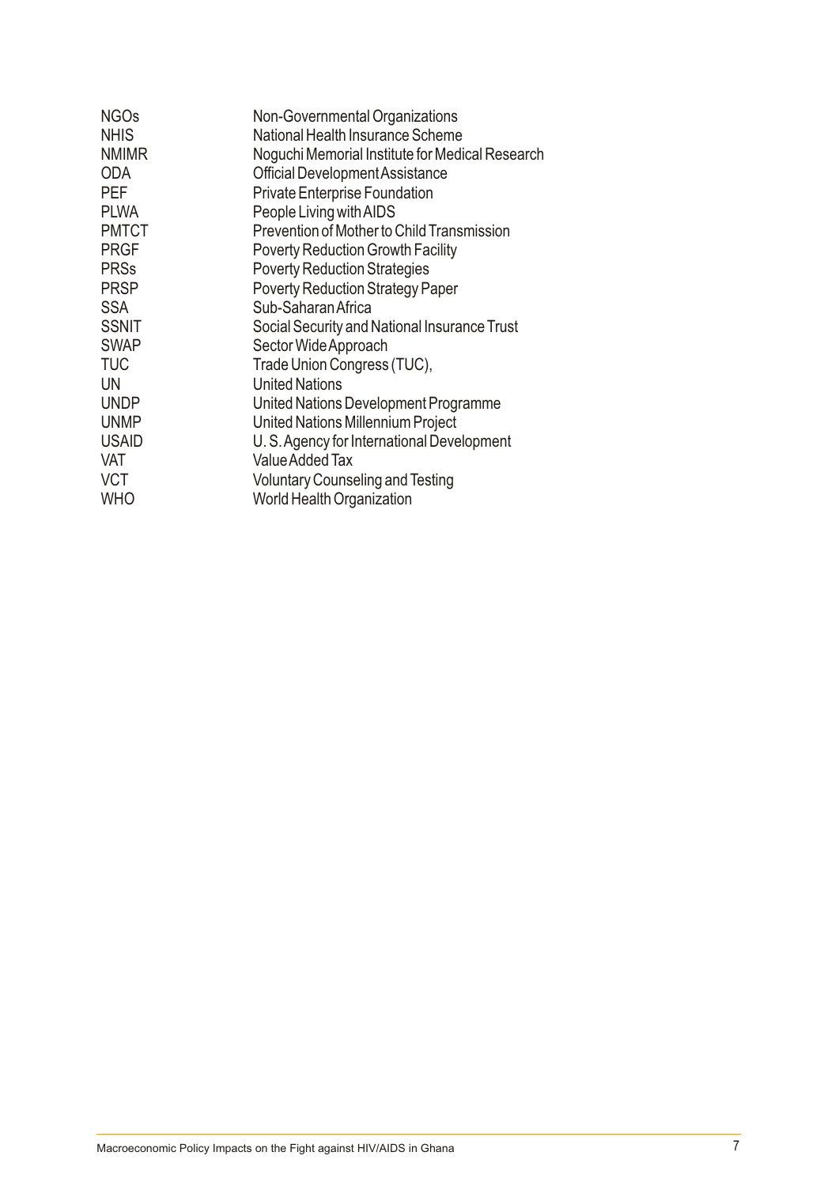| | |
|---|---|
| NGOs | Non-Governmental Organizations |
| NHIS | National Health Insurance Scheme |
| NMIMR | Noguchi Memorial Institute for Medical Research |
| ODA | Official Development Assistance |
| PEF | Private Enterprise Foundation |
| PLWA | People Living with AIDS |
| PMTCT | Prevention of Mother to Child Transmission |
| PRGF | Poverty Reduction Growth Facility |
| PRSs | Poverty Reduction Strategies |
| PRSP | Poverty Reduction Strategy Paper |
| SSA | Sub-Saharan Africa |
| SSNIT | Social Security and National Insurance Trust |
| SWAP | Sector Wide Approach |
| TUC | Trade Union Congress (TUC), |
| UN | United Nations |
| UNDP | United Nations Development Programme |
| UNMP | United Nations Millennium Project |
| USAID | U. S. Agency for International Development |
| VAT | Value Added Tax |
| VCT | Voluntary Counseling and Testing |
| WHO | World Health Organization |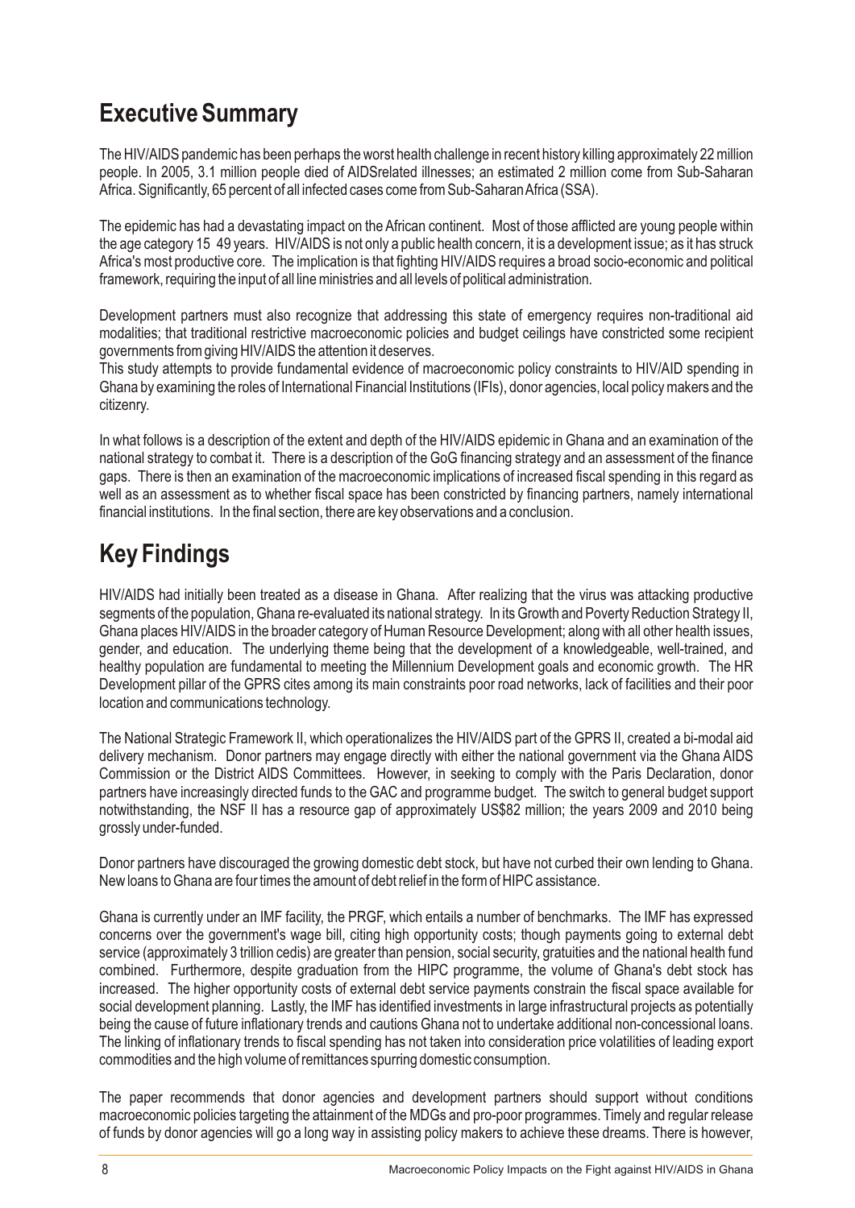## Executive Summary

The HIV/AIDS pandemic has been perhaps the worst health challenge in recent history killing approximately 22 million people. In 2005, 3.1 million people died of AIDSrelated illnesses; an estimated 2 million come from Sub-Saharan Africa. Significantly, 65 percent of all infected cases come from Sub-Saharan Africa (SSA).

The epidemic has had a devastating impact on the African continent. Most of those afflicted are young people within the age category 15 49 years. HIV/AIDS is not only a public health concern, it is a development issue; as it has struck Africa's most productive core. The implication is that fighting HIV/AIDS requires a broad socio-economic and political framework, requiring the input of all line ministries and all levels of political administration.

Development partners must also recognize that addressing this state of emergency requires non-traditional aid modalities; that traditional restrictive macroeconomic policies and budget ceilings have constricted some recipient governments from giving HIV/AIDS the attention it deserves.

This study attempts to provide fundamental evidence of macroeconomic policy constraints to HIV/AID spending in Ghana by examining the roles of International Financial Institutions (IFIs), donor agencies, local policy makers and the citizenry.

In what follows is a description of the extent and depth of the HIV/AIDS epidemic in Ghana and an examination of the national strategy to combat it. There is a description of the GoG financing strategy and an assessment of the finance gaps. There is then an examination of the macroeconomic implications of increased fiscal spending in this regard as well as an assessment as to whether fiscal space has been constricted by financing partners, namely international financial institutions. In the final section, there are key observations and a conclusion.

## Key Findings

HIV/AIDS had initially been treated as a disease in Ghana. After realizing that the virus was attacking productive segments of the population, Ghana re-evaluated its national strategy. In its Growth and Poverty Reduction Strategy II, Ghana places HIV/AIDS in the broader category of Human Resource Development; along with all other health issues, gender, and education. The underlying theme being that the development of a knowledgeable, well-trained, and healthy population are fundamental to meeting the Millennium Development goals and economic growth. The HR Development pillar of the GPRS cites among its main constraints poor road networks, lack of facilities and their poor location and communications technology.

The National Strategic Framework II, which operationalizes the HIV/AIDS part of the GPRS II, created a bi-modal aid delivery mechanism. Donor partners may engage directly with either the national government via the Ghana AIDS Commission or the District AIDS Committees. However, in seeking to comply with the Paris Declaration, donor partners have increasingly directed funds to the GAC and programme budget. The switch to general budget support notwithstanding, the NSF II has a resource gap of approximately US$82 million; the years 2009 and 2010 being grossly under-funded.

Donor partners have discouraged the growing domestic debt stock, but have not curbed their own lending to Ghana. New loans to Ghana are four times the amount of debt relief in the form of HIPC assistance.

Ghana is currently under an IMF facility, the PRGF, which entails a number of benchmarks. The IMF has expressed concerns over the government's wage bill, citing high opportunity costs; though payments going to external debt service (approximately 3 trillion cedis) are greater than pension, social security, gratuities and the national health fund combined. Furthermore, despite graduation from the HIPC programme, the volume of Ghana's debt stock has increased. The higher opportunity costs of external debt service payments constrain the fiscal space available for social development planning. Lastly, the IMF has identified investments in large infrastructural projects as potentially being the cause of future inflationary trends and cautions Ghana not to undertake additional non-concessional loans. The linking of inflationary trends to fiscal spending has not taken into consideration price volatilities of leading export commodities and the high volume of remittances spurring domestic consumption.

The paper recommends that donor agencies and development partners should support without conditions macroeconomic policies targeting the attainment of the MDGs and pro-poor programmes. Timely and regular release of funds by donor agencies will go a long way in assisting policy makers to achieve these dreams. There is however,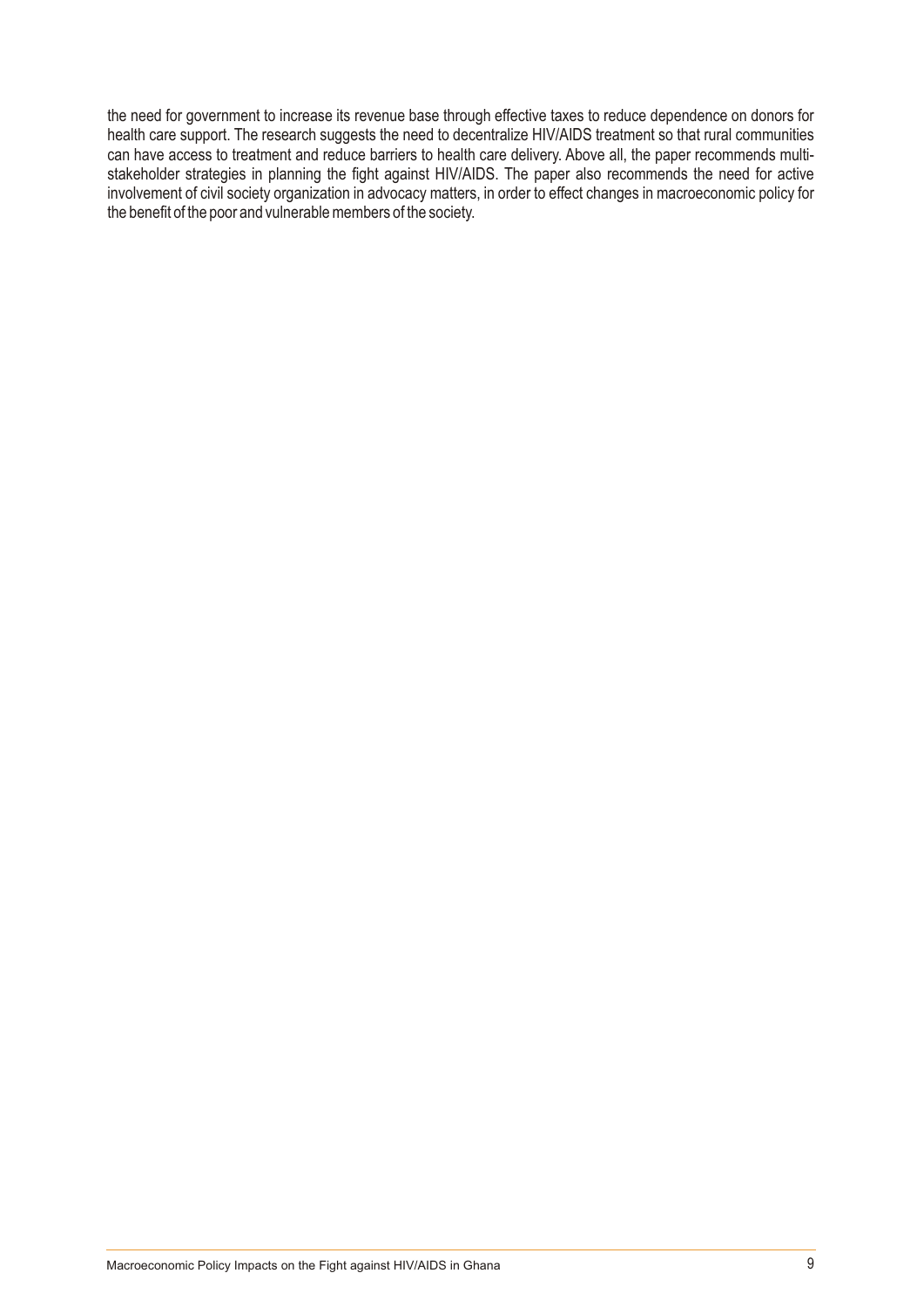the need for government to increase its revenue base through effective taxes to reduce dependence on donors for health care support. The research suggests the need to decentralize HIV/AIDS treatment so that rural communities can have access to treatment and reduce barriers to health care delivery. Above all, the paper recommends multi-stakeholder strategies in planning the fight against HIV/AIDS. The paper also recommends the need for active involvement of civil society organization in advocacy matters, in order to effect changes in macroeconomic policy for the benefit of the poor and vulnerable members of the society.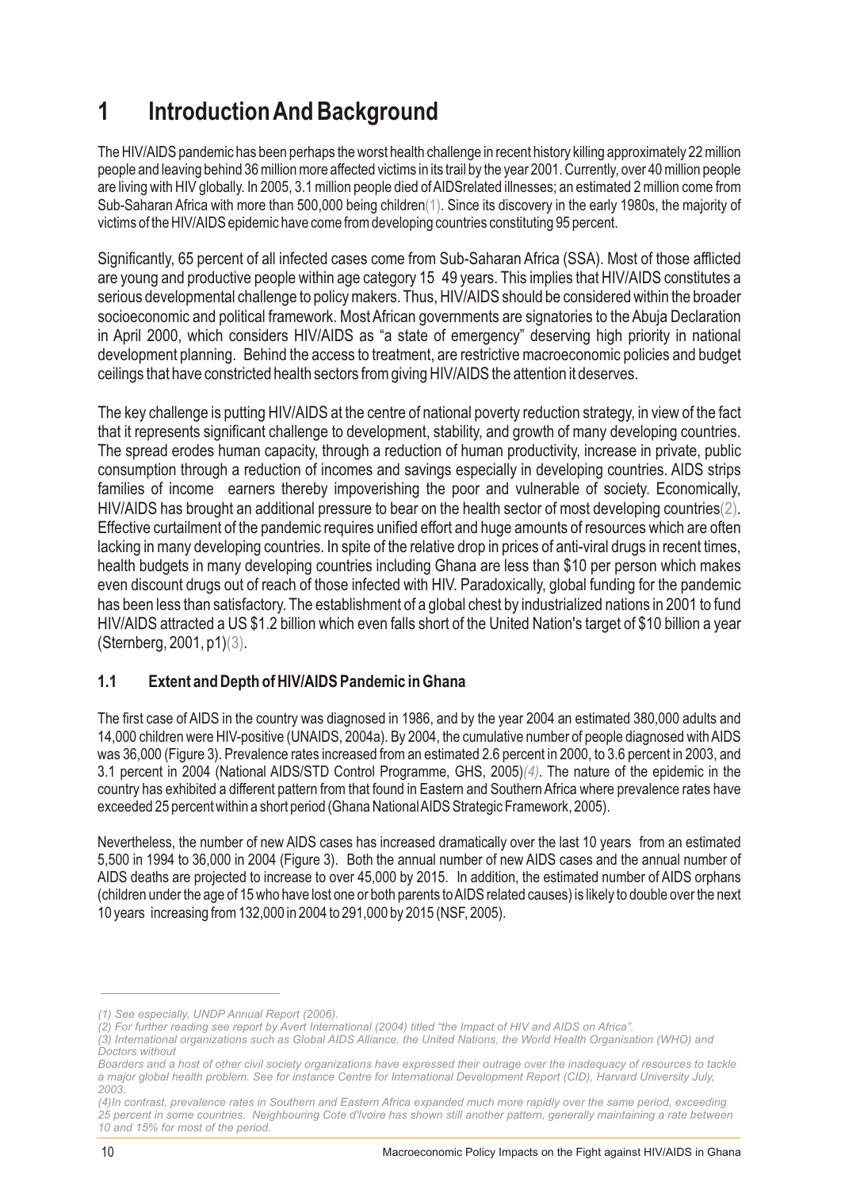# 1 Introduction And Background

The HIV/AIDS pandemic has been perhaps the worst health challenge in recent history killing approximately 22 million people and leaving behind 36 million more affected victims in its trail by the year 2001. Currently, over 40 million people are living with HIV globally. In 2005, 3.1 million people died of AIDSrelated illnesses; an estimated 2 million come from Sub-Saharan Africa with more than 500,000 being children(1). Since its discovery in the early 1980s, the majority of victims of the HIV/AIDS epidemic have come from developing countries constituting 95 percent.

Significantly, 65 percent of all infected cases come from Sub-Saharan Africa (SSA). Most of those afflicted are young and productive people within age category 15 49 years. This implies that HIV/AIDS constitutes a serious developmental challenge to policy makers. Thus, HIV/AIDS should be considered within the broader socioeconomic and political framework. Most African governments are signatories to the Abuja Declaration in April 2000, which considers HIV/AIDS as "a state of emergency" deserving high priority in national development planning. Behind the access to treatment, are restrictive macroeconomic policies and budget ceilings that have constricted health sectors from giving HIV/AIDS the attention it deserves.

The key challenge is putting HIV/AIDS at the centre of national poverty reduction strategy, in view of the fact that it represents significant challenge to development, stability, and growth of many developing countries. The spread erodes human capacity, through a reduction of human productivity, increase in private, public consumption through a reduction of incomes and savings especially in developing countries. AIDS strips families of income earners thereby impoverishing the poor and vulnerable of society. Economically, HIV/AIDS has brought an additional pressure to bear on the health sector of most developing countries(2). Effective curtailment of the pandemic requires unified effort and huge amounts of resources which are often lacking in many developing countries. In spite of the relative drop in prices of anti-viral drugs in recent times, health budgets in many developing countries including Ghana are less than $10 per person which makes even discount drugs out of reach of those infected with HIV. Paradoxically, global funding for the pandemic has been less than satisfactory. The establishment of a global chest by industrialized nations in 2001 to fund HIV/AIDS attracted a US $1.2 billion which even falls short of the United Nation's target of $10 billion a year (Sternberg, 2001, p1)(3).

## 1.1 Extent and Depth of HIV/AIDS Pandemic in Ghana

The first case of AIDS in the country was diagnosed in 1986, and by the year 2004 an estimated 380,000 adults and 14,000 children were HIV-positive (UNAIDS, 2004a). By 2004, the cumulative number of people diagnosed with AIDS was 36,000 (Figure 3). Prevalence rates increased from an estimated 2.6 percent in 2000, to 3.6 percent in 2003, and 3.1 percent in 2004 (National AIDS/STD Control Programme, GHS, 2005)*(4)*. The nature of the epidemic in the country has exhibited a different pattern from that found in Eastern and Southern Africa where prevalence rates have exceeded 25 percent within a short period (Ghana National AIDS Strategic Framework, 2005).

Nevertheless, the number of new AIDS cases has increased dramatically over the last 10 years from an estimated 5,500 in 1994 to 36,000 in 2004 (Figure 3). Both the annual number of new AIDS cases and the annual number of AIDS deaths are projected to increase to over 45,000 by 2015. In addition, the estimated number of AIDS orphans (children under the age of 15 who have lost one or both parents to AIDS related causes) is likely to double over the next 10 years increasing from 132,000 in 2004 to 291,000 by 2015 (NSF, 2005).

---

*(1) See especially, UNDP Annual Report (2006).*

*(2) For further reading see report by Avert International (2004) titled "the Impact of HIV and AIDS on Africa".*

*(3) International organizations such as Global AIDS Alliance, the United Nations, the World Health Organisation (WHO) and Doctors without Boarders and a host of other civil society organizations have expressed their outrage over the inadequacy of resources to tackle a major global health problem. See for instance Centre for International Development Report (CID), Harvard University July, 2003.*

*(4)In contrast, prevalence rates in Southern and Eastern Africa expanded much more rapidly over the same period, exceeding 25 percent in some countries. Neighbouring Cote d'Ivoire has shown still another pattern, generally maintaining a rate between 10 and 15% for most of the period.*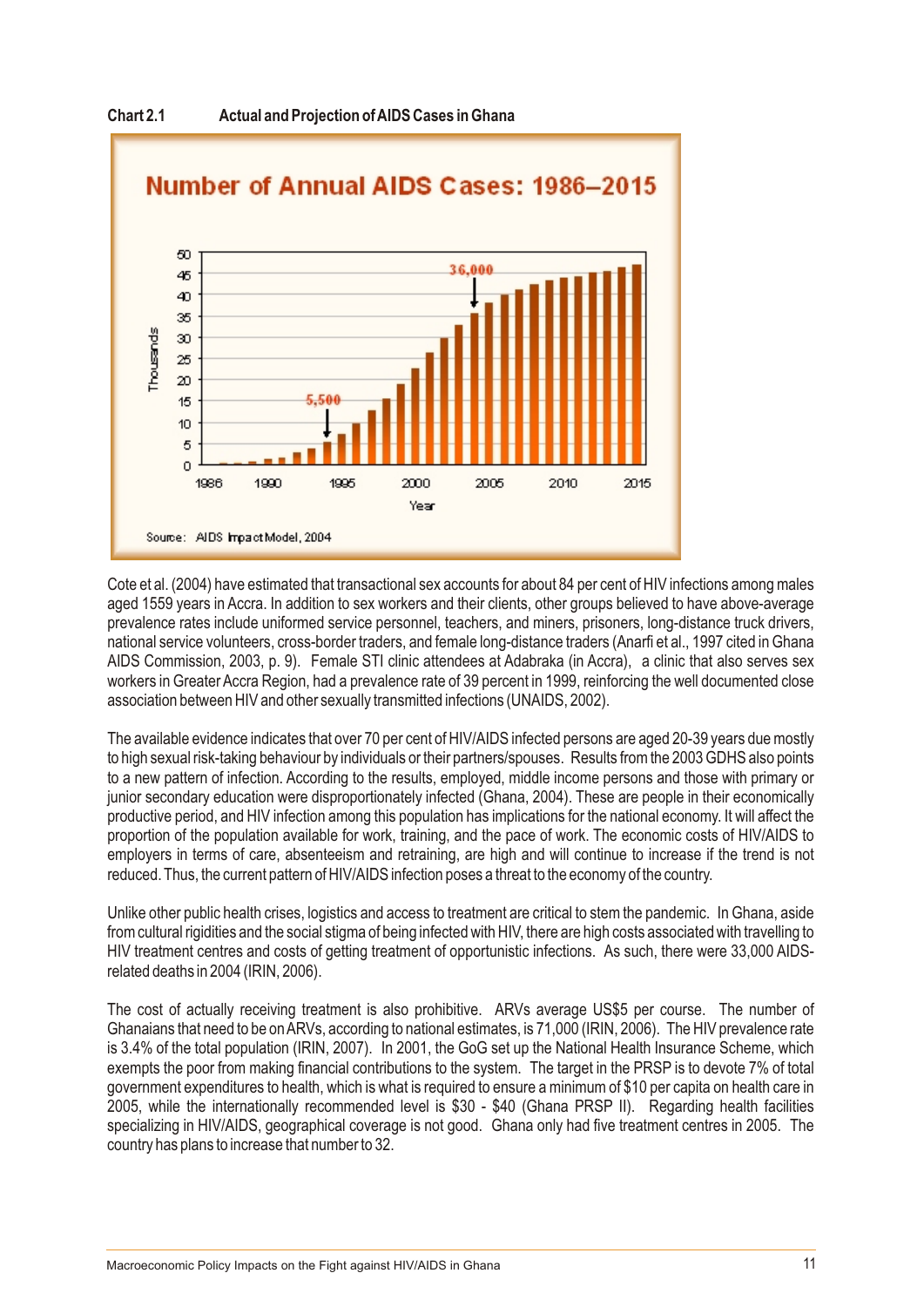**Chart 2.1 Actual and Projection of AIDS Cases in Ghana**

Number of Annual AIDS Cases: 1986–2015

Source: AIDS Impact Model, 2004

Cote et al. (2004) have estimated that transactional sex accounts for about 84 per cent of HIV infections among males aged 1559 years in Accra. In addition to sex workers and their clients, other groups believed to have above-average prevalence rates include uniformed service personnel, teachers, and miners, prisoners, long-distance truck drivers, national service volunteers, cross-border traders, and female long-distance traders (Anarfi et al., 1997 cited in Ghana AIDS Commission, 2003, p. 9). Female STI clinic attendees at Adabraka (in Accra), a clinic that also serves sex workers in Greater Accra Region, had a prevalence rate of 39 percent in 1999, reinforcing the well documented close association between HIV and other sexually transmitted infections (UNAIDS, 2002).

The available evidence indicates that over 70 per cent of HIV/AIDS infected persons are aged 20-39 years due mostly to high sexual risk-taking behaviour by individuals or their partners/spouses. Results from the 2003 GDHS also points to a new pattern of infection. According to the results, employed, middle income persons and those with primary or junior secondary education were disproportionately infected (Ghana, 2004). These are people in their economically productive period, and HIV infection among this population has implications for the national economy. It will affect the proportion of the population available for work, training, and the pace of work. The economic costs of HIV/AIDS to employers in terms of care, absenteeism and retraining, are high and will continue to increase if the trend is not reduced. Thus, the current pattern of HIV/AIDS infection poses a threat to the economy of the country.

Unlike other public health crises, logistics and access to treatment are critical to stem the pandemic. In Ghana, aside from cultural rigidities and the social stigma of being infected with HIV, there are high costs associated with travelling to HIV treatment centres and costs of getting treatment of opportunistic infections. As such, there were 33,000 AIDS-related deaths in 2004 (IRIN, 2006).

The cost of actually receiving treatment is also prohibitive. ARVs average US$5 per course. The number of Ghanaians that need to be on ARVs, according to national estimates, is 71,000 (IRIN, 2006). The HIV prevalence rate is 3.4% of the total population (IRIN, 2007). In 2001, the GoG set up the National Health Insurance Scheme, which exempts the poor from making financial contributions to the system. The target in the PRSP is to devote 7% of total government expenditures to health, which is what is required to ensure a minimum of $10 per capita on health care in 2005, while the internationally recommended level is $30 - $40 (Ghana PRSP II). Regarding health facilities specializing in HIV/AIDS, geographical coverage is not good. Ghana only had five treatment centres in 2005. The country has plans to increase that number to 32.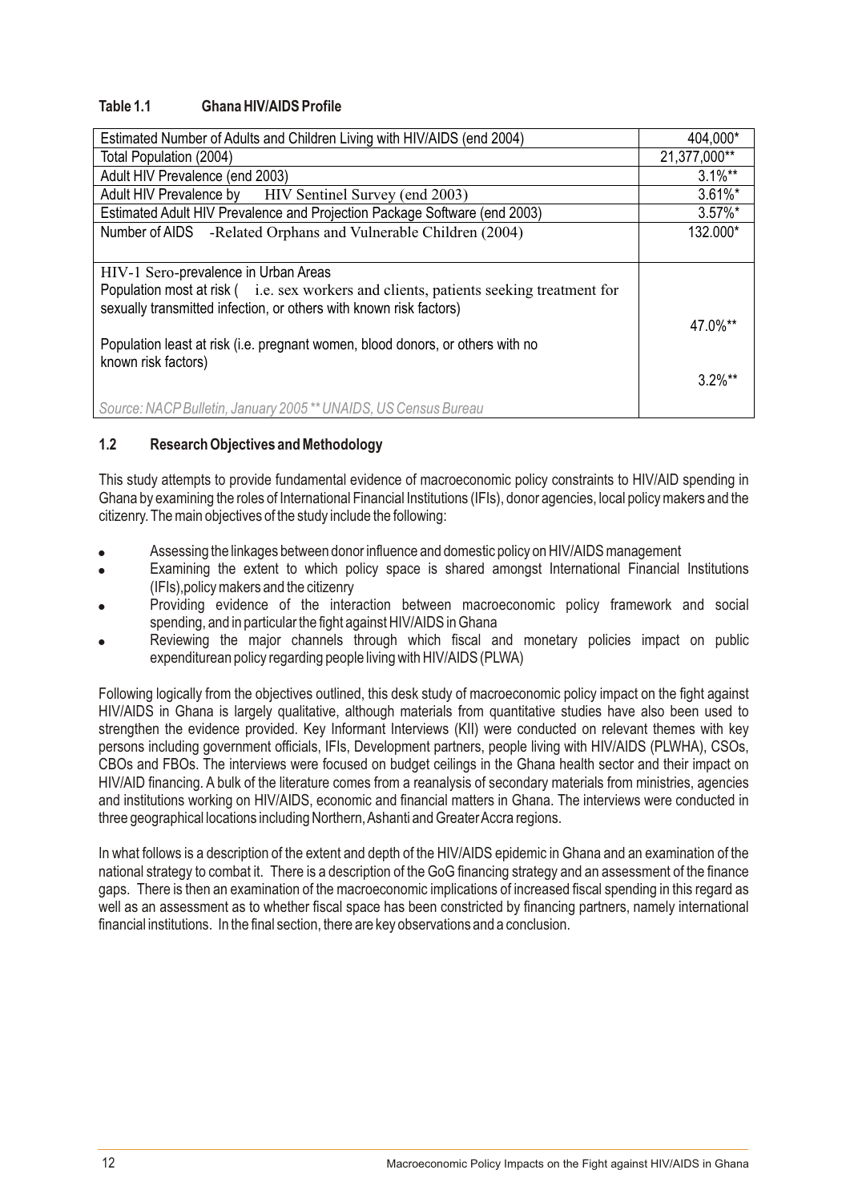**Table 1.1 Ghana HIV/AIDS Profile**

| | |
|---|---|
| Estimated Number of Adults and Children Living with HIV/AIDS (end 2004) | 404,000* |
| Total Population (2004) | 21,377,000** |
| Adult HIV Prevalence (end 2003) | 3.1%** |
| Adult HIV Prevalence by HIV Sentinel Survey (end 2003) | 3.61%* |
| Estimated Adult HIV Prevalence and Projection Package Software (end 2003) | 3.57%* |
| Number of AIDS -Related Orphans and Vulnerable Children (2004) | 132.000* |
| HIV-1 Sero-prevalence in Urban Areas | |
| Population most at risk ( i.e. sex workers and clients, patients seeking treatment for sexually transmitted infection, or others with known risk factors) | 47.0%** |
| Population least at risk (i.e. pregnant women, blood donors, or others with no known risk factors) | 3.2%** |
| *Source: NACP Bulletin, January 2005 ** UNAIDS, US Census Bureau* | |

### 1.2 Research Objectives and Methodology

This study attempts to provide fundamental evidence of macroeconomic policy constraints to HIV/AID spending in Ghana by examining the roles of International Financial Institutions (IFIs), donor agencies, local policy makers and the citizenry. The main objectives of the study include the following:

- Assessing the linkages between donor influence and domestic policy on HIV/AIDS management
- Examining the extent to which policy space is shared amongst International Financial Institutions (IFIs),policy makers and the citizenry
- Providing evidence of the interaction between macroeconomic policy framework and social spending, and in particular the fight against HIV/AIDS in Ghana
- Reviewing the major channels through which fiscal and monetary policies impact on public expenditurean policy regarding people living with HIV/AIDS (PLWA)

Following logically from the objectives outlined, this desk study of macroeconomic policy impact on the fight against HIV/AIDS in Ghana is largely qualitative, although materials from quantitative studies have also been used to strengthen the evidence provided. Key Informant Interviews (KII) were conducted on relevant themes with key persons including government officials, IFIs, Development partners, people living with HIV/AIDS (PLWHA), CSOs, CBOs and FBOs. The interviews were focused on budget ceilings in the Ghana health sector and their impact on HIV/AID financing. A bulk of the literature comes from a reanalysis of secondary materials from ministries, agencies and institutions working on HIV/AIDS, economic and financial matters in Ghana. The interviews were conducted in three geographical locations including Northern, Ashanti and Greater Accra regions.

In what follows is a description of the extent and depth of the HIV/AIDS epidemic in Ghana and an examination of the national strategy to combat it. There is a description of the GoG financing strategy and an assessment of the finance gaps. There is then an examination of the macroeconomic implications of increased fiscal spending in this regard as well as an assessment as to whether fiscal space has been constricted by financing partners, namely international financial institutions. In the final section, there are key observations and a conclusion.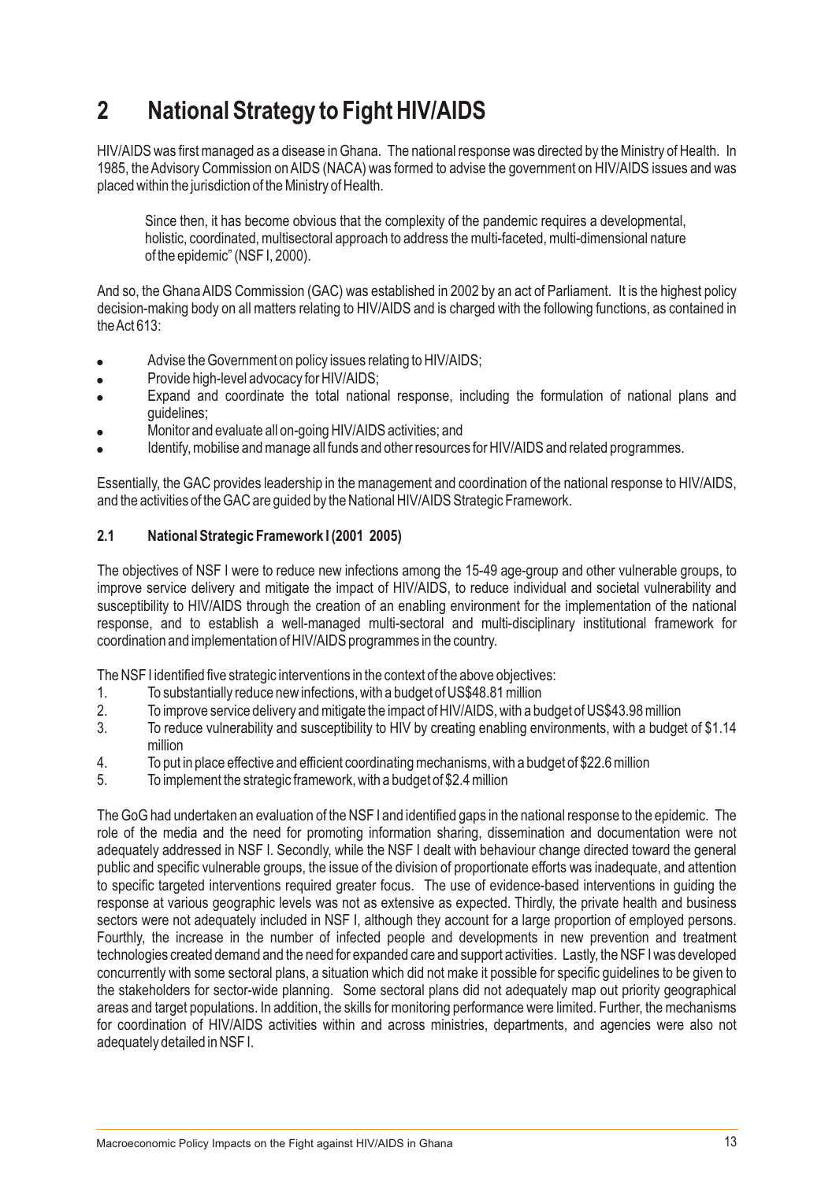# 2 National Strategy to Fight HIV/AIDS

HIV/AIDS was first managed as a disease in Ghana. The national response was directed by the Ministry of Health. In 1985, the Advisory Commission on AIDS (NACA) was formed to advise the government on HIV/AIDS issues and was placed within the jurisdiction of the Ministry of Health.

> Since then, it has become obvious that the complexity of the pandemic requires a developmental, holistic, coordinated, multisectoral approach to address the multi-faceted, multi-dimensional nature of the epidemic" (NSF I, 2000).

And so, the Ghana AIDS Commission (GAC) was established in 2002 by an act of Parliament. It is the highest policy decision-making body on all matters relating to HIV/AIDS and is charged with the following functions, as contained in the Act 613:

- Advise the Government on policy issues relating to HIV/AIDS;
- Provide high-level advocacy for HIV/AIDS;
- Expand and coordinate the total national response, including the formulation of national plans and guidelines;
- Monitor and evaluate all on-going HIV/AIDS activities; and
- Identify, mobilise and manage all funds and other resources for HIV/AIDS and related programmes.

Essentially, the GAC provides leadership in the management and coordination of the national response to HIV/AIDS, and the activities of the GAC are guided by the National HIV/AIDS Strategic Framework.

### 2.1 National Strategic Framework I (2001 2005)

The objectives of NSF I were to reduce new infections among the 15-49 age-group and other vulnerable groups, to improve service delivery and mitigate the impact of HIV/AIDS, to reduce individual and societal vulnerability and susceptibility to HIV/AIDS through the creation of an enabling environment for the implementation of the national response, and to establish a well-managed multi-sectoral and multi-disciplinary institutional framework for coordination and implementation of HIV/AIDS programmes in the country.

The NSF I identified five strategic interventions in the context of the above objectives:

1. To substantially reduce new infections, with a budget of US$48.81 million
2. To improve service delivery and mitigate the impact of HIV/AIDS, with a budget of US$43.98 million
3. To reduce vulnerability and susceptibility to HIV by creating enabling environments, with a budget of $1.14 million
4. To put in place effective and efficient coordinating mechanisms, with a budget of $22.6 million
5. To implement the strategic framework, with a budget of $2.4 million

The GoG had undertaken an evaluation of the NSF I and identified gaps in the national response to the epidemic. The role of the media and the need for promoting information sharing, dissemination and documentation were not adequately addressed in NSF I. Secondly, while the NSF I dealt with behaviour change directed toward the general public and specific vulnerable groups, the issue of the division of proportionate efforts was inadequate, and attention to specific targeted interventions required greater focus. The use of evidence-based interventions in guiding the response at various geographic levels was not as extensive as expected. Thirdly, the private health and business sectors were not adequately included in NSF I, although they account for a large proportion of employed persons. Fourthly, the increase in the number of infected people and developments in new prevention and treatment technologies created demand and the need for expanded care and support activities. Lastly, the NSF I was developed concurrently with some sectoral plans, a situation which did not make it possible for specific guidelines to be given to the stakeholders for sector-wide planning. Some sectoral plans did not adequately map out priority geographical areas and target populations. In addition, the skills for monitoring performance were limited. Further, the mechanisms for coordination of HIV/AIDS activities within and across ministries, departments, and agencies were also not adequately detailed in NSF I.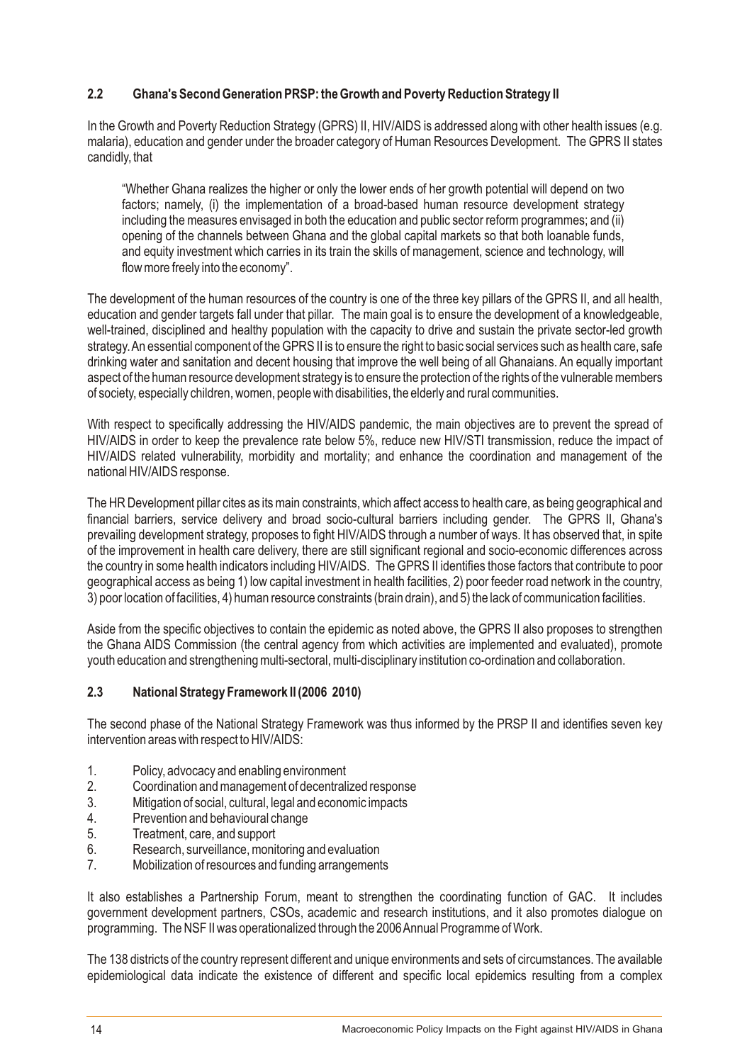### 2.2 Ghana's Second Generation PRSP: the Growth and Poverty Reduction Strategy II

In the Growth and Poverty Reduction Strategy (GPRS) II, HIV/AIDS is addressed along with other health issues (e.g. malaria), education and gender under the broader category of Human Resources Development. The GPRS II states candidly, that

> "Whether Ghana realizes the higher or only the lower ends of her growth potential will depend on two factors; namely, (i) the implementation of a broad-based human resource development strategy including the measures envisaged in both the education and public sector reform programmes; and (ii) opening of the channels between Ghana and the global capital markets so that both loanable funds, and equity investment which carries in its train the skills of management, science and technology, will flow more freely into the economy".

The development of the human resources of the country is one of the three key pillars of the GPRS II, and all health, education and gender targets fall under that pillar. The main goal is to ensure the development of a knowledgeable, well-trained, disciplined and healthy population with the capacity to drive and sustain the private sector-led growth strategy. An essential component of the GPRS II is to ensure the right to basic social services such as health care, safe drinking water and sanitation and decent housing that improve the well being of all Ghanaians. An equally important aspect of the human resource development strategy is to ensure the protection of the rights of the vulnerable members of society, especially children, women, people with disabilities, the elderly and rural communities.

With respect to specifically addressing the HIV/AIDS pandemic, the main objectives are to prevent the spread of HIV/AIDS in order to keep the prevalence rate below 5%, reduce new HIV/STI transmission, reduce the impact of HIV/AIDS related vulnerability, morbidity and mortality; and enhance the coordination and management of the national HIV/AIDS response.

The HR Development pillar cites as its main constraints, which affect access to health care, as being geographical and financial barriers, service delivery and broad socio-cultural barriers including gender. The GPRS II, Ghana's prevailing development strategy, proposes to fight HIV/AIDS through a number of ways. It has observed that, in spite of the improvement in health care delivery, there are still significant regional and socio-economic differences across the country in some health indicators including HIV/AIDS. The GPRS II identifies those factors that contribute to poor geographical access as being 1) low capital investment in health facilities, 2) poor feeder road network in the country, 3) poor location of facilities, 4) human resource constraints (brain drain), and 5) the lack of communication facilities.

Aside from the specific objectives to contain the epidemic as noted above, the GPRS II also proposes to strengthen the Ghana AIDS Commission (the central agency from which activities are implemented and evaluated), promote youth education and strengthening multi-sectoral, multi-disciplinary institution co-ordination and collaboration.

### 2.3 National Strategy Framework II (2006 2010)

The second phase of the National Strategy Framework was thus informed by the PRSP II and identifies seven key intervention areas with respect to HIV/AIDS:

1. Policy, advocacy and enabling environment
2. Coordination and management of decentralized response
3. Mitigation of social, cultural, legal and economic impacts
4. Prevention and behavioural change
5. Treatment, care, and support
6. Research, surveillance, monitoring and evaluation
7. Mobilization of resources and funding arrangements

It also establishes a Partnership Forum, meant to strengthen the coordinating function of GAC. It includes government development partners, CSOs, academic and research institutions, and it also promotes dialogue on programming. The NSF II was operationalized through the 2006 Annual Programme of Work.

The 138 districts of the country represent different and unique environments and sets of circumstances. The available epidemiological data indicate the existence of different and specific local epidemics resulting from a complex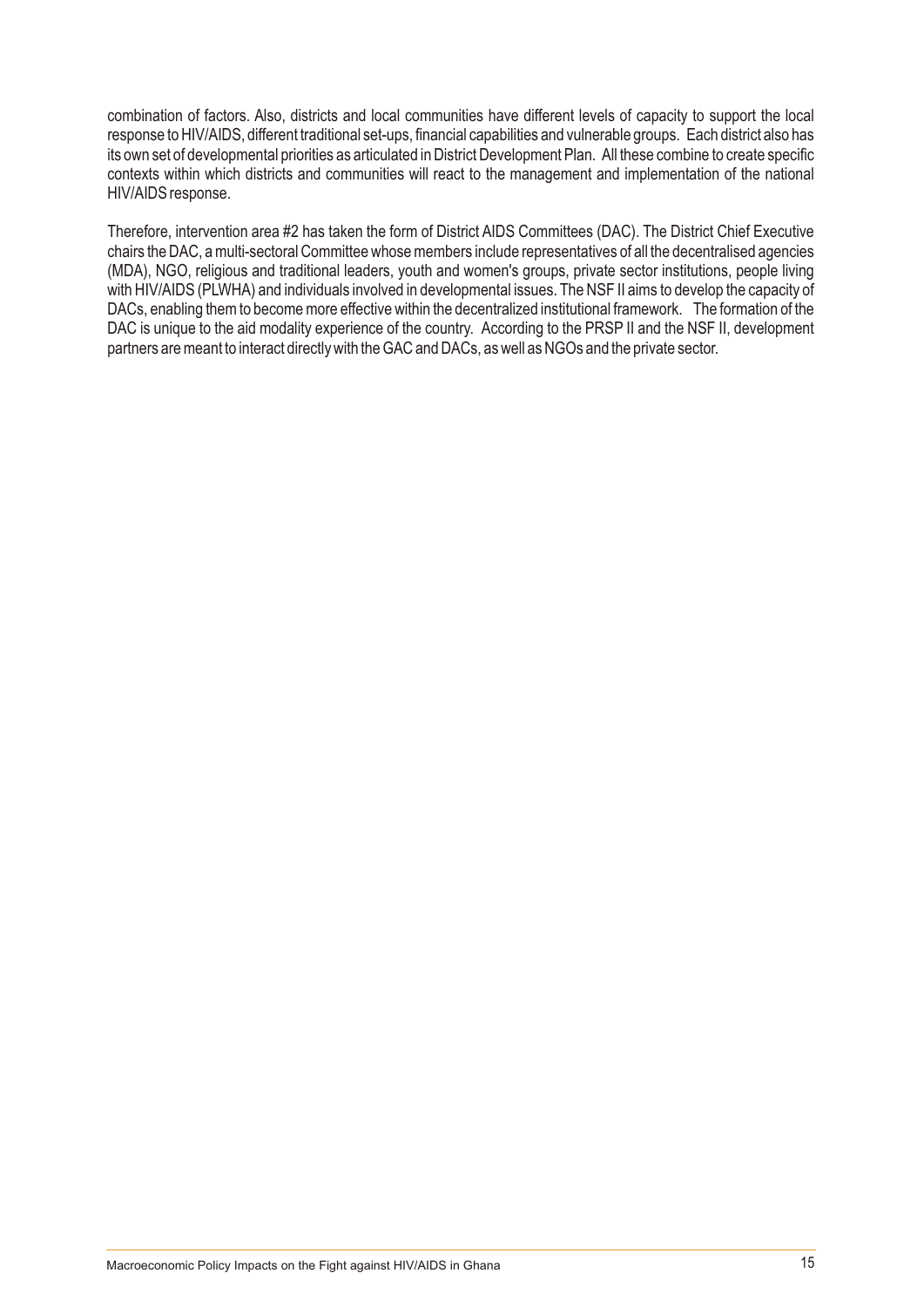combination of factors. Also, districts and local communities have different levels of capacity to support the local response to HIV/AIDS, different traditional set-ups, financial capabilities and vulnerable groups. Each district also has its own set of developmental priorities as articulated in District Development Plan. All these combine to create specific contexts within which districts and communities will react to the management and implementation of the national HIV/AIDS response.

Therefore, intervention area #2 has taken the form of District AIDS Committees (DAC). The District Chief Executive chairs the DAC, a multi-sectoral Committee whose members include representatives of all the decentralised agencies (MDA), NGO, religious and traditional leaders, youth and women's groups, private sector institutions, people living with HIV/AIDS (PLWHA) and individuals involved in developmental issues. The NSF II aims to develop the capacity of DACs, enabling them to become more effective within the decentralized institutional framework. The formation of the DAC is unique to the aid modality experience of the country. According to the PRSP II and the NSF II, development partners are meant to interact directly with the GAC and DACs, as well as NGOs and the private sector.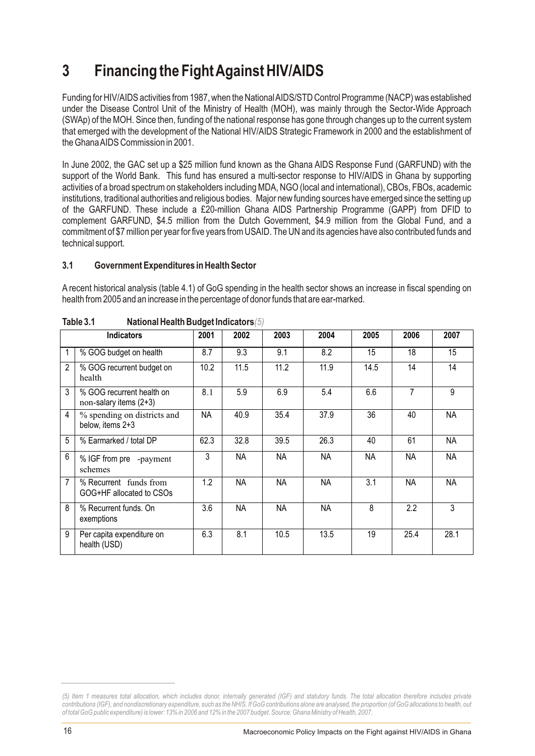# 3 Financing the Fight Against HIV/AIDS

Funding for HIV/AIDS activities from 1987, when the National AIDS/STD Control Programme (NACP) was established under the Disease Control Unit of the Ministry of Health (MOH), was mainly through the Sector-Wide Approach (SWAp) of the MOH. Since then, funding of the national response has gone through changes up to the current system that emerged with the development of the National HIV/AIDS Strategic Framework in 2000 and the establishment of the Ghana AIDS Commission in 2001.

In June 2002, the GAC set up a $25 million fund known as the Ghana AIDS Response Fund (GARFUND) with the support of the World Bank. This fund has ensured a multi-sector response to HIV/AIDS in Ghana by supporting activities of a broad spectrum on stakeholders including MDA, NGO (local and international), CBOs, FBOs, academic institutions, traditional authorities and religious bodies. Major new funding sources have emerged since the setting up of the GARFUND. These include a £20-million Ghana AIDS Partnership Programme (GAPP) from DFID to complement GARFUND, $4.5 million from the Dutch Government, $4.9 million from the Global Fund, and a commitment of $7 million per year for five years from USAID. The UN and its agencies have also contributed funds and technical support.

## 3.1 Government Expenditures in Health Sector

A recent historical analysis (table 4.1) of GoG spending in the health sector shows an increase in fiscal spending on health from 2005 and an increase in the percentage of donor funds that are ear-marked.

**Table 3.1 National Health Budget Indicators***(5)*

| | Indicators | 2001 | 2002 | 2003 | 2004 | 2005 | 2006 | 2007 |
|---|---|---|---|---|---|---|---|---|
| 1 | % GOG budget on health | 8.7 | 9.3 | 9.1 | 8.2 | 15 | 18 | 15 |
| 2 | % GOG recurrent budget on health | 10.2 | 11.5 | 11.2 | 11.9 | 14.5 | 14 | 14 |
| 3 | % GOG recurrent health on non-salary items (2+3) | 8.1 | 5.9 | 6.9 | 5.4 | 6.6 | 7 | 9 |
| 4 | % spending on districts and below, items 2+3 | NA | 40.9 | 35.4 | 37.9 | 36 | 40 | NA |
| 5 | % Earmarked / total DP | 62.3 | 32.8 | 39.5 | 26.3 | 40 | 61 | NA |
| 6 | % IGF from pre -payment schemes | 3 | NA | NA | NA | NA | NA | NA |
| 7 | % Recurrent funds from GOG+HF allocated to CSOs | 1.2 | NA | NA | NA | 3.1 | NA | NA |
| 8 | % Recurrent funds. On exemptions | 3.6 | NA | NA | NA | 8 | 2.2 | 3 |
| 9 | Per capita expenditure on health (USD) | 6.3 | 8.1 | 10.5 | 13.5 | 19 | 25.4 | 28.1 |

*(5) Item 1 measures total allocation, which includes donor, internally generated (IGF) and statutory funds. The total allocation therefore includes private contributions (IGF), and nondiscretionary expenditure, such as the NHIS. If GoG contributions alone are analysed, the proportion (of GoG allocations to health, out of total GoG public expenditure) is lower: 13% in 2006 and 12% in the 2007 budget. Source: Ghana Ministry of Health, 2007.*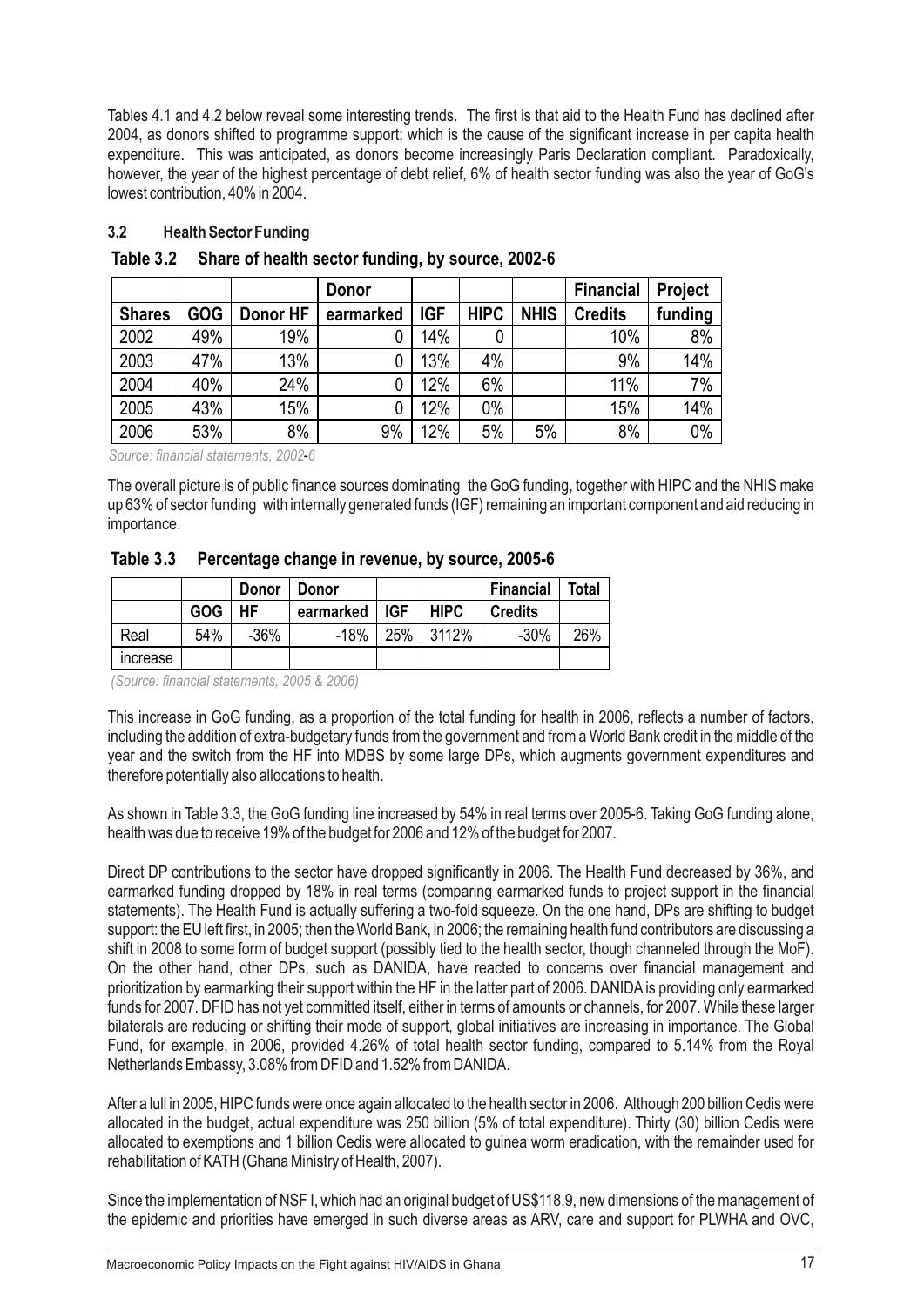Tables 4.1 and 4.2 below reveal some interesting trends. The first is that aid to the Health Fund has declined after 2004, as donors shifted to programme support; which is the cause of the significant increase in per capita health expenditure. This was anticipated, as donors become increasingly Paris Declaration compliant. Paradoxically, however, the year of the highest percentage of debt relief, 6% of health sector funding was also the year of GoG's lowest contribution, 40% in 2004.

### 3.2 Health Sector Funding

**Table 3.2 Share of health sector funding, by source, 2002-6**

| Shares | GOG | Donor HF | Donor earmarked | IGF | HIPC | NHIS | Financial Credits | Project funding |
|---|---|---|---|---|---|---|---|---|
| 2002 | 49% | 19% | 0 | 14% | 0 | | 10% | 8% |
| 2003 | 47% | 13% | 0 | 13% | 4% | | 9% | 14% |
| 2004 | 40% | 24% | 0 | 12% | 6% | | 11% | 7% |
| 2005 | 43% | 15% | 0 | 12% | 0% | | 15% | 14% |
| 2006 | 53% | 8% | 9% | 12% | 5% | 5% | 8% | 0% |

*Source: financial statements, 2002-6*

The overall picture is of public finance sources dominating the GoG funding, together with HIPC and the NHIS make up 63% of sector funding with internally generated funds (IGF) remaining an important component and aid reducing in importance.

**Table 3.3 Percentage change in revenue, by source, 2005-6**

| | GOG | Donor HF | Donor earmarked | IGF | HIPC | Financial Credits | Total |
|---|---|---|---|---|---|---|---|
| Real increase | 54% | -36% | -18% | 25% | 3112% | -30% | 26% |

*(Source: financial statements, 2005 & 2006)*

This increase in GoG funding, as a proportion of the total funding for health in 2006, reflects a number of factors, including the addition of extra-budgetary funds from the government and from a World Bank credit in the middle of the year and the switch from the HF into MDBS by some large DPs, which augments government expenditures and therefore potentially also allocations to health.

As shown in Table 3.3, the GoG funding line increased by 54% in real terms over 2005-6. Taking GoG funding alone, health was due to receive 19% of the budget for 2006 and 12% of the budget for 2007.

Direct DP contributions to the sector have dropped significantly in 2006. The Health Fund decreased by 36%, and earmarked funding dropped by 18% in real terms (comparing earmarked funds to project support in the financial statements). The Health Fund is actually suffering a two-fold squeeze. On the one hand, DPs are shifting to budget support: the EU left first, in 2005; then the World Bank, in 2006; the remaining health fund contributors are discussing a shift in 2008 to some form of budget support (possibly tied to the health sector, though channeled through the MoF). On the other hand, other DPs, such as DANIDA, have reacted to concerns over financial management and prioritization by earmarking their support within the HF in the latter part of 2006. DANIDA is providing only earmarked funds for 2007. DFID has not yet committed itself, either in terms of amounts or channels, for 2007. While these larger bilaterals are reducing or shifting their mode of support, global initiatives are increasing in importance. The Global Fund, for example, in 2006, provided 4.26% of total health sector funding, compared to 5.14% from the Royal Netherlands Embassy, 3.08% from DFID and 1.52% from DANIDA.

After a lull in 2005, HIPC funds were once again allocated to the health sector in 2006. Although 200 billion Cedis were allocated in the budget, actual expenditure was 250 billion (5% of total expenditure). Thirty (30) billion Cedis were allocated to exemptions and 1 billion Cedis were allocated to guinea worm eradication, with the remainder used for rehabilitation of KATH (Ghana Ministry of Health, 2007).

Since the implementation of NSF I, which had an original budget of US$118.9, new dimensions of the management of the epidemic and priorities have emerged in such diverse areas as ARV, care and support for PLWHA and OVC,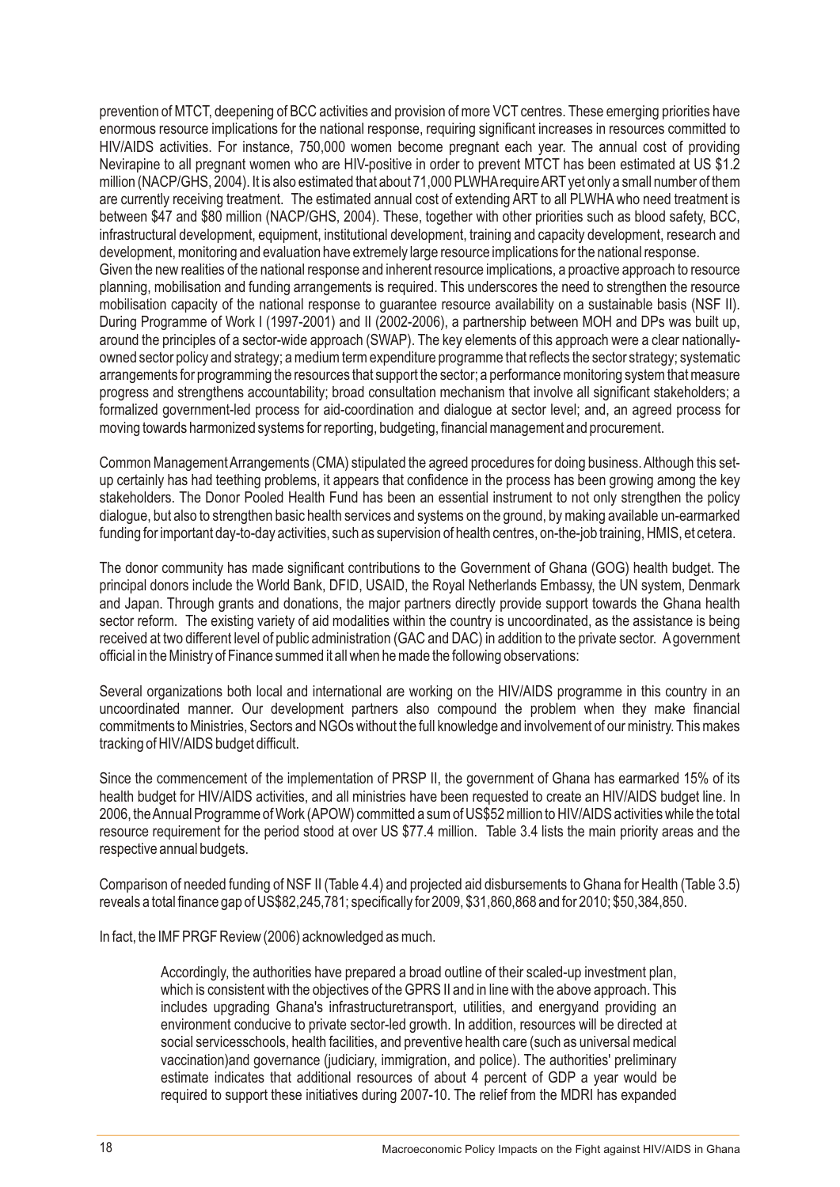prevention of MTCT, deepening of BCC activities and provision of more VCT centres. These emerging priorities have enormous resource implications for the national response, requiring significant increases in resources committed to HIV/AIDS activities. For instance, 750,000 women become pregnant each year. The annual cost of providing Nevirapine to all pregnant women who are HIV-positive in order to prevent MTCT has been estimated at US $1.2 million (NACP/GHS, 2004). It is also estimated that about 71,000 PLWHA require ART yet only a small number of them are currently receiving treatment. The estimated annual cost of extending ART to all PLWHA who need treatment is between $47 and $80 million (NACP/GHS, 2004). These, together with other priorities such as blood safety, BCC, infrastructural development, equipment, institutional development, training and capacity development, research and development, monitoring and evaluation have extremely large resource implications for the national response.

Given the new realities of the national response and inherent resource implications, a proactive approach to resource planning, mobilisation and funding arrangements is required. This underscores the need to strengthen the resource mobilisation capacity of the national response to guarantee resource availability on a sustainable basis (NSF II). During Programme of Work I (1997-2001) and II (2002-2006), a partnership between MOH and DPs was built up, around the principles of a sector-wide approach (SWAP). The key elements of this approach were a clear nationally-owned sector policy and strategy; a medium term expenditure programme that reflects the sector strategy; systematic arrangements for programming the resources that support the sector; a performance monitoring system that measure progress and strengthens accountability; broad consultation mechanism that involve all significant stakeholders; a formalized government-led process for aid-coordination and dialogue at sector level; and, an agreed process for moving towards harmonized systems for reporting, budgeting, financial management and procurement.

Common Management Arrangements (CMA) stipulated the agreed procedures for doing business. Although this set-up certainly has had teething problems, it appears that confidence in the process has been growing among the key stakeholders. The Donor Pooled Health Fund has been an essential instrument to not only strengthen the policy dialogue, but also to strengthen basic health services and systems on the ground, by making available un-earmarked funding for important day-to-day activities, such as supervision of health centres, on-the-job training, HMIS, et cetera.

The donor community has made significant contributions to the Government of Ghana (GOG) health budget. The principal donors include the World Bank, DFID, USAID, the Royal Netherlands Embassy, the UN system, Denmark and Japan. Through grants and donations, the major partners directly provide support towards the Ghana health sector reform. The existing variety of aid modalities within the country is uncoordinated, as the assistance is being received at two different level of public administration (GAC and DAC) in addition to the private sector. A government official in the Ministry of Finance summed it all when he made the following observations:

Several organizations both local and international are working on the HIV/AIDS programme in this country in an uncoordinated manner. Our development partners also compound the problem when they make financial commitments to Ministries, Sectors and NGOs without the full knowledge and involvement of our ministry. This makes tracking of HIV/AIDS budget difficult.

Since the commencement of the implementation of PRSP II, the government of Ghana has earmarked 15% of its health budget for HIV/AIDS activities, and all ministries have been requested to create an HIV/AIDS budget line. In 2006, the Annual Programme of Work (APOW) committed a sum of US$52 million to HIV/AIDS activities while the total resource requirement for the period stood at over US $77.4 million. Table 3.4 lists the main priority areas and the respective annual budgets.

Comparison of needed funding of NSF II (Table 4.4) and projected aid disbursements to Ghana for Health (Table 3.5) reveals a total finance gap of US$82,245,781; specifically for 2009, $31,860,868 and for 2010; $50,384,850.

In fact, the IMF PRGF Review (2006) acknowledged as much.

> Accordingly, the authorities have prepared a broad outline of their scaled-up investment plan, which is consistent with the objectives of the GPRS II and in line with the above approach. This includes upgrading Ghana's infrastructuretransport, utilities, and energyand providing an environment conducive to private sector-led growth. In addition, resources will be directed at social servicesschools, health facilities, and preventive health care (such as universal medical vaccination)and governance (judiciary, immigration, and police). The authorities' preliminary estimate indicates that additional resources of about 4 percent of GDP a year would be required to support these initiatives during 2007-10. The relief from the MDRI has expanded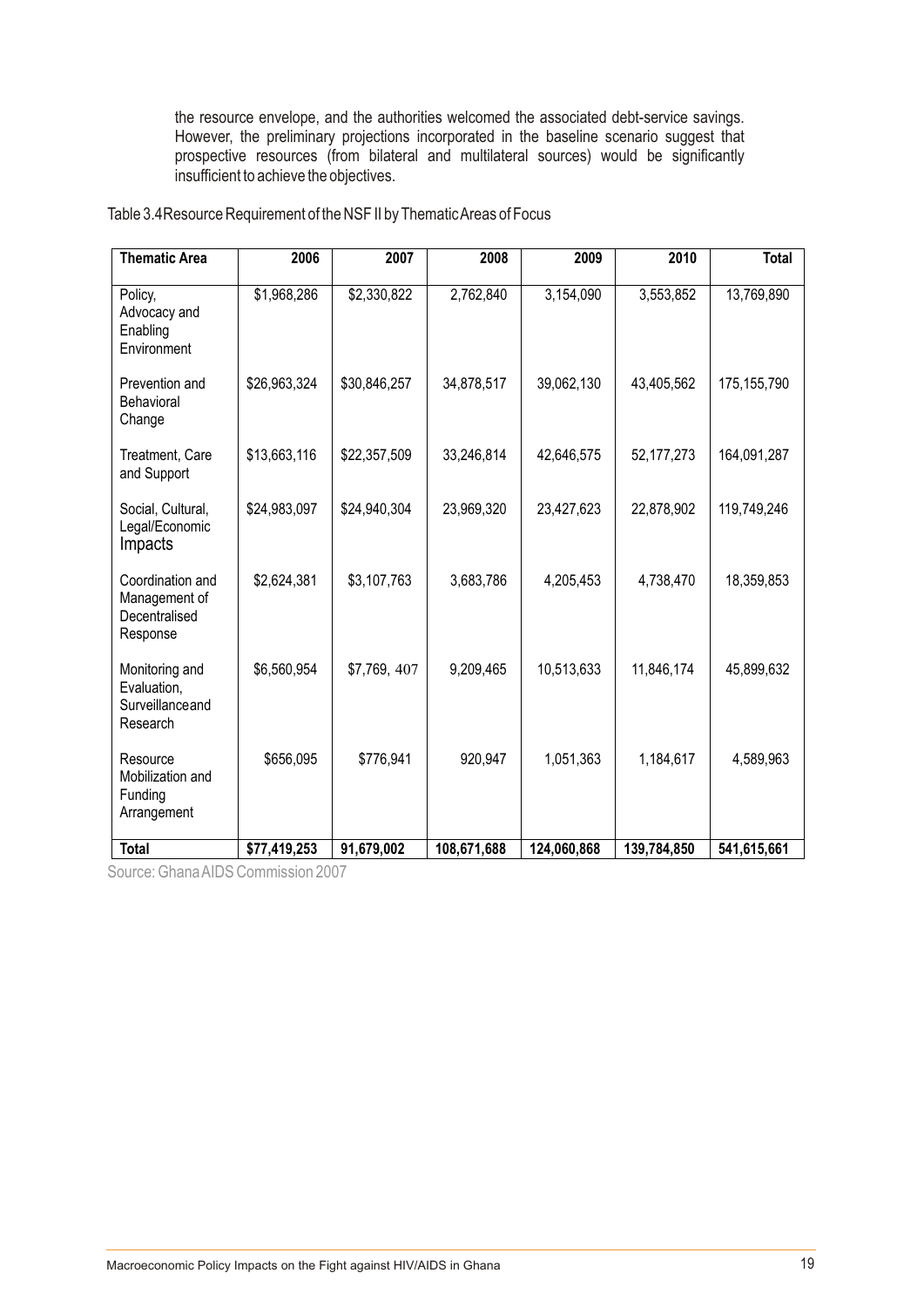the resource envelope, and the authorities welcomed the associated debt-service savings. However, the preliminary projections incorporated in the baseline scenario suggest that prospective resources (from bilateral and multilateral sources) would be significantly insufficient to achieve the objectives.

Table 3.4 Resource Requirement of the NSF II by Thematic Areas of Focus

| Thematic Area | 2006 | 2007 | 2008 | 2009 | 2010 | Total |
|---|---|---|---|---|---|---|
| Policy, Advocacy and Enabling Environment | $1,968,286 | $2,330,822 | 2,762,840 | 3,154,090 | 3,553,852 | 13,769,890 |
| Prevention and Behavioral Change | $26,963,324 | $30,846,257 | 34,878,517 | 39,062,130 | 43,405,562 | 175,155,790 |
| Treatment, Care and Support | $13,663,116 | $22,357,509 | 33,246,814 | 42,646,575 | 52,177,273 | 164,091,287 |
| Social, Cultural, Legal/Economic Impacts | $24,983,097 | $24,940,304 | 23,969,320 | 23,427,623 | 22,878,902 | 119,749,246 |
| Coordination and Management of Decentralised Response | $2,624,381 | $3,107,763 | 3,683,786 | 4,205,453 | 4,738,470 | 18,359,853 |
| Monitoring and Evaluation, Surveillanceand Research | $6,560,954 | $7,769, 407 | 9,209,465 | 10,513,633 | 11,846,174 | 45,899,632 |
| Resource Mobilization and Funding Arrangement | $656,095 | $776,941 | 920,947 | 1,051,363 | 1,184,617 | 4,589,963 |
| **Total** | **$77,419,253** | **91,679,002** | **108,671,688** | **124,060,868** | **139,784,850** | **541,615,661** |

Source: Ghana AIDS Commission 2007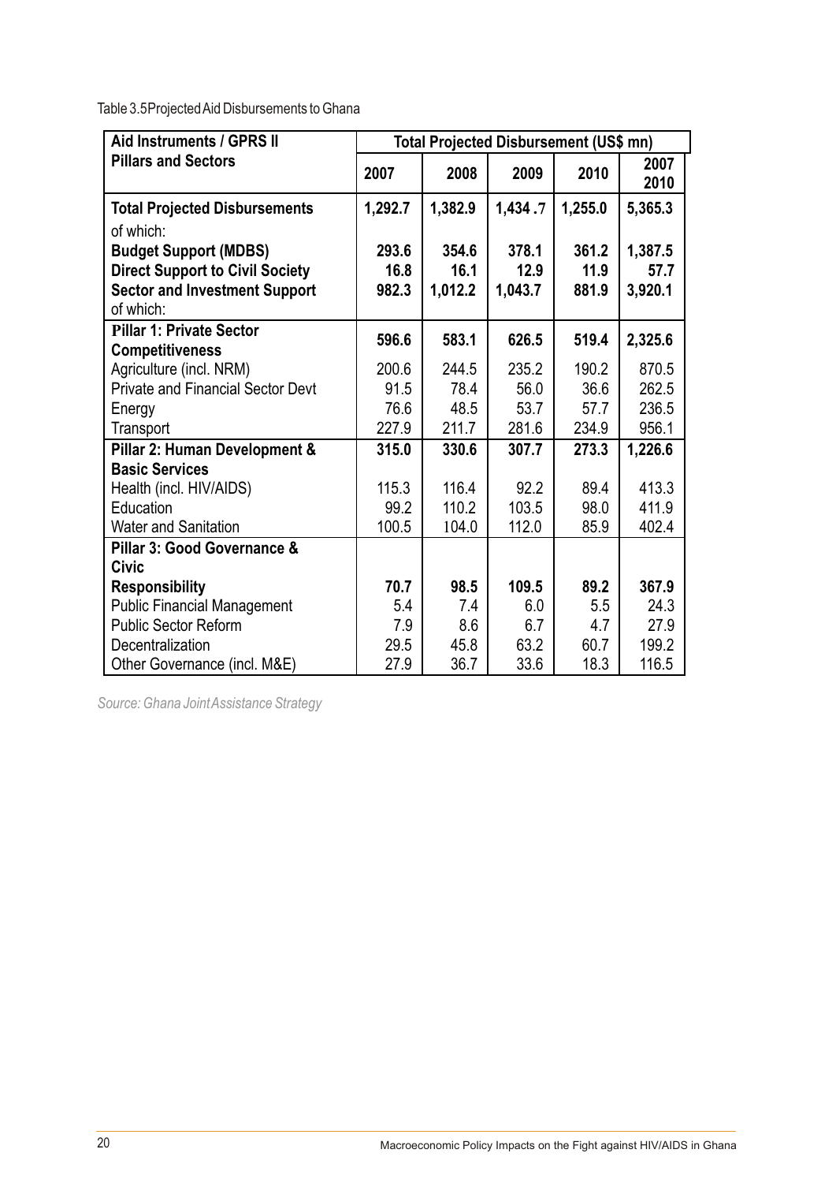Table 3.5 Projected Aid Disbursements to Ghana

| Aid Instruments / GPRS II Pillars and Sectors | Total Projected Disbursement (US$ mn) | | | | |
|---|---|---|---|---|---|
| | 2007 | 2008 | 2009 | 2010 | 2007 2010 |
| **Total Projected Disbursements** | **1,292.7** | **1,382.9** | **1,434 .7** | **1,255.0** | **5,365.3** |
| of which: | | | | | |
| **Budget Support (MDBS)** | **293.6** | **354.6** | **378.1** | **361.2** | **1,387.5** |
| **Direct Support to Civil Society** | **16.8** | **16.1** | **12.9** | **11.9** | **57.7** |
| **Sector and Investment Support** | **982.3** | **1,012.2** | **1,043.7** | **881.9** | **3,920.1** |
| of which: | | | | | |
| **Pillar 1: Private Sector Competitiveness** | **596.6** | **583.1** | **626.5** | **519.4** | **2,325.6** |
| Agriculture (incl. NRM) | 200.6 | 244.5 | 235.2 | 190.2 | 870.5 |
| Private and Financial Sector Devt | 91.5 | 78.4 | 56.0 | 36.6 | 262.5 |
| Energy | 76.6 | 48.5 | 53.7 | 57.7 | 236.5 |
| Transport | 227.9 | 211.7 | 281.6 | 234.9 | 956.1 |
| **Pillar 2: Human Development & Basic Services** | **315.0** | **330.6** | **307.7** | **273.3** | **1,226.6** |
| Health (incl. HIV/AIDS) | 115.3 | 116.4 | 92.2 | 89.4 | 413.3 |
| Education | 99.2 | 110.2 | 103.5 | 98.0 | 411.9 |
| Water and Sanitation | 100.5 | 104.0 | 112.0 | 85.9 | 402.4 |
| **Pillar 3: Good Governance & Civic Responsibility** | **70.7** | **98.5** | **109.5** | **89.2** | **367.9** |
| Public Financial Management | 5.4 | 7.4 | 6.0 | 5.5 | 24.3 |
| Public Sector Reform | 7.9 | 8.6 | 6.7 | 4.7 | 27.9 |
| Decentralization | 29.5 | 45.8 | 63.2 | 60.7 | 199.2 |
| Other Governance (incl. M&E) | 27.9 | 36.7 | 33.6 | 18.3 | 116.5 |

*Source: Ghana Joint Assistance Strategy*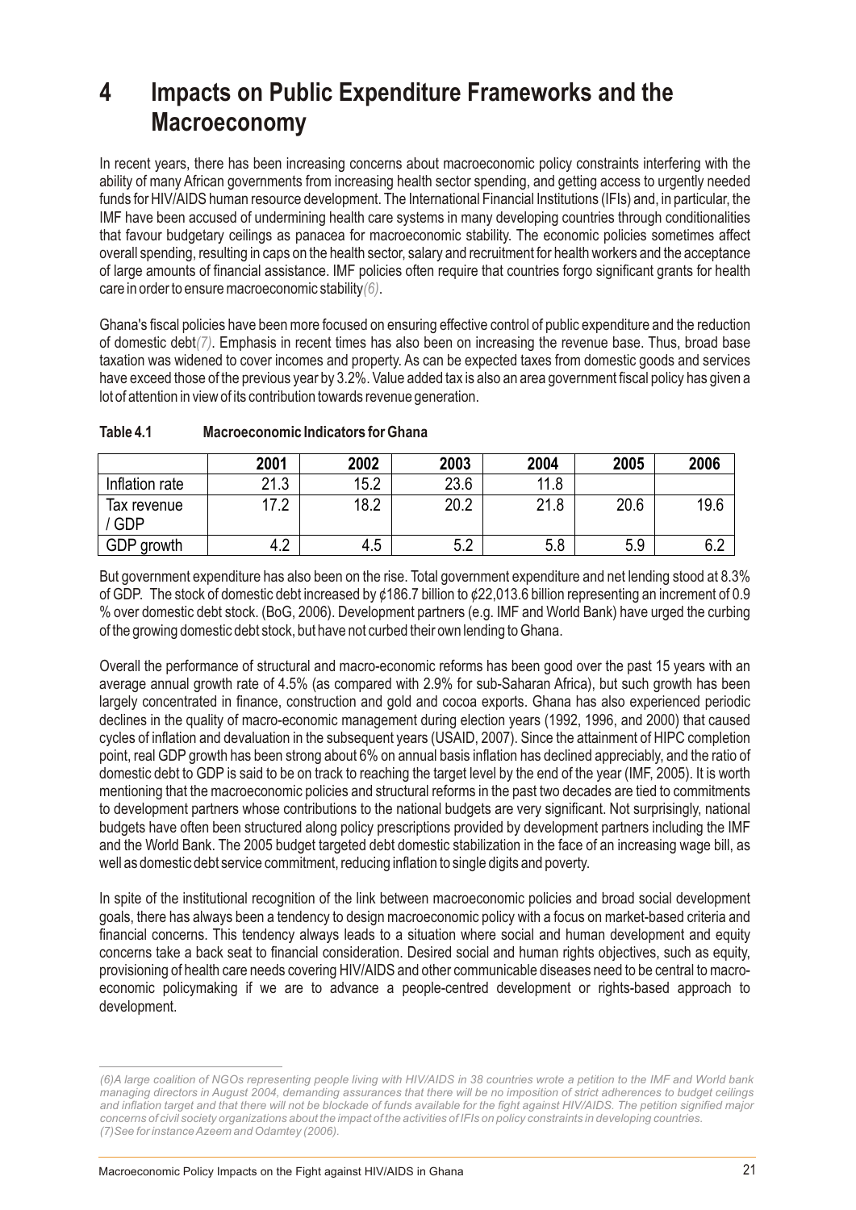# 4 Impacts on Public Expenditure Frameworks and the Macroeconomy

In recent years, there has been increasing concerns about macroeconomic policy constraints interfering with the ability of many African governments from increasing health sector spending, and getting access to urgently needed funds for HIV/AIDS human resource development. The International Financial Institutions (IFIs) and, in particular, the IMF have been accused of undermining health care systems in many developing countries through conditionalities that favour budgetary ceilings as panacea for macroeconomic stability. The economic policies sometimes affect overall spending, resulting in caps on the health sector, salary and recruitment for health workers and the acceptance of large amounts of financial assistance. IMF policies often require that countries forgo significant grants for health care in order to ensure macroeconomic stability(6).

Ghana's fiscal policies have been more focused on ensuring effective control of public expenditure and the reduction of domestic debt(7). Emphasis in recent times has also been on increasing the revenue base. Thus, broad base taxation was widened to cover incomes and property. As can be expected taxes from domestic goods and services have exceed those of the previous year by 3.2%. Value added tax is also an area government fiscal policy has given a lot of attention in view of its contribution towards revenue generation.

**Table 4.1 Macroeconomic Indicators for Ghana**

| | 2001 | 2002 | 2003 | 2004 | 2005 | 2006 |
|---|---|---|---|---|---|---|
| Inflation rate | 21.3 | 15.2 | 23.6 | 11.8 | | |
| Tax revenue / GDP | 17.2 | 18.2 | 20.2 | 21.8 | 20.6 | 19.6 |
| GDP growth | 4.2 | 4.5 | 5.2 | 5.8 | 5.9 | 6.2 |

But government expenditure has also been on the rise. Total government expenditure and net lending stood at 8.3% of GDP. The stock of domestic debt increased by ¢186.7 billion to ¢22,013.6 billion representing an increment of 0.9 % over domestic debt stock. (BoG, 2006). Development partners (e.g. IMF and World Bank) have urged the curbing of the growing domestic debt stock, but have not curbed their own lending to Ghana.

Overall the performance of structural and macro-economic reforms has been good over the past 15 years with an average annual growth rate of 4.5% (as compared with 2.9% for sub-Saharan Africa), but such growth has been largely concentrated in finance, construction and gold and cocoa exports. Ghana has also experienced periodic declines in the quality of macro-economic management during election years (1992, 1996, and 2000) that caused cycles of inflation and devaluation in the subsequent years (USAID, 2007). Since the attainment of HIPC completion point, real GDP growth has been strong about 6% on annual basis inflation has declined appreciably, and the ratio of domestic debt to GDP is said to be on track to reaching the target level by the end of the year (IMF, 2005). It is worth mentioning that the macroeconomic policies and structural reforms in the past two decades are tied to commitments to development partners whose contributions to the national budgets are very significant. Not surprisingly, national budgets have often been structured along policy prescriptions provided by development partners including the IMF and the World Bank. The 2005 budget targeted debt domestic stabilization in the face of an increasing wage bill, as well as domestic debt service commitment, reducing inflation to single digits and poverty.

In spite of the institutional recognition of the link between macroeconomic policies and broad social development goals, there has always been a tendency to design macroeconomic policy with a focus on market-based criteria and financial concerns. This tendency always leads to a situation where social and human development and equity concerns take a back seat to financial consideration. Desired social and human rights objectives, such as equity, provisioning of health care needs covering HIV/AIDS and other communicable diseases need to be central to macro-economic policymaking if we are to advance a people-centred development or rights-based approach to development.

---

*(6)A large coalition of NGOs representing people living with HIV/AIDS in 38 countries wrote a petition to the IMF and World bank managing directors in August 2004, demanding assurances that there will be no imposition of strict adherences to budget ceilings and inflation target and that there will not be blockade of funds available for the fight against HIV/AIDS. The petition signified major concerns of civil society organizations about the impact of the activities of IFIs on policy constraints in developing countries.*
*(7)See for instance Azeem and Odamtey (2006).*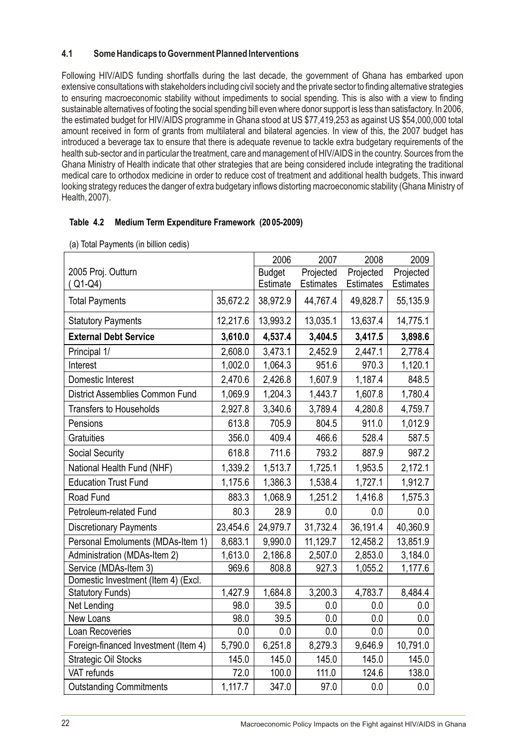### 4.1 Some Handicaps to Government Planned Interventions

Following HIV/AIDS funding shortfalls during the last decade, the government of Ghana has embarked upon extensive consultations with stakeholders including civil society and the private sector to finding alternative strategies to ensuring macroeconomic stability without impediments to social spending. This is also with a view to finding sustainable alternatives of footing the social spending bill even where donor support is less than satisfactory. In 2006, the estimated budget for HIV/AIDS programme in Ghana stood at US $77,419,253 as against US $54,000,000 total amount received in form of grants from multilateral and bilateral agencies. In view of this, the 2007 budget has introduced a beverage tax to ensure that there is adequate revenue to tackle extra budgetary requirements of the health sub-sector and in particular the treatment, care and management of HIV/AIDS in the country. Sources from the Ghana Ministry of Health indicate that other strategies that are being considered include integrating the traditional medical care to orthodox medicine in order to reduce cost of treatment and additional health budgets. This inward looking strategy reduces the danger of extra budgetary inflows distorting macroeconomic stability (Ghana Ministry of Health, 2007).

**Table 4.2 Medium Term Expenditure Framework (2005-2009)**

(a) Total Payments (in billion cedis)

| 2005 Proj. Outturn ( Q1-Q4) | | 2006 Budget Estimate | 2007 Projected Estimates | 2008 Projected Estimates | 2009 Projected Estimates |
|---|---|---|---|---|---|
| Total Payments | 35,672.2 | 38,972.9 | 44,767.4 | 49,828.7 | 55,135.9 |
| Statutory Payments | 12,217.6 | 13,993.2 | 13,035.1 | 13,637.4 | 14,775.1 |
| **External Debt Service** | **3,610.0** | **4,537.4** | **3,404.5** | **3,417.5** | **3,898.6** |
| Principal 1/ | 2,608.0 | 3,473.1 | 2,452.9 | 2,447.1 | 2,778.4 |
| Interest | 1,002.0 | 1,064.3 | 951.6 | 970.3 | 1,120.1 |
| Domestic Interest | 2,470.6 | 2,426.8 | 1,607.9 | 1,187.4 | 848.5 |
| District Assemblies Common Fund | 1,069.9 | 1,204.3 | 1,443.7 | 1,607.8 | 1,780.4 |
| Transfers to Households | 2,927.8 | 3,340.6 | 3,789.4 | 4,280.8 | 4,759.7 |
| Pensions | 613.8 | 705.9 | 804.5 | 911.0 | 1,012.9 |
| Gratuities | 356.0 | 409.4 | 466.6 | 528.4 | 587.5 |
| Social Security | 618.8 | 711.6 | 793.2 | 887.9 | 987.2 |
| National Health Fund (NHF) | 1,339.2 | 1,513.7 | 1,725.1 | 1,953.5 | 2,172.1 |
| Education Trust Fund | 1,175.6 | 1,386.3 | 1,538.4 | 1,727.1 | 1,912.7 |
| Road Fund | 883.3 | 1,068.9 | 1,251.2 | 1,416.8 | 1,575.3 |
| Petroleum-related Fund | 80.3 | 28.9 | 0.0 | 0.0 | 0.0 |
| Discretionary Payments | 23,454.6 | 24,979.7 | 31,732.4 | 36,191.4 | 40,360.9 |
| Personal Emoluments (MDAs-Item 1) | 8,683.1 | 9,990.0 | 11,129.7 | 12,458.2 | 13,851.9 |
| Administration (MDAs-Item 2) | 1,613.0 | 2,186.8 | 2,507.0 | 2,853.0 | 3,184.0 |
| Service (MDAs-Item 3) | 969.6 | 808.8 | 927.3 | 1,055.2 | 1,177.6 |
| Domestic Investment (Item 4) (Excl. Statutory Funds) | 1,427.9 | 1,684.8 | 3,200.3 | 4,783.7 | 8,484.4 |
| Net Lending | 98.0 | 39.5 | 0.0 | 0.0 | 0.0 |
| New Loans | 98.0 | 39.5 | 0.0 | 0.0 | 0.0 |
| Loan Recoveries | 0.0 | 0.0 | 0.0 | 0.0 | 0.0 |
| Foreign-financed Investment (Item 4) | 5,790.0 | 6,251.8 | 8,279.3 | 9,646.9 | 10,791.0 |
| Strategic Oil Stocks | 145.0 | 145.0 | 145.0 | 145.0 | 145.0 |
| VAT refunds | 72.0 | 100.0 | 111.0 | 124.6 | 138.0 |
| Outstanding Commitments | 1,117.7 | 347.0 | 97.0 | 0.0 | 0.0 |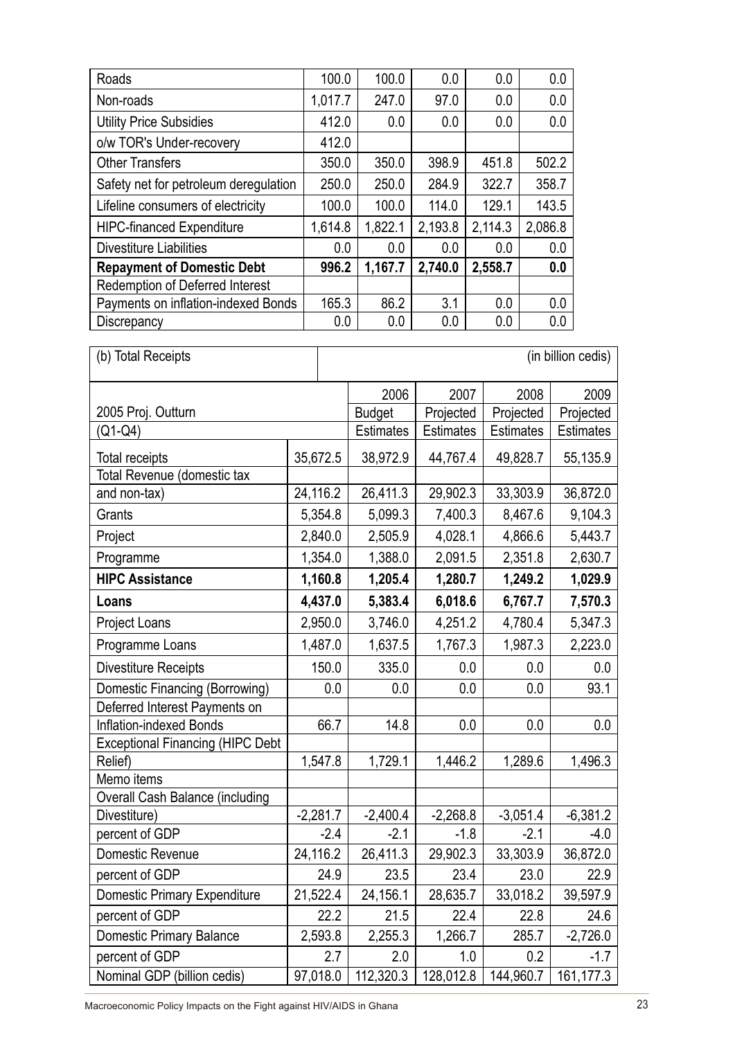| Roads | 100.0 | 100.0 | 0.0 | 0.0 | 0.0 |
|---|---|---|---|---|---|
| Non-roads | 1,017.7 | 247.0 | 97.0 | 0.0 | 0.0 |
| Utility Price Subsidies | 412.0 | 0.0 | 0.0 | 0.0 | 0.0 |
| o/w TOR's Under-recovery | 412.0 | | | | |
| Other Transfers | 350.0 | 350.0 | 398.9 | 451.8 | 502.2 |
| Safety net for petroleum deregulation | 250.0 | 250.0 | 284.9 | 322.7 | 358.7 |
| Lifeline consumers of electricity | 100.0 | 100.0 | 114.0 | 129.1 | 143.5 |
| HIPC-financed Expenditure | 1,614.8 | 1,822.1 | 2,193.8 | 2,114.3 | 2,086.8 |
| Divestiture Liabilities | 0.0 | 0.0 | 0.0 | 0.0 | 0.0 |
| **Repayment of Domestic Debt** | **996.2** | **1,167.7** | **2,740.0** | **2,558.7** | **0.0** |
| Redemption of Deferred Interest | | | | | |
| Payments on inflation-indexed Bonds | 165.3 | 86.2 | 3.1 | 0.0 | 0.0 |
| Discrepancy | 0.0 | 0.0 | 0.0 | 0.0 | 0.0 |

| (b) Total Receipts | | | | | (in billion cedis) |
|---|---|---|---|---|---|
| 2005 Proj. Outturn (Q1-Q4) | | 2006 Budget Estimates | 2007 Projected Estimates | 2008 Projected Estimates | 2009 Projected Estimates |
| Total receipts | 35,672.5 | 38,972.9 | 44,767.4 | 49,828.7 | 55,135.9 |
| Total Revenue (domestic tax and non-tax) | 24,116.2 | 26,411.3 | 29,902.3 | 33,303.9 | 36,872.0 |
| Grants | 5,354.8 | 5,099.3 | 7,400.3 | 8,467.6 | 9,104.3 |
| Project | 2,840.0 | 2,505.9 | 4,028.1 | 4,866.6 | 5,443.7 |
| Programme | 1,354.0 | 1,388.0 | 2,091.5 | 2,351.8 | 2,630.7 |
| **HIPC Assistance** | **1,160.8** | **1,205.4** | **1,280.7** | **1,249.2** | **1,029.9** |
| **Loans** | **4,437.0** | **5,383.4** | **6,018.6** | **6,767.7** | **7,570.3** |
| Project Loans | 2,950.0 | 3,746.0 | 4,251.2 | 4,780.4 | 5,347.3 |
| Programme Loans | 1,487.0 | 1,637.5 | 1,767.3 | 1,987.3 | 2,223.0 |
| Divestiture Receipts | 150.0 | 335.0 | 0.0 | 0.0 | 0.0 |
| Domestic Financing (Borrowing) | 0.0 | 0.0 | 0.0 | 0.0 | 93.1 |
| Deferred Interest Payments on Inflation-indexed Bonds | 66.7 | 14.8 | 0.0 | 0.0 | 0.0 |
| Exceptional Financing (HIPC Debt Relief) | 1,547.8 | 1,729.1 | 1,446.2 | 1,289.6 | 1,496.3 |
| Memo items | | | | | |
| Overall Cash Balance (including Divestiture) | -2,281.7 | -2,400.4 | -2,268.8 | -3,051.4 | -6,381.2 |
| percent of GDP | -2.4 | -2.1 | -1.8 | -2.1 | -4.0 |
| Domestic Revenue | 24,116.2 | 26,411.3 | 29,902.3 | 33,303.9 | 36,872.0 |
| percent of GDP | 24.9 | 23.5 | 23.4 | 23.0 | 22.9 |
| Domestic Primary Expenditure | 21,522.4 | 24,156.1 | 28,635.7 | 33,018.2 | 39,597.9 |
| percent of GDP | 22.2 | 21.5 | 22.4 | 22.8 | 24.6 |
| Domestic Primary Balance | 2,593.8 | 2,255.3 | 1,266.7 | 285.7 | -2,726.0 |
| percent of GDP | 2.7 | 2.0 | 1.0 | 0.2 | -1.7 |
| Nominal GDP (billion cedis) | 97,018.0 | 112,320.3 | 128,012.8 | 144,960.7 | 161,177.3 |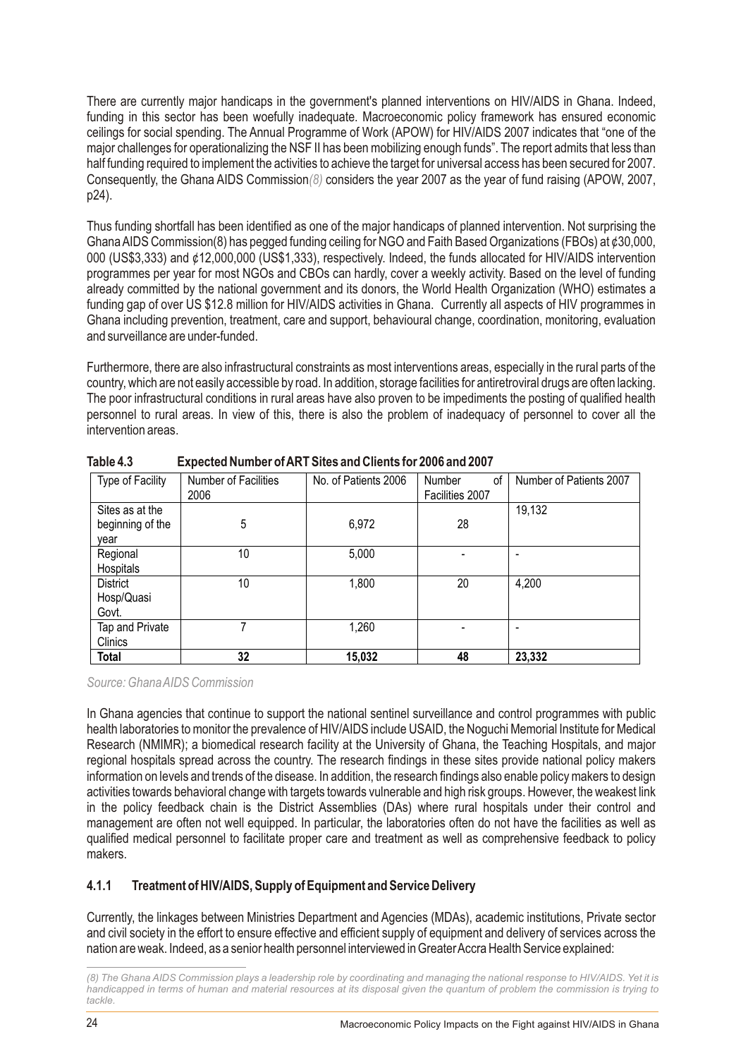There are currently major handicaps in the government's planned interventions on HIV/AIDS in Ghana. Indeed, funding in this sector has been woefully inadequate. Macroeconomic policy framework has ensured economic ceilings for social spending. The Annual Programme of Work (APOW) for HIV/AIDS 2007 indicates that "one of the major challenges for operationalizing the NSF II has been mobilizing enough funds". The report admits that less than half funding required to implement the activities to achieve the target for universal access has been secured for 2007. Consequently, the Ghana AIDS Commission*(8)* considers the year 2007 as the year of fund raising (APOW, 2007, p24).

Thus funding shortfall has been identified as one of the major handicaps of planned intervention. Not surprising the Ghana AIDS Commission(8) has pegged funding ceiling for NGO and Faith Based Organizations (FBOs) at ¢30,000, 000 (US$3,333) and ¢12,000,000 (US$1,333), respectively. Indeed, the funds allocated for HIV/AIDS intervention programmes per year for most NGOs and CBOs can hardly, cover a weekly activity. Based on the level of funding already committed by the national government and its donors, the World Health Organization (WHO) estimates a funding gap of over US $12.8 million for HIV/AIDS activities in Ghana. Currently all aspects of HIV programmes in Ghana including prevention, treatment, care and support, behavioural change, coordination, monitoring, evaluation and surveillance are under-funded.

Furthermore, there are also infrastructural constraints as most interventions areas, especially in the rural parts of the country, which are not easily accessible by road. In addition, storage facilities for antiretroviral drugs are often lacking. The poor infrastructural conditions in rural areas have also proven to be impediments the posting of qualified health personnel to rural areas. In view of this, there is also the problem of inadequacy of personnel to cover all the intervention areas.

**Table 4.3 Expected Number of ART Sites and Clients for 2006 and 2007**

| Type of Facility | Number of Facilities 2006 | No. of Patients 2006 | Number of Facilities 2007 | Number of Patients 2007 |
|---|---|---|---|---|
| Sites as at the beginning of the year | 5 | 6,972 | 28 | 19,132 |
| Regional Hospitals | 10 | 5,000 | - | - |
| District Hosp/Quasi Govt. | 10 | 1,800 | 20 | 4,200 |
| Tap and Private Clinics | 7 | 1,260 | - | - |
| **Total** | **32** | **15,032** | **48** | **23,332** |

*Source: Ghana AIDS Commission*

In Ghana agencies that continue to support the national sentinel surveillance and control programmes with public health laboratories to monitor the prevalence of HIV/AIDS include USAID, the Noguchi Memorial Institute for Medical Research (NMIMR); a biomedical research facility at the University of Ghana, the Teaching Hospitals, and major regional hospitals spread across the country. The research findings in these sites provide national policy makers information on levels and trends of the disease. In addition, the research findings also enable policy makers to design activities towards behavioral change with targets towards vulnerable and high risk groups. However, the weakest link in the policy feedback chain is the District Assemblies (DAs) where rural hospitals under their control and management are often not well equipped. In particular, the laboratories often do not have the facilities as well as qualified medical personnel to facilitate proper care and treatment as well as comprehensive feedback to policy makers.

### 4.1.1 Treatment of HIV/AIDS, Supply of Equipment and Service Delivery

Currently, the linkages between Ministries Department and Agencies (MDAs), academic institutions, Private sector and civil society in the effort to ensure effective and efficient supply of equipment and delivery of services across the nation are weak. Indeed, as a senior health personnel interviewed in Greater Accra Health Service explained:

---

*(8) The Ghana AIDS Commission plays a leadership role by coordinating and managing the national response to HIV/AIDS. Yet it is handicapped in terms of human and material resources at its disposal given the quantum of problem the commission is trying to tackle.*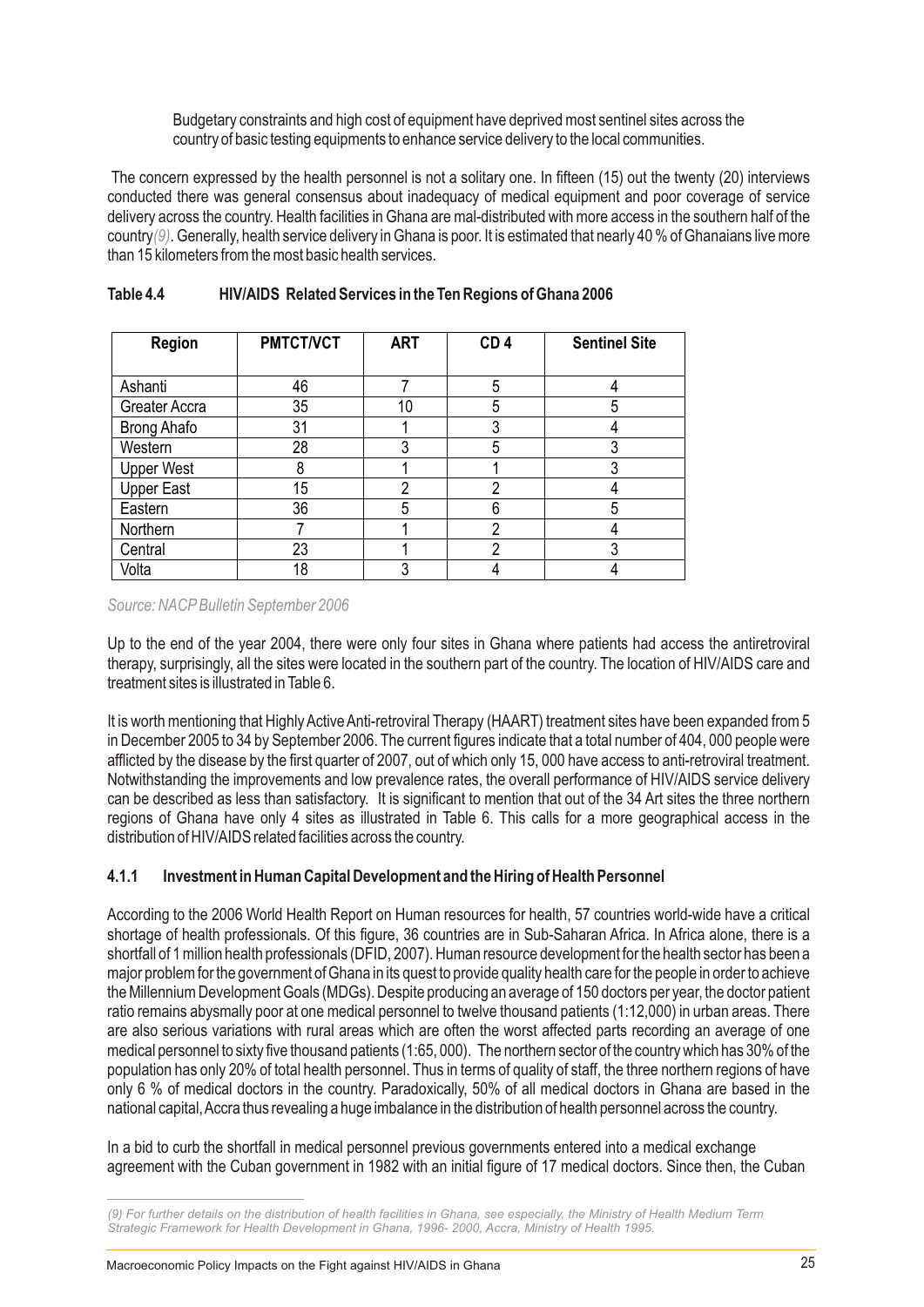Budgetary constraints and high cost of equipment have deprived most sentinel sites across the country of basic testing equipments to enhance service delivery to the local communities.

The concern expressed by the health personnel is not a solitary one. In fifteen (15) out the twenty (20) interviews conducted there was general consensus about inadequacy of medical equipment and poor coverage of service delivery across the country. Health facilities in Ghana are mal-distributed with more access in the southern half of the country*(9)*. Generally, health service delivery in Ghana is poor. It is estimated that nearly 40 % of Ghanaians live more than 15 kilometers from the most basic health services.

**Table 4.4 HIV/AIDS Related Services in the Ten Regions of Ghana 2006**

| Region | PMTCT/VCT | ART | CD 4 | Sentinel Site |
|---|---|---|---|---|
| Ashanti | 46 | 7 | 5 | 4 |
| Greater Accra | 35 | 10 | 5 | 5 |
| Brong Ahafo | 31 | 1 | 3 | 4 |
| Western | 28 | 3 | 5 | 3 |
| Upper West | 8 | 1 | 1 | 3 |
| Upper East | 15 | 2 | 2 | 4 |
| Eastern | 36 | 5 | 6 | 5 |
| Northern | 7 | 1 | 2 | 4 |
| Central | 23 | 1 | 2 | 3 |
| Volta | 18 | 3 | 4 | 4 |

*Source: NACP Bulletin September 2006*

Up to the end of the year 2004, there were only four sites in Ghana where patients had access the antiretroviral therapy, surprisingly, all the sites were located in the southern part of the country. The location of HIV/AIDS care and treatment sites is illustrated in Table 6.

It is worth mentioning that Highly Active Anti-retroviral Therapy (HAART) treatment sites have been expanded from 5 in December 2005 to 34 by September 2006. The current figures indicate that a total number of 404, 000 people were afflicted by the disease by the first quarter of 2007, out of which only 15, 000 have access to anti-retroviral treatment. Notwithstanding the improvements and low prevalence rates, the overall performance of HIV/AIDS service delivery can be described as less than satisfactory. It is significant to mention that out of the 34 Art sites the three northern regions of Ghana have only 4 sites as illustrated in Table 6. This calls for a more geographical access in the distribution of HIV/AIDS related facilities across the country.

### 4.1.1 Investment in Human Capital Development and the Hiring of Health Personnel

According to the 2006 World Health Report on Human resources for health, 57 countries world-wide have a critical shortage of health professionals. Of this figure, 36 countries are in Sub-Saharan Africa. In Africa alone, there is a shortfall of 1 million health professionals (DFID, 2007). Human resource development for the health sector has been a major problem for the government of Ghana in its quest to provide quality health care for the people in order to achieve the Millennium Development Goals (MDGs). Despite producing an average of 150 doctors per year, the doctor patient ratio remains abysmally poor at one medical personnel to twelve thousand patients (1:12,000) in urban areas. There are also serious variations with rural areas which are often the worst affected parts recording an average of one medical personnel to sixty five thousand patients (1:65, 000). The northern sector of the country which has 30% of the population has only 20% of total health personnel. Thus in terms of quality of staff, the three northern regions of have only 6 % of medical doctors in the country. Paradoxically, 50% of all medical doctors in Ghana are based in the national capital, Accra thus revealing a huge imbalance in the distribution of health personnel across the country.

In a bid to curb the shortfall in medical personnel previous governments entered into a medical exchange agreement with the Cuban government in 1982 with an initial figure of 17 medical doctors. Since then, the Cuban

---

*(9) For further details on the distribution of health facilities in Ghana, see especially, the Ministry of Health Medium Term Strategic Framework for Health Development in Ghana, 1996- 2000, Accra, Ministry of Health 1995.*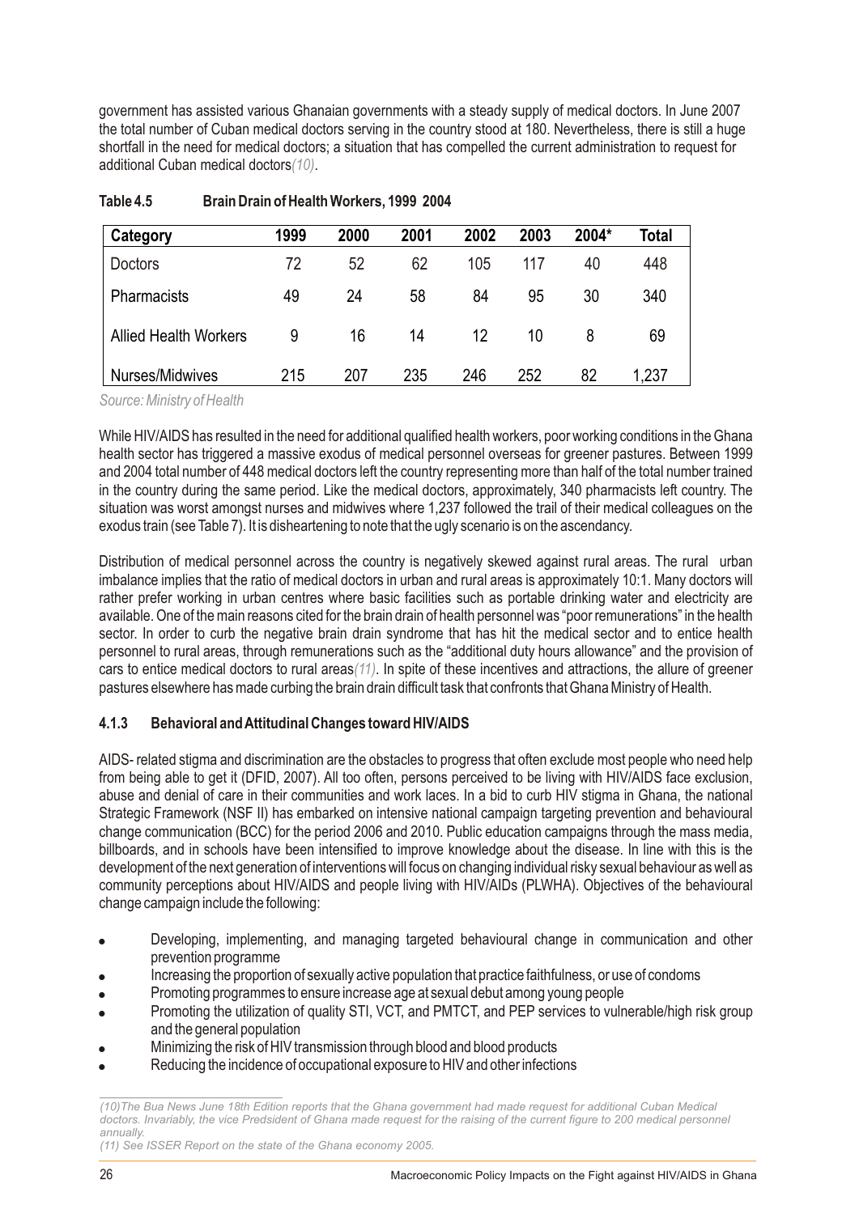government has assisted various Ghanaian governments with a steady supply of medical doctors. In June 2007 the total number of Cuban medical doctors serving in the country stood at 180. Nevertheless, there is still a huge shortfall in the need for medical doctors; a situation that has compelled the current administration to request for additional Cuban medical doctors*(10)*.

**Table 4.5 Brain Drain of Health Workers, 1999 2004**

| Category | 1999 | 2000 | 2001 | 2002 | 2003 | 2004* | Total |
|---|---|---|---|---|---|---|---|
| Doctors | 72 | 52 | 62 | 105 | 117 | 40 | 448 |
| Pharmacists | 49 | 24 | 58 | 84 | 95 | 30 | 340 |
| Allied Health Workers | 9 | 16 | 14 | 12 | 10 | 8 | 69 |
| Nurses/Midwives | 215 | 207 | 235 | 246 | 252 | 82 | 1,237 |

*Source: Ministry of Health*

While HIV/AIDS has resulted in the need for additional qualified health workers, poor working conditions in the Ghana health sector has triggered a massive exodus of medical personnel overseas for greener pastures. Between 1999 and 2004 total number of 448 medical doctors left the country representing more than half of the total number trained in the country during the same period. Like the medical doctors, approximately, 340 pharmacists left country. The situation was worst amongst nurses and midwives where 1,237 followed the trail of their medical colleagues on the exodus train (see Table 7). It is disheartening to note that the ugly scenario is on the ascendancy.

Distribution of medical personnel across the country is negatively skewed against rural areas. The rural urban imbalance implies that the ratio of medical doctors in urban and rural areas is approximately 10:1. Many doctors will rather prefer working in urban centres where basic facilities such as portable drinking water and electricity are available. One of the main reasons cited for the brain drain of health personnel was "poor remunerations" in the health sector. In order to curb the negative brain drain syndrome that has hit the medical sector and to entice health personnel to rural areas, through remunerations such as the "additional duty hours allowance" and the provision of cars to entice medical doctors to rural areas*(11)*. In spite of these incentives and attractions, the allure of greener pastures elsewhere has made curbing the brain drain difficult task that confronts that Ghana Ministry of Health.

### 4.1.3 Behavioral and Attitudinal Changes toward HIV/AIDS

AIDS- related stigma and discrimination are the obstacles to progress that often exclude most people who need help from being able to get it (DFID, 2007). All too often, persons perceived to be living with HIV/AIDS face exclusion, abuse and denial of care in their communities and work laces. In a bid to curb HIV stigma in Ghana, the national Strategic Framework (NSF II) has embarked on intensive national campaign targeting prevention and behavioural change communication (BCC) for the period 2006 and 2010. Public education campaigns through the mass media, billboards, and in schools have been intensified to improve knowledge about the disease. In line with this is the development of the next generation of interventions will focus on changing individual risky sexual behaviour as well as community perceptions about HIV/AIDS and people living with HIV/AIDs (PLWHA). Objectives of the behavioural change campaign include the following:

- Developing, implementing, and managing targeted behavioural change in communication and other prevention programme
- Increasing the proportion of sexually active population that practice faithfulness, or use of condoms
- Promoting programmes to ensure increase age at sexual debut among young people
- Promoting the utilization of quality STI, VCT, and PMTCT, and PEP services to vulnerable/high risk group and the general population
- Minimizing the risk of HIV transmission through blood and blood products
- Reducing the incidence of occupational exposure to HIV and other infections

*(10)The Bua News June 18th Edition reports that the Ghana government had made request for additional Cuban Medical doctors. Invariably, the vice Predsident of Ghana made request for the raising of the current figure to 200 medical personnel annually.*

*(11) See ISSER Report on the state of the Ghana economy 2005.*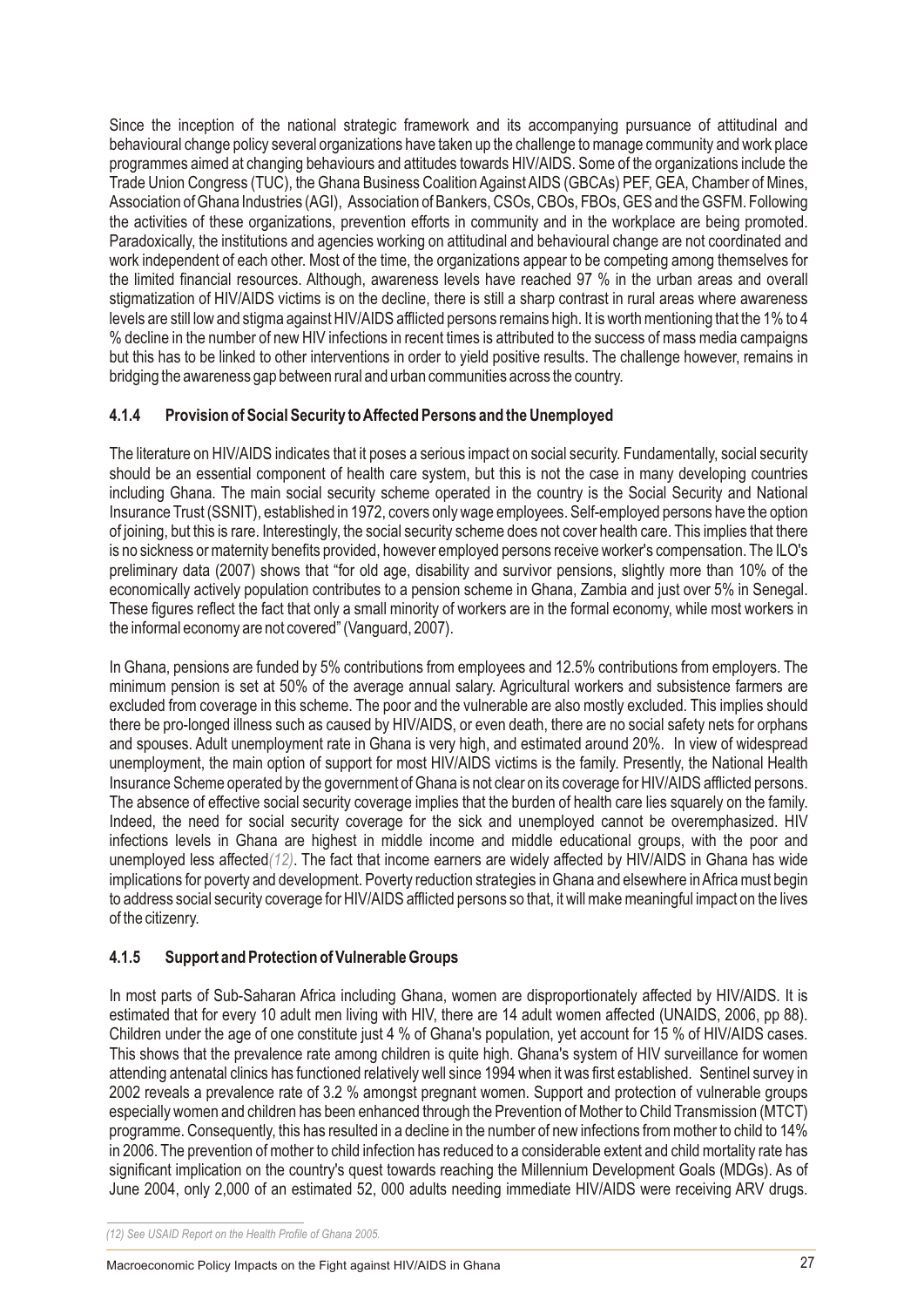Since the inception of the national strategic framework and its accompanying pursuance of attitudinal and behavioural change policy several organizations have taken up the challenge to manage community and work place programmes aimed at changing behaviours and attitudes towards HIV/AIDS. Some of the organizations include the Trade Union Congress (TUC), the Ghana Business Coalition Against AIDS (GBCAs) PEF, GEA, Chamber of Mines, Association of Ghana Industries (AGI), Association of Bankers, CSOs, CBOs, FBOs, GES and the GSFM. Following the activities of these organizations, prevention efforts in community and in the workplace are being promoted. Paradoxically, the institutions and agencies working on attitudinal and behavioural change are not coordinated and work independent of each other. Most of the time, the organizations appear to be competing among themselves for the limited financial resources. Although, awareness levels have reached 97 % in the urban areas and overall stigmatization of HIV/AIDS victims is on the decline, there is still a sharp contrast in rural areas where awareness levels are still low and stigma against HIV/AIDS afflicted persons remains high. It is worth mentioning that the 1% to 4 % decline in the number of new HIV infections in recent times is attributed to the success of mass media campaigns but this has to be linked to other interventions in order to yield positive results. The challenge however, remains in bridging the awareness gap between rural and urban communities across the country.

### 4.1.4 Provision of Social Security to Affected Persons and the Unemployed

The literature on HIV/AIDS indicates that it poses a serious impact on social security. Fundamentally, social security should be an essential component of health care system, but this is not the case in many developing countries including Ghana. The main social security scheme operated in the country is the Social Security and National Insurance Trust (SSNIT), established in 1972, covers only wage employees. Self-employed persons have the option of joining, but this is rare. Interestingly, the social security scheme does not cover health care. This implies that there is no sickness or maternity benefits provided, however employed persons receive worker's compensation. The ILO's preliminary data (2007) shows that "for old age, disability and survivor pensions, slightly more than 10% of the economically actively population contributes to a pension scheme in Ghana, Zambia and just over 5% in Senegal. These figures reflect the fact that only a small minority of workers are in the formal economy, while most workers in the informal economy are not covered" (Vanguard, 2007).

In Ghana, pensions are funded by 5% contributions from employees and 12.5% contributions from employers. The minimum pension is set at 50% of the average annual salary. Agricultural workers and subsistence farmers are excluded from coverage in this scheme. The poor and the vulnerable are also mostly excluded. This implies should there be pro-longed illness such as caused by HIV/AIDS, or even death, there are no social safety nets for orphans and spouses. Adult unemployment rate in Ghana is very high, and estimated around 20%. In view of widespread unemployment, the main option of support for most HIV/AIDS victims is the family. Presently, the National Health Insurance Scheme operated by the government of Ghana is not clear on its coverage for HIV/AIDS afflicted persons. The absence of effective social security coverage implies that the burden of health care lies squarely on the family. Indeed, the need for social security coverage for the sick and unemployed cannot be overemphasized. HIV infections levels in Ghana are highest in middle income and middle educational groups, with the poor and unemployed less affected*(12)*. The fact that income earners are widely affected by HIV/AIDS in Ghana has wide implications for poverty and development. Poverty reduction strategies in Ghana and elsewhere in Africa must begin to address social security coverage for HIV/AIDS afflicted persons so that, it will make meaningful impact on the lives of the citizenry.

### 4.1.5 Support and Protection of Vulnerable Groups

In most parts of Sub-Saharan Africa including Ghana, women are disproportionately affected by HIV/AIDS. It is estimated that for every 10 adult men living with HIV, there are 14 adult women affected (UNAIDS, 2006, pp 88). Children under the age of one constitute just 4 % of Ghana's population, yet account for 15 % of HIV/AIDS cases. This shows that the prevalence rate among children is quite high. Ghana's system of HIV surveillance for women attending antenatal clinics has functioned relatively well since 1994 when it was first established. Sentinel survey in 2002 reveals a prevalence rate of 3.2 % amongst pregnant women. Support and protection of vulnerable groups especially women and children has been enhanced through the Prevention of Mother to Child Transmission (MTCT) programme. Consequently, this has resulted in a decline in the number of new infections from mother to child to 14% in 2006. The prevention of mother to child infection has reduced to a considerable extent and child mortality rate has significant implication on the country's quest towards reaching the Millennium Development Goals (MDGs). As of June 2004, only 2,000 of an estimated 52, 000 adults needing immediate HIV/AIDS were receiving ARV drugs.

*(12) See USAID Report on the Health Profile of Ghana 2005.*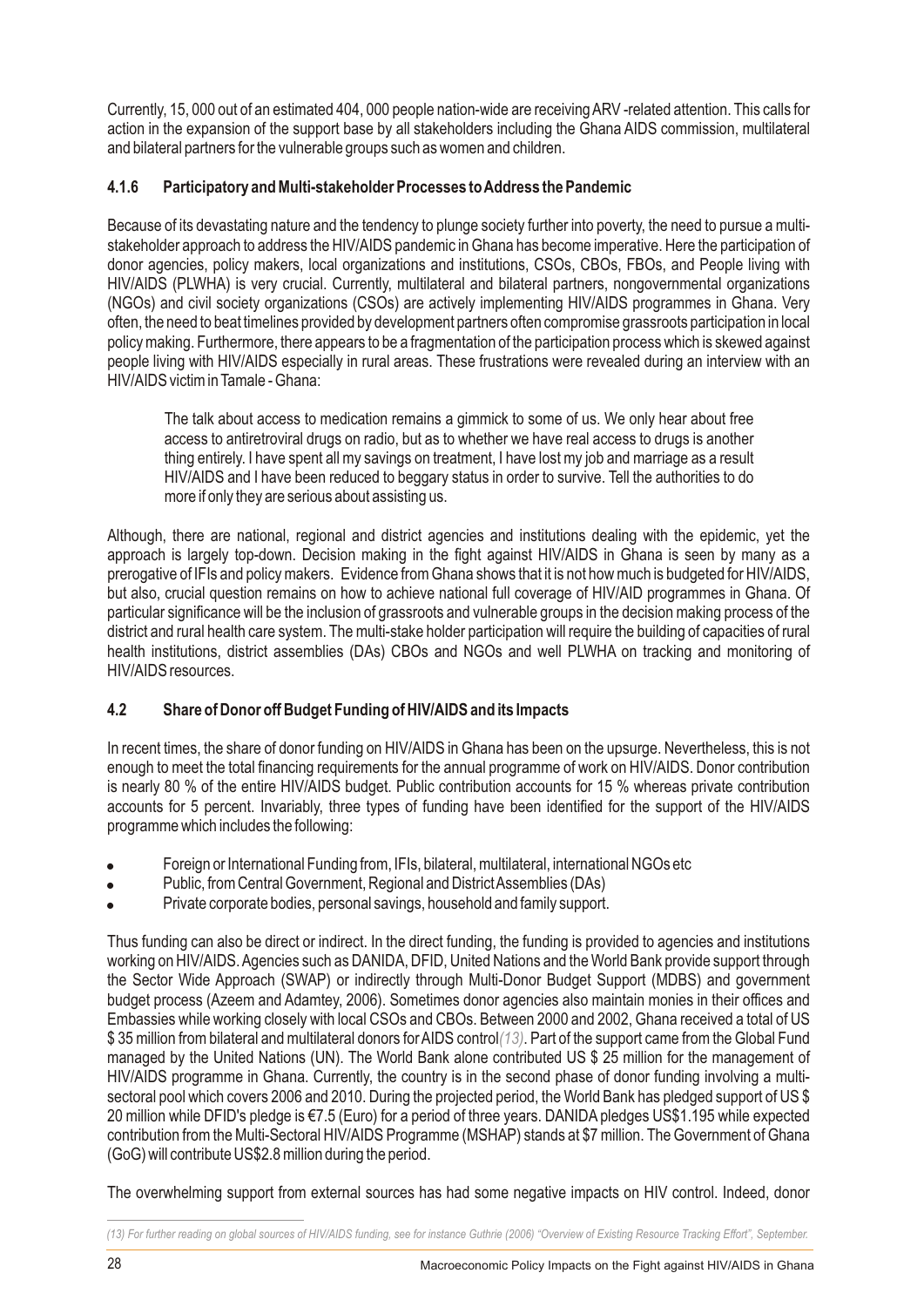Currently, 15, 000 out of an estimated 404, 000 people nation-wide are receiving ARV -related attention. This calls for action in the expansion of the support base by all stakeholders including the Ghana AIDS commission, multilateral and bilateral partners for the vulnerable groups such as women and children.

### 4.1.6 Participatory and Multi-stakeholder Processes to Address the Pandemic

Because of its devastating nature and the tendency to plunge society further into poverty, the need to pursue a multi-stakeholder approach to address the HIV/AIDS pandemic in Ghana has become imperative. Here the participation of donor agencies, policy makers, local organizations and institutions, CSOs, CBOs, FBOs, and People living with HIV/AIDS (PLWHA) is very crucial. Currently, multilateral and bilateral partners, nongovernmental organizations (NGOs) and civil society organizations (CSOs) are actively implementing HIV/AIDS programmes in Ghana. Very often, the need to beat timelines provided by development partners often compromise grassroots participation in local policy making. Furthermore, there appears to be a fragmentation of the participation process which is skewed against people living with HIV/AIDS especially in rural areas. These frustrations were revealed during an interview with an HIV/AIDS victim in Tamale - Ghana:

> The talk about access to medication remains a gimmick to some of us. We only hear about free access to antiretroviral drugs on radio, but as to whether we have real access to drugs is another thing entirely. I have spent all my savings on treatment, I have lost my job and marriage as a result HIV/AIDS and I have been reduced to beggary status in order to survive. Tell the authorities to do more if only they are serious about assisting us.

Although, there are national, regional and district agencies and institutions dealing with the epidemic, yet the approach is largely top-down. Decision making in the fight against HIV/AIDS in Ghana is seen by many as a prerogative of IFIs and policy makers. Evidence from Ghana shows that it is not how much is budgeted for HIV/AIDS, but also, crucial question remains on how to achieve national full coverage of HIV/AID programmes in Ghana. Of particular significance will be the inclusion of grassroots and vulnerable groups in the decision making process of the district and rural health care system. The multi-stake holder participation will require the building of capacities of rural health institutions, district assemblies (DAs) CBOs and NGOs and well PLWHA on tracking and monitoring of HIV/AIDS resources.

## 4.2 Share of Donor off Budget Funding of HIV/AIDS and its Impacts

In recent times, the share of donor funding on HIV/AIDS in Ghana has been on the upsurge. Nevertheless, this is not enough to meet the total financing requirements for the annual programme of work on HIV/AIDS. Donor contribution is nearly 80 % of the entire HIV/AIDS budget. Public contribution accounts for 15 % whereas private contribution accounts for 5 percent. Invariably, three types of funding have been identified for the support of the HIV/AIDS programme which includes the following:

- Foreign or International Funding from, IFIs, bilateral, multilateral, international NGOs etc
- Public, from Central Government, Regional and District Assemblies (DAs)
- Private corporate bodies, personal savings, household and family support.

Thus funding can also be direct or indirect. In the direct funding, the funding is provided to agencies and institutions working on HIV/AIDS. Agencies such as DANIDA, DFID, United Nations and the World Bank provide support through the Sector Wide Approach (SWAP) or indirectly through Multi-Donor Budget Support (MDBS) and government budget process (Azeem and Adamtey, 2006). Sometimes donor agencies also maintain monies in their offices and Embassies while working closely with local CSOs and CBOs. Between 2000 and 2002, Ghana received a total of US $ 35 million from bilateral and multilateral donors for AIDS control*(13)*. Part of the support came from the Global Fund managed by the United Nations (UN). The World Bank alone contributed US $ 25 million for the management of HIV/AIDS programme in Ghana. Currently, the country is in the second phase of donor funding involving a multi-sectoral pool which covers 2006 and 2010. During the projected period, the World Bank has pledged support of US $ 20 million while DFID's pledge is €7.5 (Euro) for a period of three years. DANIDA pledges US$1.195 while expected contribution from the Multi-Sectoral HIV/AIDS Programme (MSHAP) stands at $7 million. The Government of Ghana (GoG) will contribute US$2.8 million during the period.

The overwhelming support from external sources has had some negative impacts on HIV control. Indeed, donor

*(13) For further reading on global sources of HIV/AIDS funding, see for instance Guthrie (2006) "Overview of Existing Resource Tracking Effort", September.*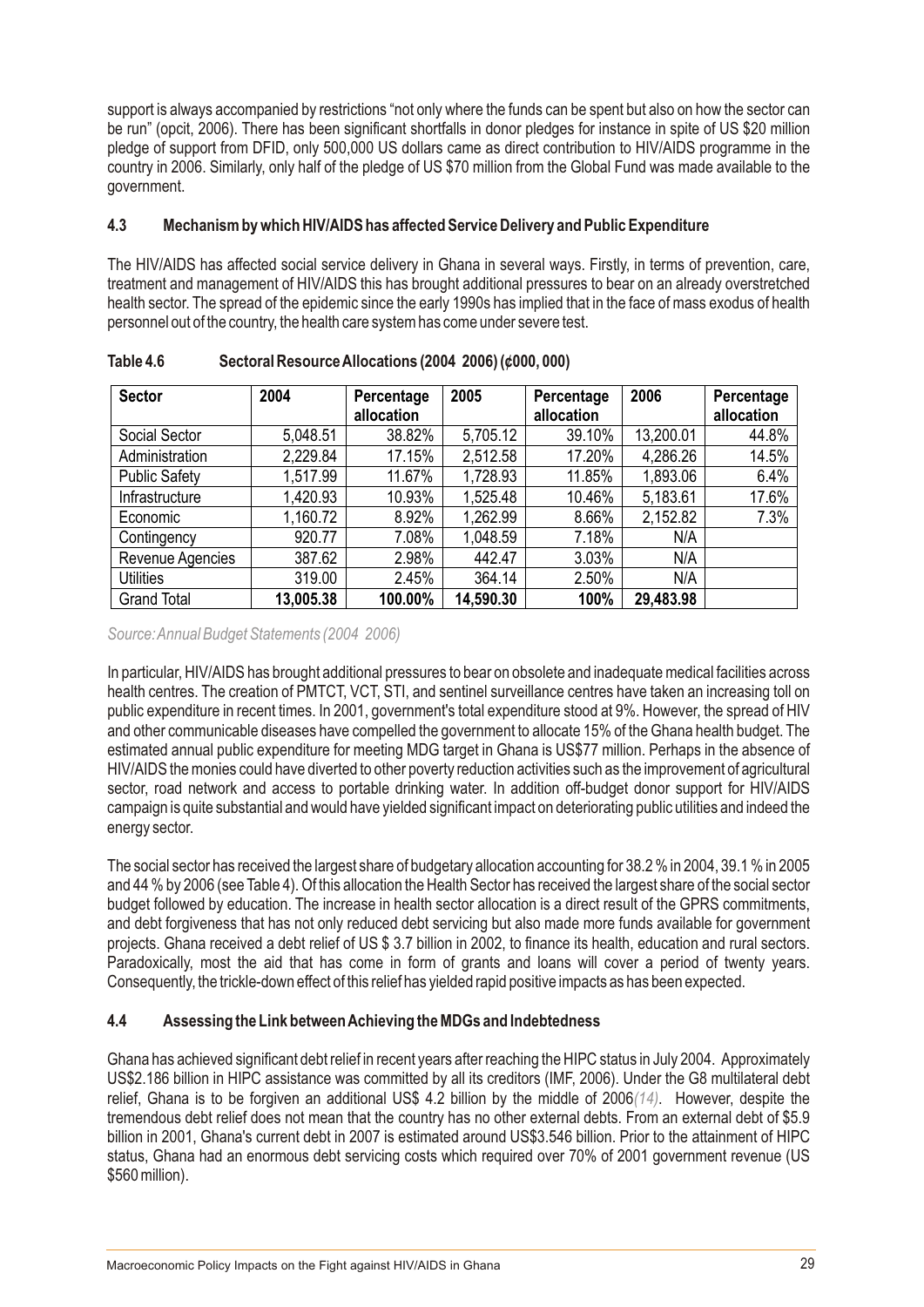support is always accompanied by restrictions "not only where the funds can be spent but also on how the sector can be run" (opcit, 2006). There has been significant shortfalls in donor pledges for instance in spite of US $20 million pledge of support from DFID, only 500,000 US dollars came as direct contribution to HIV/AIDS programme in the country in 2006. Similarly, only half of the pledge of US $70 million from the Global Fund was made available to the government.

### 4.3 Mechanism by which HIV/AIDS has affected Service Delivery and Public Expenditure

The HIV/AIDS has affected social service delivery in Ghana in several ways. Firstly, in terms of prevention, care, treatment and management of HIV/AIDS this has brought additional pressures to bear on an already overstretched health sector. The spread of the epidemic since the early 1990s has implied that in the face of mass exodus of health personnel out of the country, the health care system has come under severe test.

**Table 4.6 Sectoral Resource Allocations (2004 2006) (¢000, 000)**

| Sector | 2004 | Percentage allocation | 2005 | Percentage allocation | 2006 | Percentage allocation |
|---|---|---|---|---|---|---|
| Social Sector | 5,048.51 | 38.82% | 5,705.12 | 39.10% | 13,200.01 | 44.8% |
| Administration | 2,229.84 | 17.15% | 2,512.58 | 17.20% | 4,286.26 | 14.5% |
| Public Safety | 1,517.99 | 11.67% | 1,728.93 | 11.85% | 1,893.06 | 6.4% |
| Infrastructure | 1,420.93 | 10.93% | 1,525.48 | 10.46% | 5,183.61 | 17.6% |
| Economic | 1,160.72 | 8.92% | 1,262.99 | 8.66% | 2,152.82 | 7.3% |
| Contingency | 920.77 | 7.08% | 1,048.59 | 7.18% | N/A | |
| Revenue Agencies | 387.62 | 2.98% | 442.47 | 3.03% | N/A | |
| Utilities | 319.00 | 2.45% | 364.14 | 2.50% | N/A | |
| Grand Total | **13,005.38** | **100.00%** | **14,590.30** | **100%** | **29,483.98** | |

*Source: Annual Budget Statements (2004 2006)*

In particular, HIV/AIDS has brought additional pressures to bear on obsolete and inadequate medical facilities across health centres. The creation of PMTCT, VCT, STI, and sentinel surveillance centres have taken an increasing toll on public expenditure in recent times. In 2001, government's total expenditure stood at 9%. However, the spread of HIV and other communicable diseases have compelled the government to allocate 15% of the Ghana health budget. The estimated annual public expenditure for meeting MDG target in Ghana is US$77 million. Perhaps in the absence of HIV/AIDS the monies could have diverted to other poverty reduction activities such as the improvement of agricultural sector, road network and access to portable drinking water. In addition off-budget donor support for HIV/AIDS campaign is quite substantial and would have yielded significant impact on deteriorating public utilities and indeed the energy sector.

The social sector has received the largest share of budgetary allocation accounting for 38.2 % in 2004, 39.1 % in 2005 and 44 % by 2006 (see Table 4). Of this allocation the Health Sector has received the largest share of the social sector budget followed by education. The increase in health sector allocation is a direct result of the GPRS commitments, and debt forgiveness that has not only reduced debt servicing but also made more funds available for government projects. Ghana received a debt relief of US $ 3.7 billion in 2002, to finance its health, education and rural sectors. Paradoxically, most the aid that has come in form of grants and loans will cover a period of twenty years. Consequently, the trickle-down effect of this relief has yielded rapid positive impacts as has been expected.

### 4.4 Assessing the Link between Achieving the MDGs and Indebtedness

Ghana has achieved significant debt relief in recent years after reaching the HIPC status in July 2004. Approximately US$2.186 billion in HIPC assistance was committed by all its creditors (IMF, 2006). Under the G8 multilateral debt relief, Ghana is to be forgiven an additional US$ 4.2 billion by the middle of 2006*(14)*. However, despite the tremendous debt relief does not mean that the country has no other external debts. From an external debt of $5.9 billion in 2001, Ghana's current debt in 2007 is estimated around US$3.546 billion. Prior to the attainment of HIPC status, Ghana had an enormous debt servicing costs which required over 70% of 2001 government revenue (US $560 million).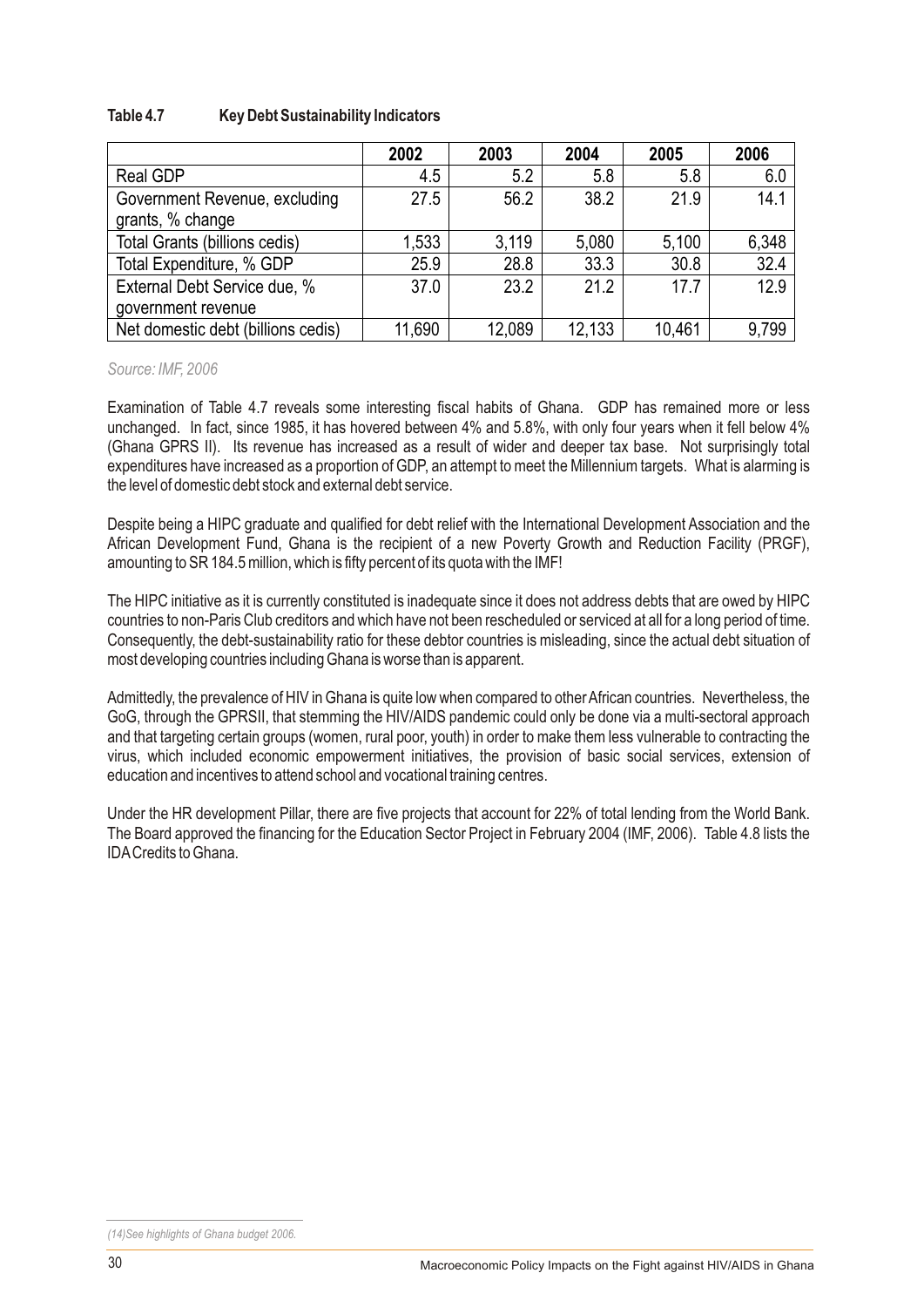**Table 4.7 Key Debt Sustainability Indicators**

| | 2002 | 2003 | 2004 | 2005 | 2006 |
|---|---|---|---|---|---|
| Real GDP | 4.5 | 5.2 | 5.8 | 5.8 | 6.0 |
| Government Revenue, excluding grants, % change | 27.5 | 56.2 | 38.2 | 21.9 | 14.1 |
| Total Grants (billions cedis) | 1,533 | 3,119 | 5,080 | 5,100 | 6,348 |
| Total Expenditure, % GDP | 25.9 | 28.8 | 33.3 | 30.8 | 32.4 |
| External Debt Service due, % government revenue | 37.0 | 23.2 | 21.2 | 17.7 | 12.9 |
| Net domestic debt (billions cedis) | 11,690 | 12,089 | 12,133 | 10,461 | 9,799 |

*Source: IMF, 2006*

Examination of Table 4.7 reveals some interesting fiscal habits of Ghana. GDP has remained more or less unchanged. In fact, since 1985, it has hovered between 4% and 5.8%, with only four years when it fell below 4% (Ghana GPRS II). Its revenue has increased as a result of wider and deeper tax base. Not surprisingly total expenditures have increased as a proportion of GDP, an attempt to meet the Millennium targets. What is alarming is the level of domestic debt stock and external debt service.

Despite being a HIPC graduate and qualified for debt relief with the International Development Association and the African Development Fund, Ghana is the recipient of a new Poverty Growth and Reduction Facility (PRGF), amounting to SR 184.5 million, which is fifty percent of its quota with the IMF!

The HIPC initiative as it is currently constituted is inadequate since it does not address debts that are owed by HIPC countries to non-Paris Club creditors and which have not been rescheduled or serviced at all for a long period of time. Consequently, the debt-sustainability ratio for these debtor countries is misleading, since the actual debt situation of most developing countries including Ghana is worse than is apparent.

Admittedly, the prevalence of HIV in Ghana is quite low when compared to other African countries. Nevertheless, the GoG, through the GPRSII, that stemming the HIV/AIDS pandemic could only be done via a multi-sectoral approach and that targeting certain groups (women, rural poor, youth) in order to make them less vulnerable to contracting the virus, which included economic empowerment initiatives, the provision of basic social services, extension of education and incentives to attend school and vocational training centres.

Under the HR development Pillar, there are five projects that account for 22% of total lending from the World Bank. The Board approved the financing for the Education Sector Project in February 2004 (IMF, 2006). Table 4.8 lists the IDA Credits to Ghana.

*(14)See highlights of Ghana budget 2006.*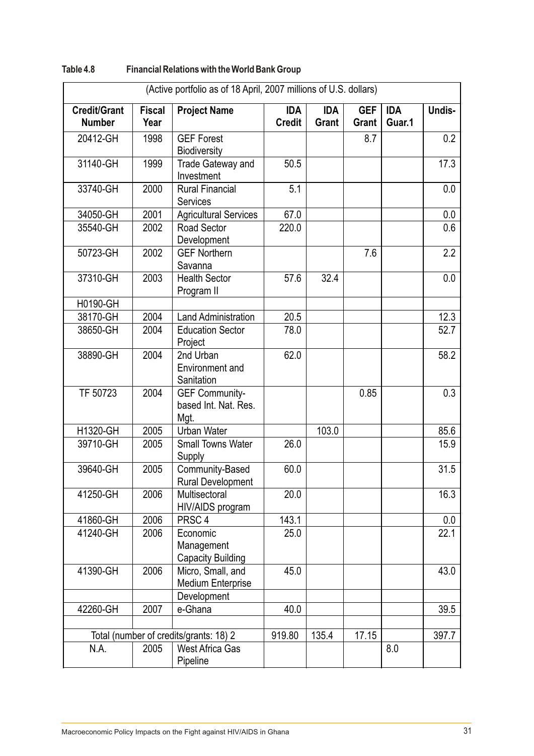**Table 4.8 Financial Relations with the World Bank Group**

| (Active portfolio as of 18 April, 2007 millions of U.S. dollars) | | | | | | | |
|---|---|---|---|---|---|---|---|
| **Credit/Grant Number** | **Fiscal Year** | **Project Name** | **IDA Credit** | **IDA Grant** | **GEF Grant** | **IDA Guar.1** | **Undis-** |
| 20412-GH | 1998 | GEF Forest Biodiversity | | | 8.7 | | 0.2 |
| 31140-GH | 1999 | Trade Gateway and Investment | 50.5 | | | | 17.3 |
| 33740-GH | 2000 | Rural Financial Services | 5.1 | | | | 0.0 |
| 34050-GH | 2001 | Agricultural Services | 67.0 | | | | 0.0 |
| 35540-GH | 2002 | Road Sector Development | 220.0 | | | | 0.6 |
| 50723-GH | 2002 | GEF Northern Savanna | | | 7.6 | | 2.2 |
| 37310-GH | 2003 | Health Sector Program II | 57.6 | 32.4 | | | 0.0 |
| H0190-GH | | | | | | | |
| 38170-GH | 2004 | Land Administration | 20.5 | | | | 12.3 |
| 38650-GH | 2004 | Education Sector Project | 78.0 | | | | 52.7 |
| 38890-GH | 2004 | 2nd Urban Environment and Sanitation | 62.0 | | | | 58.2 |
| TF 50723 | 2004 | GEF Community-based Int. Nat. Res. Mgt. | | | 0.85 | | 0.3 |
| H1320-GH | 2005 | Urban Water | | 103.0 | | | 85.6 |
| 39710-GH | 2005 | Small Towns Water Supply | 26.0 | | | | 15.9 |
| 39640-GH | 2005 | Community-Based Rural Development | 60.0 | | | | 31.5 |
| 41250-GH | 2006 | Multisectoral HIV/AIDS program | 20.0 | | | | 16.3 |
| 41860-GH | 2006 | PRSC 4 | 143.1 | | | | 0.0 |
| 41240-GH | 2006 | Economic Management Capacity Building | 25.0 | | | | 22.1 |
| 41390-GH | 2006 | Micro, Small, and Medium Enterprise | 45.0 | | | | 43.0 |
| | | Development | | | | | |
| 42260-GH | 2007 | e-Ghana | 40.0 | | | | 39.5 |
| | | | | | | | |
| Total (number of credits/grants: 18) 2 | | | 919.80 | 135.4 | 17.15 | | 397.7 |
| N.A. | 2005 | West Africa Gas Pipeline | | | | 8.0 | |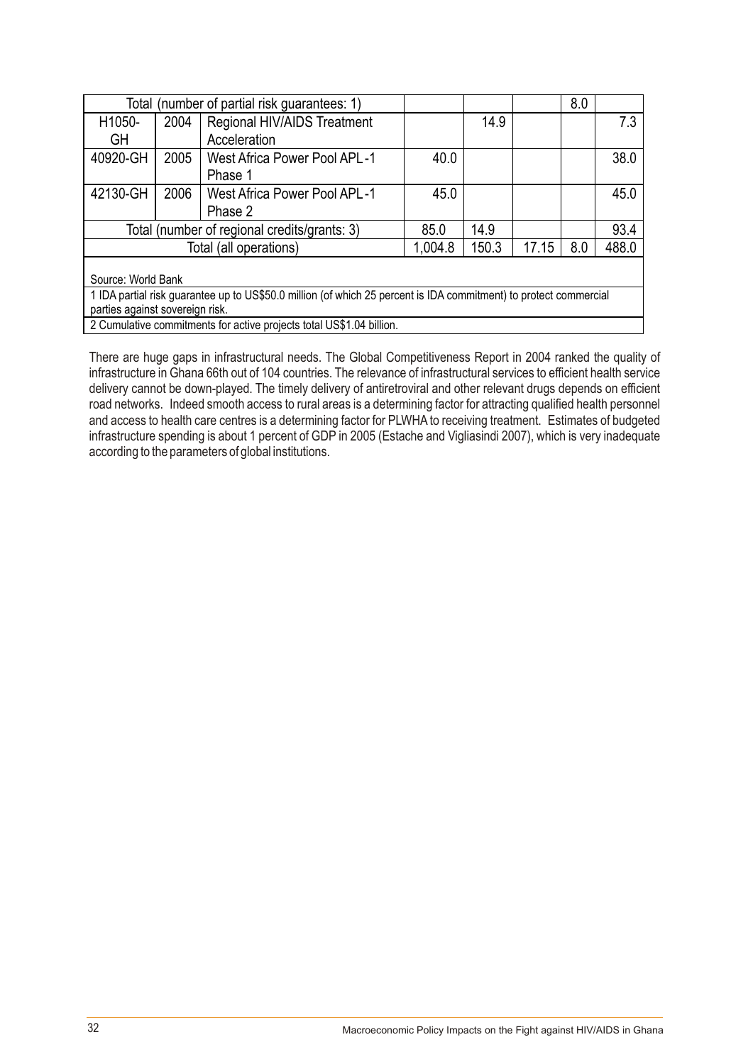| Total (number of partial risk guarantees: 1) | | | | | | 8.0 | |
|---|---|---|---|---|---|---|---|
| H1050-GH | 2004 | Regional HIV/AIDS Treatment Acceleration | | 14.9 | | | 7.3 |
| 40920-GH | 2005 | West Africa Power Pool APL-1 Phase 1 | 40.0 | | | | 38.0 |
| 42130-GH | 2006 | West Africa Power Pool APL-1 Phase 2 | 45.0 | | | | 45.0 |
| Total (number of regional credits/grants: 3) | | | 85.0 | 14.9 | | | 93.4 |
| Total (all operations) | | | 1,004.8 | 150.3 | 17.15 | 8.0 | 488.0 |

Source: World Bank

1 IDA partial risk guarantee up to US$50.0 million (of which 25 percent is IDA commitment) to protect commercial parties against sovereign risk.

2 Cumulative commitments for active projects total US$1.04 billion.

There are huge gaps in infrastructural needs. The Global Competitiveness Report in 2004 ranked the quality of infrastructure in Ghana 66th out of 104 countries. The relevance of infrastructural services to efficient health service delivery cannot be down-played. The timely delivery of antiretroviral and other relevant drugs depends on efficient road networks. Indeed smooth access to rural areas is a determining factor for attracting qualified health personnel and access to health care centres is a determining factor for PLWHA to receiving treatment. Estimates of budgeted infrastructure spending is about 1 percent of GDP in 2005 (Estache and Vigliasindi 2007), which is very inadequate according to the parameters of global institutions.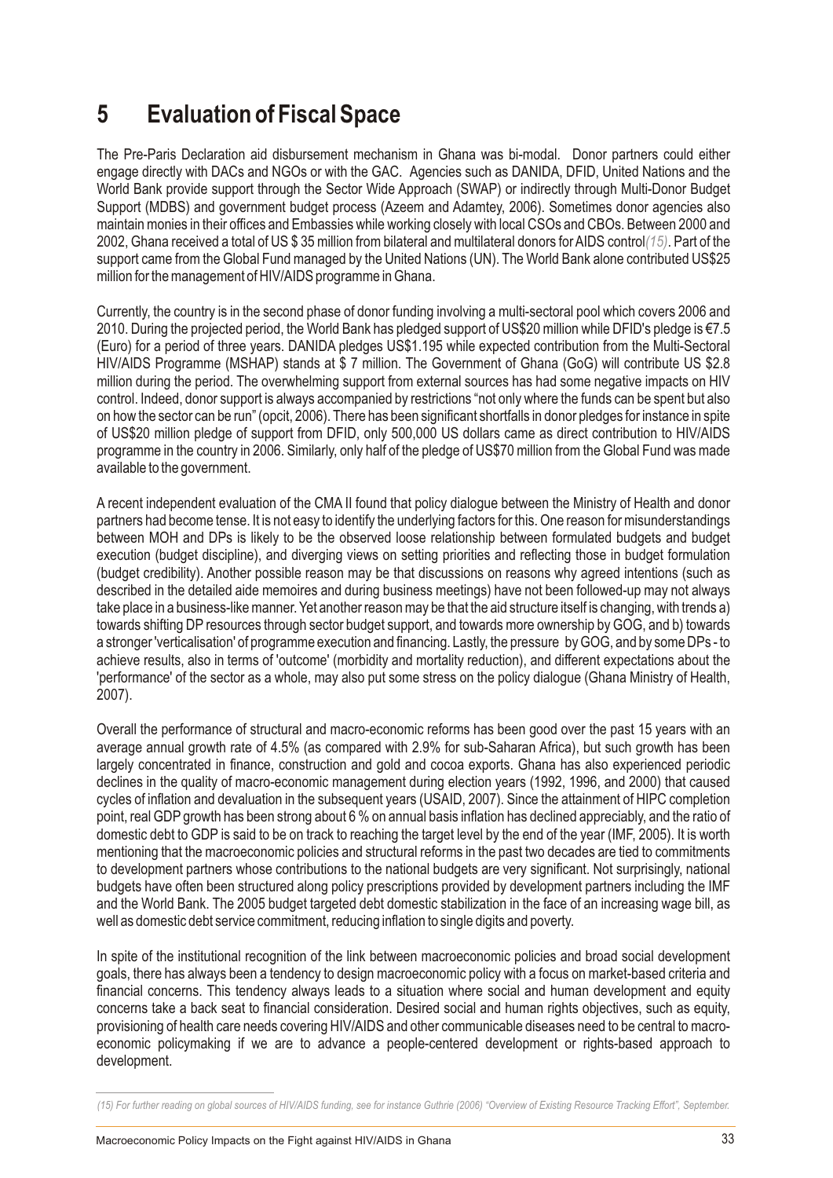# 5 Evaluation of Fiscal Space

The Pre-Paris Declaration aid disbursement mechanism in Ghana was bi-modal. Donor partners could either engage directly with DACs and NGOs or with the GAC. Agencies such as DANIDA, DFID, United Nations and the World Bank provide support through the Sector Wide Approach (SWAP) or indirectly through Multi-Donor Budget Support (MDBS) and government budget process (Azeem and Adamtey, 2006). Sometimes donor agencies also maintain monies in their offices and Embassies while working closely with local CSOs and CBOs. Between 2000 and 2002, Ghana received a total of US $ 35 million from bilateral and multilateral donors for AIDS control(15). Part of the support came from the Global Fund managed by the United Nations (UN). The World Bank alone contributed US$25 million for the management of HIV/AIDS programme in Ghana.

Currently, the country is in the second phase of donor funding involving a multi-sectoral pool which covers 2006 and 2010. During the projected period, the World Bank has pledged support of US$20 million while DFID's pledge is €7.5 (Euro) for a period of three years. DANIDA pledges US$1.195 while expected contribution from the Multi-Sectoral HIV/AIDS Programme (MSHAP) stands at $ 7 million. The Government of Ghana (GoG) will contribute US $2.8 million during the period. The overwhelming support from external sources has had some negative impacts on HIV control. Indeed, donor support is always accompanied by restrictions "not only where the funds can be spent but also on how the sector can be run" (opcit, 2006). There has been significant shortfalls in donor pledges for instance in spite of US$20 million pledge of support from DFID, only 500,000 US dollars came as direct contribution to HIV/AIDS programme in the country in 2006. Similarly, only half of the pledge of US$70 million from the Global Fund was made available to the government.

A recent independent evaluation of the CMA II found that policy dialogue between the Ministry of Health and donor partners had become tense. It is not easy to identify the underlying factors for this. One reason for misunderstandings between MOH and DPs is likely to be the observed loose relationship between formulated budgets and budget execution (budget discipline), and diverging views on setting priorities and reflecting those in budget formulation (budget credibility). Another possible reason may be that discussions on reasons why agreed intentions (such as described in the detailed aide memoires and during business meetings) have not been followed-up may not always take place in a business-like manner. Yet another reason may be that the aid structure itself is changing, with trends a) towards shifting DP resources through sector budget support, and towards more ownership by GOG, and b) towards a stronger 'verticalisation' of programme execution and financing. Lastly, the pressure by GOG, and by some DPs - to achieve results, also in terms of 'outcome' (morbidity and mortality reduction), and different expectations about the 'performance' of the sector as a whole, may also put some stress on the policy dialogue (Ghana Ministry of Health, 2007).

Overall the performance of structural and macro-economic reforms has been good over the past 15 years with an average annual growth rate of 4.5% (as compared with 2.9% for sub-Saharan Africa), but such growth has been largely concentrated in finance, construction and gold and cocoa exports. Ghana has also experienced periodic declines in the quality of macro-economic management during election years (1992, 1996, and 2000) that caused cycles of inflation and devaluation in the subsequent years (USAID, 2007). Since the attainment of HIPC completion point, real GDP growth has been strong about 6 % on annual basis inflation has declined appreciably, and the ratio of domestic debt to GDP is said to be on track to reaching the target level by the end of the year (IMF, 2005). It is worth mentioning that the macroeconomic policies and structural reforms in the past two decades are tied to commitments to development partners whose contributions to the national budgets are very significant. Not surprisingly, national budgets have often been structured along policy prescriptions provided by development partners including the IMF and the World Bank. The 2005 budget targeted debt domestic stabilization in the face of an increasing wage bill, as well as domestic debt service commitment, reducing inflation to single digits and poverty.

In spite of the institutional recognition of the link between macroeconomic policies and broad social development goals, there has always been a tendency to design macroeconomic policy with a focus on market-based criteria and financial concerns. This tendency always leads to a situation where social and human development and equity concerns take a back seat to financial consideration. Desired social and human rights objectives, such as equity, provisioning of health care needs covering HIV/AIDS and other communicable diseases need to be central to macro-economic policymaking if we are to advance a people-centered development or rights-based approach to development.

---

*(15) For further reading on global sources of HIV/AIDS funding, see for instance Guthrie (2006) "Overview of Existing Resource Tracking Effort", September.*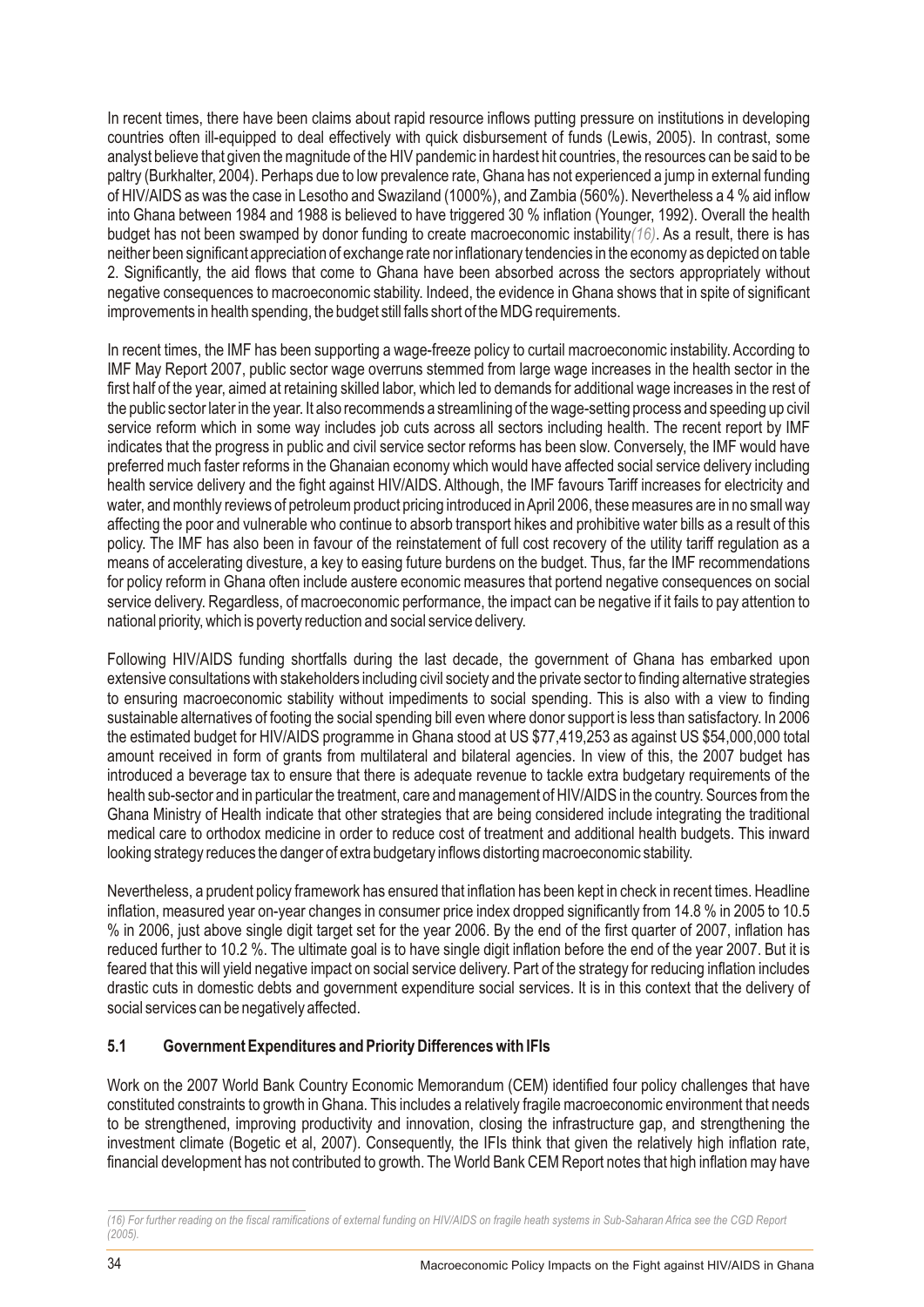In recent times, there have been claims about rapid resource inflows putting pressure on institutions in developing countries often ill-equipped to deal effectively with quick disbursement of funds (Lewis, 2005). In contrast, some analyst believe that given the magnitude of the HIV pandemic in hardest hit countries, the resources can be said to be paltry (Burkhalter, 2004). Perhaps due to low prevalence rate, Ghana has not experienced a jump in external funding of HIV/AIDS as was the case in Lesotho and Swaziland (1000%), and Zambia (560%). Nevertheless a 4 % aid inflow into Ghana between 1984 and 1988 is believed to have triggered 30 % inflation (Younger, 1992). Overall the health budget has not been swamped by donor funding to create macroeconomic instability*(16)*. As a result, there is has neither been significant appreciation of exchange rate nor inflationary tendencies in the economy as depicted on table 2. Significantly, the aid flows that come to Ghana have been absorbed across the sectors appropriately without negative consequences to macroeconomic stability. Indeed, the evidence in Ghana shows that in spite of significant improvements in health spending, the budget still falls short of the MDG requirements.

In recent times, the IMF has been supporting a wage-freeze policy to curtail macroeconomic instability. According to IMF May Report 2007, public sector wage overruns stemmed from large wage increases in the health sector in the first half of the year, aimed at retaining skilled labor, which led to demands for additional wage increases in the rest of the public sector later in the year. It also recommends a streamlining of the wage-setting process and speeding up civil service reform which in some way includes job cuts across all sectors including health. The recent report by IMF indicates that the progress in public and civil service sector reforms has been slow. Conversely, the IMF would have preferred much faster reforms in the Ghanaian economy which would have affected social service delivery including health service delivery and the fight against HIV/AIDS. Although, the IMF favours Tariff increases for electricity and water, and monthly reviews of petroleum product pricing introduced in April 2006, these measures are in no small way affecting the poor and vulnerable who continue to absorb transport hikes and prohibitive water bills as a result of this policy. The IMF has also been in favour of the reinstatement of full cost recovery of the utility tariff regulation as a means of accelerating divesture, a key to easing future burdens on the budget. Thus, far the IMF recommendations for policy reform in Ghana often include austere economic measures that portend negative consequences on social service delivery. Regardless, of macroeconomic performance, the impact can be negative if it fails to pay attention to national priority, which is poverty reduction and social service delivery.

Following HIV/AIDS funding shortfalls during the last decade, the government of Ghana has embarked upon extensive consultations with stakeholders including civil society and the private sector to finding alternative strategies to ensuring macroeconomic stability without impediments to social spending. This is also with a view to finding sustainable alternatives of footing the social spending bill even where donor support is less than satisfactory. In 2006 the estimated budget for HIV/AIDS programme in Ghana stood at US $77,419,253 as against US $54,000,000 total amount received in form of grants from multilateral and bilateral agencies. In view of this, the 2007 budget has introduced a beverage tax to ensure that there is adequate revenue to tackle extra budgetary requirements of the health sub-sector and in particular the treatment, care and management of HIV/AIDS in the country. Sources from the Ghana Ministry of Health indicate that other strategies that are being considered include integrating the traditional medical care to orthodox medicine in order to reduce cost of treatment and additional health budgets. This inward looking strategy reduces the danger of extra budgetary inflows distorting macroeconomic stability.

Nevertheless, a prudent policy framework has ensured that inflation has been kept in check in recent times. Headline inflation, measured year on-year changes in consumer price index dropped significantly from 14.8 % in 2005 to 10.5 % in 2006, just above single digit target set for the year 2006. By the end of the first quarter of 2007, inflation has reduced further to 10.2 %. The ultimate goal is to have single digit inflation before the end of the year 2007. But it is feared that this will yield negative impact on social service delivery. Part of the strategy for reducing inflation includes drastic cuts in domestic debts and government expenditure social services. It is in this context that the delivery of social services can be negatively affected.

### 5.1 Government Expenditures and Priority Differences with IFIs

Work on the 2007 World Bank Country Economic Memorandum (CEM) identified four policy challenges that have constituted constraints to growth in Ghana. This includes a relatively fragile macroeconomic environment that needs to be strengthened, improving productivity and innovation, closing the infrastructure gap, and strengthening the investment climate (Bogetic et al, 2007). Consequently, the IFIs think that given the relatively high inflation rate, financial development has not contributed to growth. The World Bank CEM Report notes that high inflation may have

*(16) For further reading on the fiscal ramifications of external funding on HIV/AIDS on fragile heath systems in Sub-Saharan Africa see the CGD Report (2005).*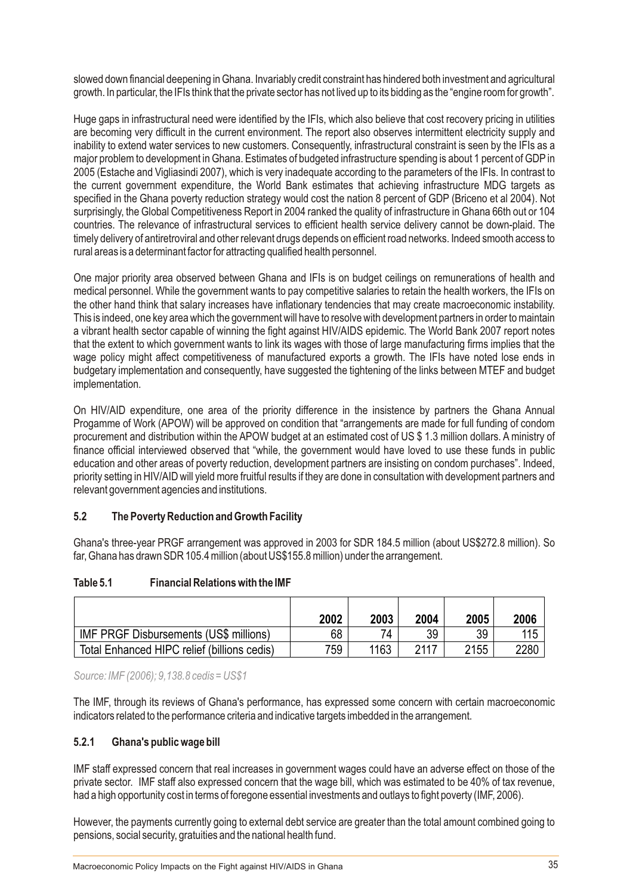slowed down financial deepening in Ghana. Invariably credit constraint has hindered both investment and agricultural growth. In particular, the IFIs think that the private sector has not lived up to its bidding as the "engine room for growth".

Huge gaps in infrastructural need were identified by the IFIs, which also believe that cost recovery pricing in utilities are becoming very difficult in the current environment. The report also observes intermittent electricity supply and inability to extend water services to new customers. Consequently, infrastructural constraint is seen by the IFIs as a major problem to development in Ghana. Estimates of budgeted infrastructure spending is about 1 percent of GDP in 2005 (Estache and Vigliasindi 2007), which is very inadequate according to the parameters of the IFIs. In contrast to the current government expenditure, the World Bank estimates that achieving infrastructure MDG targets as specified in the Ghana poverty reduction strategy would cost the nation 8 percent of GDP (Briceno et al 2004). Not surprisingly, the Global Competitiveness Report in 2004 ranked the quality of infrastructure in Ghana 66th out or 104 countries. The relevance of infrastructural services to efficient health service delivery cannot be down-plaid. The timely delivery of antiretroviral and other relevant drugs depends on efficient road networks. Indeed smooth access to rural areas is a determinant factor for attracting qualified health personnel.

One major priority area observed between Ghana and IFIs is on budget ceilings on remunerations of health and medical personnel. While the government wants to pay competitive salaries to retain the health workers, the IFIs on the other hand think that salary increases have inflationary tendencies that may create macroeconomic instability. This is indeed, one key area which the government will have to resolve with development partners in order to maintain a vibrant health sector capable of winning the fight against HIV/AIDS epidemic. The World Bank 2007 report notes that the extent to which government wants to link its wages with those of large manufacturing firms implies that the wage policy might affect competitiveness of manufactured exports a growth. The IFIs have noted lose ends in budgetary implementation and consequently, have suggested the tightening of the links between MTEF and budget implementation.

On HIV/AID expenditure, one area of the priority difference in the insistence by partners the Ghana Annual Progamme of Work (APOW) will be approved on condition that "arrangements are made for full funding of condom procurement and distribution within the APOW budget at an estimated cost of US $ 1.3 million dollars. A ministry of finance official interviewed observed that "while, the government would have loved to use these funds in public education and other areas of poverty reduction, development partners are insisting on condom purchases". Indeed, priority setting in HIV/AID will yield more fruitful results if they are done in consultation with development partners and relevant government agencies and institutions.

### 5.2 The Poverty Reduction and Growth Facility

Ghana's three-year PRGF arrangement was approved in 2003 for SDR 184.5 million (about US$272.8 million). So far, Ghana has drawn SDR 105.4 million (about US$155.8 million) under the arrangement.

**Table 5.1 Financial Relations with the IMF**

| | 2002 | 2003 | 2004 | 2005 | 2006 |
|---|---|---|---|---|---|
| IMF PRGF Disbursements (US$ millions) | 68 | 74 | 39 | 39 | 115 |
| Total Enhanced HIPC relief (billions cedis) | 759 | 1163 | 2117 | 2155 | 2280 |

*Source: IMF (2006); 9,138.8 cedis = US$1*

The IMF, through its reviews of Ghana's performance, has expressed some concern with certain macroeconomic indicators related to the performance criteria and indicative targets imbedded in the arrangement.

#### 5.2.1 Ghana's public wage bill

IMF staff expressed concern that real increases in government wages could have an adverse effect on those of the private sector. IMF staff also expressed concern that the wage bill, which was estimated to be 40% of tax revenue, had a high opportunity cost in terms of foregone essential investments and outlays to fight poverty (IMF, 2006).

However, the payments currently going to external debt service are greater than the total amount combined going to pensions, social security, gratuities and the national health fund.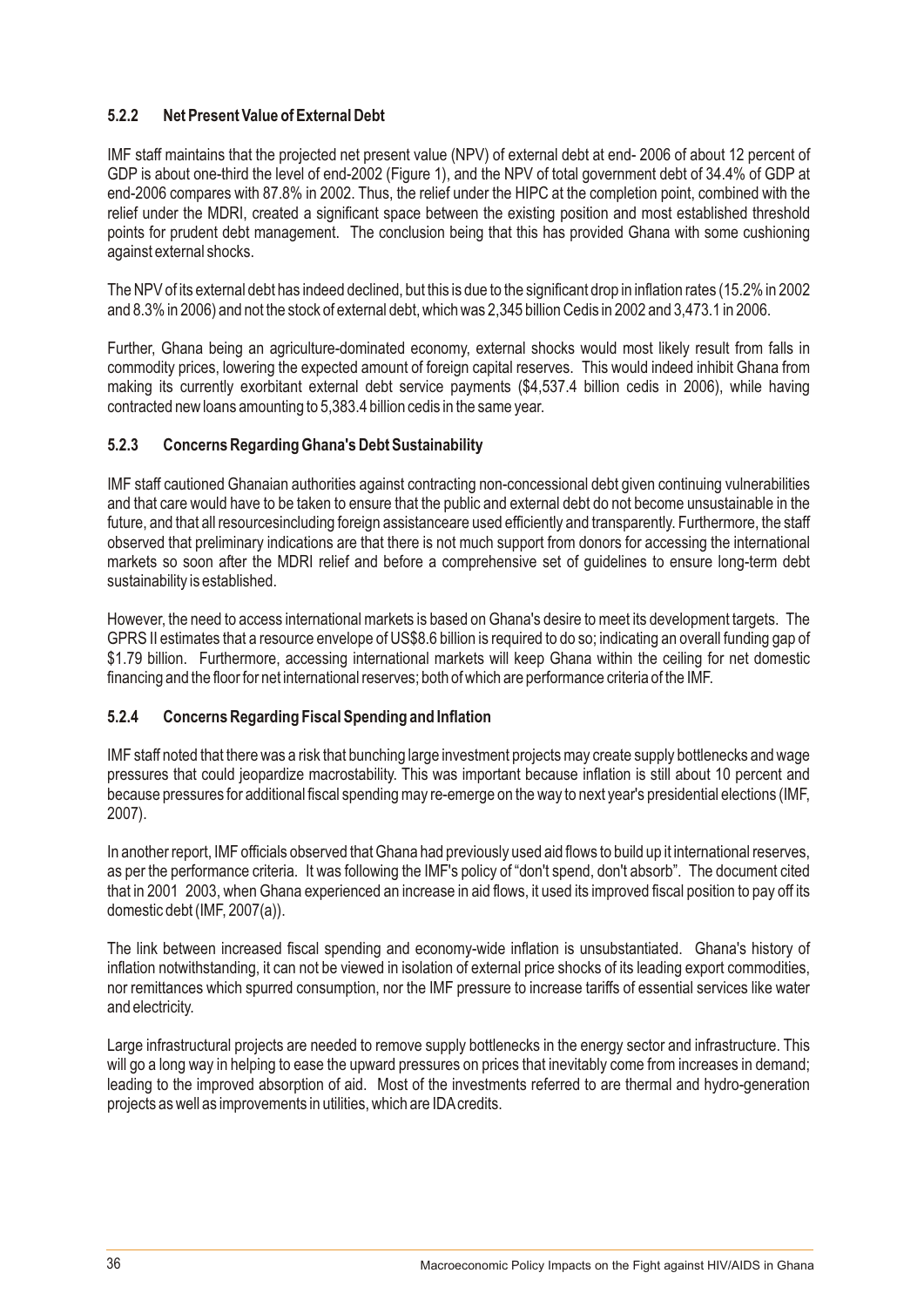### 5.2.2 Net Present Value of External Debt

IMF staff maintains that the projected net present value (NPV) of external debt at end- 2006 of about 12 percent of GDP is about one-third the level of end-2002 (Figure 1), and the NPV of total government debt of 34.4% of GDP at end-2006 compares with 87.8% in 2002. Thus, the relief under the HIPC at the completion point, combined with the relief under the MDRI, created a significant space between the existing position and most established threshold points for prudent debt management. The conclusion being that this has provided Ghana with some cushioning against external shocks.

The NPV of its external debt has indeed declined, but this is due to the significant drop in inflation rates (15.2% in 2002 and 8.3% in 2006) and not the stock of external debt, which was 2,345 billion Cedis in 2002 and 3,473.1 in 2006.

Further, Ghana being an agriculture-dominated economy, external shocks would most likely result from falls in commodity prices, lowering the expected amount of foreign capital reserves. This would indeed inhibit Ghana from making its currently exorbitant external debt service payments ($4,537.4 billion cedis in 2006), while having contracted new loans amounting to 5,383.4 billion cedis in the same year.

### 5.2.3 Concerns Regarding Ghana's Debt Sustainability

IMF staff cautioned Ghanaian authorities against contracting non-concessional debt given continuing vulnerabilities and that care would have to be taken to ensure that the public and external debt do not become unsustainable in the future, and that all resourcesincluding foreign assistanceare used efficiently and transparently. Furthermore, the staff observed that preliminary indications are that there is not much support from donors for accessing the international markets so soon after the MDRI relief and before a comprehensive set of guidelines to ensure long-term debt sustainability is established.

However, the need to access international markets is based on Ghana's desire to meet its development targets. The GPRS II estimates that a resource envelope of US$8.6 billion is required to do so; indicating an overall funding gap of $1.79 billion. Furthermore, accessing international markets will keep Ghana within the ceiling for net domestic financing and the floor for net international reserves; both of which are performance criteria of the IMF.

### 5.2.4 Concerns Regarding Fiscal Spending and Inflation

IMF staff noted that there was a risk that bunching large investment projects may create supply bottlenecks and wage pressures that could jeopardize macrostability. This was important because inflation is still about 10 percent and because pressures for additional fiscal spending may re-emerge on the way to next year's presidential elections (IMF, 2007).

In another report, IMF officials observed that Ghana had previously used aid flows to build up it international reserves, as per the performance criteria. It was following the IMF's policy of "don't spend, don't absorb". The document cited that in 2001 2003, when Ghana experienced an increase in aid flows, it used its improved fiscal position to pay off its domestic debt (IMF, 2007(a)).

The link between increased fiscal spending and economy-wide inflation is unsubstantiated. Ghana's history of inflation notwithstanding, it can not be viewed in isolation of external price shocks of its leading export commodities, nor remittances which spurred consumption, nor the IMF pressure to increase tariffs of essential services like water and electricity.

Large infrastructural projects are needed to remove supply bottlenecks in the energy sector and infrastructure. This will go a long way in helping to ease the upward pressures on prices that inevitably come from increases in demand; leading to the improved absorption of aid. Most of the investments referred to are thermal and hydro-generation projects as well as improvements in utilities, which are IDA credits.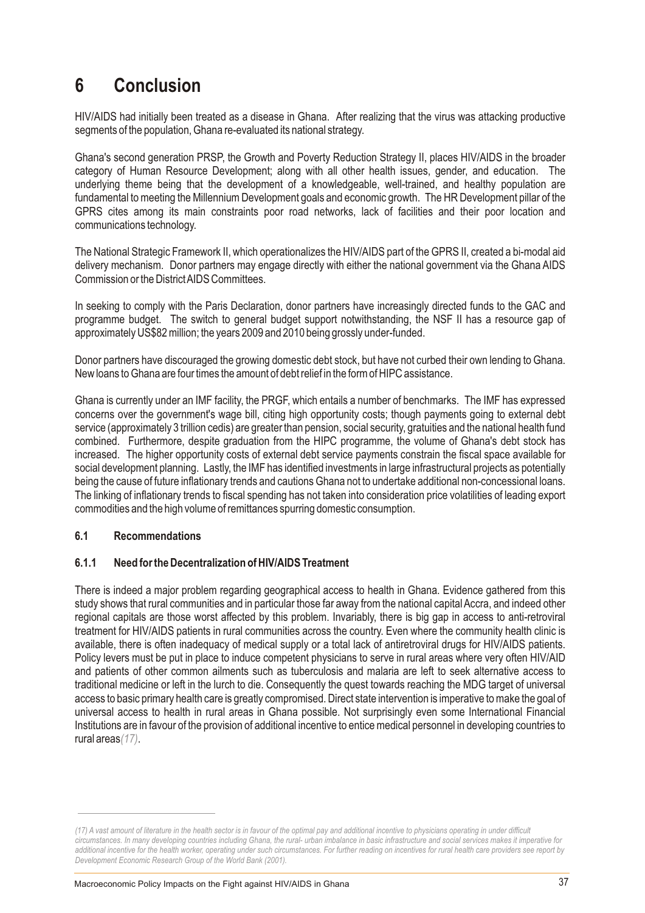# 6 Conclusion

HIV/AIDS had initially been treated as a disease in Ghana. After realizing that the virus was attacking productive segments of the population, Ghana re-evaluated its national strategy.

Ghana's second generation PRSP, the Growth and Poverty Reduction Strategy II, places HIV/AIDS in the broader category of Human Resource Development; along with all other health issues, gender, and education. The underlying theme being that the development of a knowledgeable, well-trained, and healthy population are fundamental to meeting the Millennium Development goals and economic growth. The HR Development pillar of the GPRS cites among its main constraints poor road networks, lack of facilities and their poor location and communications technology.

The National Strategic Framework II, which operationalizes the HIV/AIDS part of the GPRS II, created a bi-modal aid delivery mechanism. Donor partners may engage directly with either the national government via the Ghana AIDS Commission or the District AIDS Committees.

In seeking to comply with the Paris Declaration, donor partners have increasingly directed funds to the GAC and programme budget. The switch to general budget support notwithstanding, the NSF II has a resource gap of approximately US$82 million; the years 2009 and 2010 being grossly under-funded.

Donor partners have discouraged the growing domestic debt stock, but have not curbed their own lending to Ghana. New loans to Ghana are four times the amount of debt relief in the form of HIPC assistance.

Ghana is currently under an IMF facility, the PRGF, which entails a number of benchmarks. The IMF has expressed concerns over the government's wage bill, citing high opportunity costs; though payments going to external debt service (approximately 3 trillion cedis) are greater than pension, social security, gratuities and the national health fund combined. Furthermore, despite graduation from the HIPC programme, the volume of Ghana's debt stock has increased. The higher opportunity costs of external debt service payments constrain the fiscal space available for social development planning. Lastly, the IMF has identified investments in large infrastructural projects as potentially being the cause of future inflationary trends and cautions Ghana not to undertake additional non-concessional loans. The linking of inflationary trends to fiscal spending has not taken into consideration price volatilities of leading export commodities and the high volume of remittances spurring domestic consumption.

## 6.1 Recommendations

### 6.1.1 Need for the Decentralization of HIV/AIDS Treatment

There is indeed a major problem regarding geographical access to health in Ghana. Evidence gathered from this study shows that rural communities and in particular those far away from the national capital Accra, and indeed other regional capitals are those worst affected by this problem. Invariably, there is big gap in access to anti-retroviral treatment for HIV/AIDS patients in rural communities across the country. Even where the community health clinic is available, there is often inadequacy of medical supply or a total lack of antiretroviral drugs for HIV/AIDS patients. Policy levers must be put in place to induce competent physicians to serve in rural areas where very often HIV/AID and patients of other common ailments such as tuberculosis and malaria are left to seek alternative access to traditional medicine or left in the lurch to die. Consequently the quest towards reaching the MDG target of universal access to basic primary health care is greatly compromised. Direct state intervention is imperative to make the goal of universal access to health in rural areas in Ghana possible. Not surprisingly even some International Financial Institutions are in favour of the provision of additional incentive to entice medical personnel in developing countries to rural areas*(17)*.

---

*(17) A vast amount of literature in the health sector is in favour of the optimal pay and additional incentive to physicians operating in under difficult circumstances. In many developing countries including Ghana, the rural- urban imbalance in basic infrastructure and social services makes it imperative for additional incentive for the health worker, operating under such circumstances. For further reading on incentives for rural health care providers see report by Development Economic Research Group of the World Bank (2001).*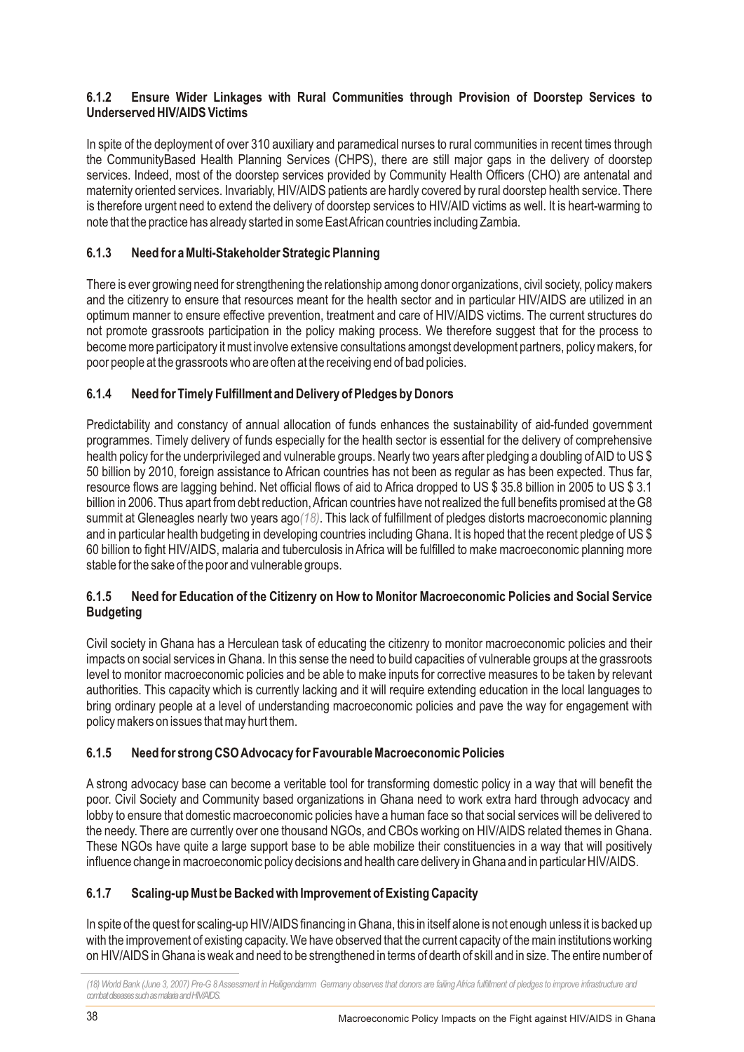### 6.1.2 Ensure Wider Linkages with Rural Communities through Provision of Doorstep Services to Underserved HIV/AIDS Victims

In spite of the deployment of over 310 auxiliary and paramedical nurses to rural communities in recent times through the CommunityBased Health Planning Services (CHPS), there are still major gaps in the delivery of doorstep services. Indeed, most of the doorstep services provided by Community Health Officers (CHO) are antenatal and maternity oriented services. Invariably, HIV/AIDS patients are hardly covered by rural doorstep health service. There is therefore urgent need to extend the delivery of doorstep services to HIV/AID victims as well. It is heart-warming to note that the practice has already started in some East African countries including Zambia.

### 6.1.3 Need for a Multi-Stakeholder Strategic Planning

There is ever growing need for strengthening the relationship among donor organizations, civil society, policy makers and the citizenry to ensure that resources meant for the health sector and in particular HIV/AIDS are utilized in an optimum manner to ensure effective prevention, treatment and care of HIV/AIDS victims. The current structures do not promote grassroots participation in the policy making process. We therefore suggest that for the process to become more participatory it must involve extensive consultations amongst development partners, policy makers, for poor people at the grassroots who are often at the receiving end of bad policies.

### 6.1.4 Need for Timely Fulfillment and Delivery of Pledges by Donors

Predictability and constancy of annual allocation of funds enhances the sustainability of aid-funded government programmes. Timely delivery of funds especially for the health sector is essential for the delivery of comprehensive health policy for the underprivileged and vulnerable groups. Nearly two years after pledging a doubling of AID to US $ 50 billion by 2010, foreign assistance to African countries has not been as regular as has been expected. Thus far, resource flows are lagging behind. Net official flows of aid to Africa dropped to US $ 35.8 billion in 2005 to US $ 3.1 billion in 2006. Thus apart from debt reduction, African countries have not realized the full benefits promised at the G8 summit at Gleneagles nearly two years ago*(18)*. This lack of fulfillment of pledges distorts macroeconomic planning and in particular health budgeting in developing countries including Ghana. It is hoped that the recent pledge of US $ 60 billion to fight HIV/AIDS, malaria and tuberculosis in Africa will be fulfilled to make macroeconomic planning more stable for the sake of the poor and vulnerable groups.

### 6.1.5 Need for Education of the Citizenry on How to Monitor Macroeconomic Policies and Social Service Budgeting

Civil society in Ghana has a Herculean task of educating the citizenry to monitor macroeconomic policies and their impacts on social services in Ghana. In this sense the need to build capacities of vulnerable groups at the grassroots level to monitor macroeconomic policies and be able to make inputs for corrective measures to be taken by relevant authorities. This capacity which is currently lacking and it will require extending education in the local languages to bring ordinary people at a level of understanding macroeconomic policies and pave the way for engagement with policy makers on issues that may hurt them.

### 6.1.5 Need for strong CSO Advocacy for Favourable Macroeconomic Policies

A strong advocacy base can become a veritable tool for transforming domestic policy in a way that will benefit the poor. Civil Society and Community based organizations in Ghana need to work extra hard through advocacy and lobby to ensure that domestic macroeconomic policies have a human face so that social services will be delivered to the needy. There are currently over one thousand NGOs, and CBOs working on HIV/AIDS related themes in Ghana. These NGOs have quite a large support base to be able mobilize their constituencies in a way that will positively influence change in macroeconomic policy decisions and health care delivery in Ghana and in particular HIV/AIDS.

### 6.1.7 Scaling-up Must be Backed with Improvement of Existing Capacity

In spite of the quest for scaling-up HIV/AIDS financing in Ghana, this in itself alone is not enough unless it is backed up with the improvement of existing capacity. We have observed that the current capacity of the main institutions working on HIV/AIDS in Ghana is weak and need to be strengthened in terms of dearth of skill and in size. The entire number of

---

*(18) World Bank (June 3, 2007) Pre-G 8 Assessment in Heiligendamm Germany observes that donors are failing Africa fulfillment of pledges to improve infrastructure and combat diseases such as malaria and HIV/AIDS.*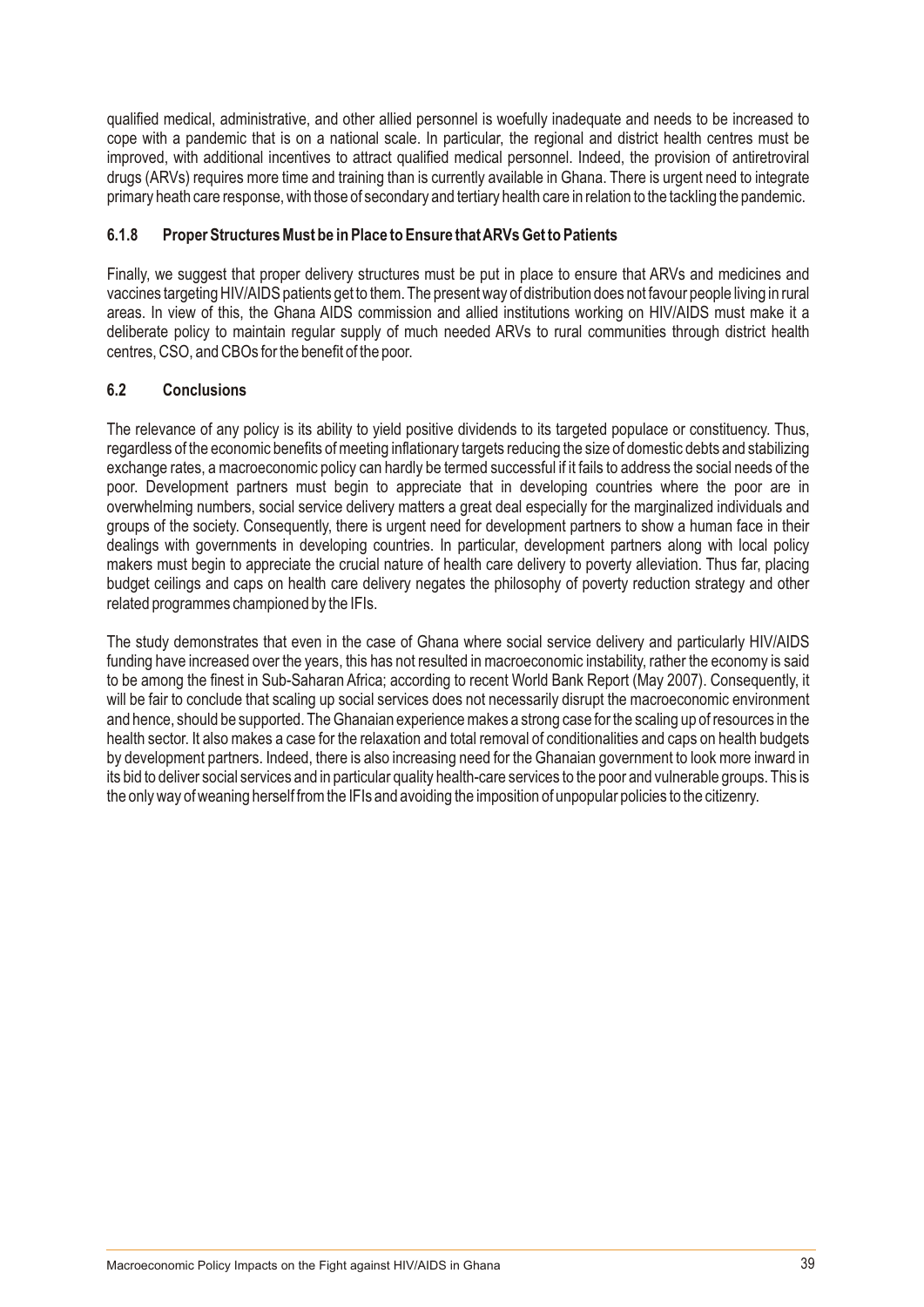qualified medical, administrative, and other allied personnel is woefully inadequate and needs to be increased to cope with a pandemic that is on a national scale. In particular, the regional and district health centres must be improved, with additional incentives to attract qualified medical personnel. Indeed, the provision of antiretroviral drugs (ARVs) requires more time and training than is currently available in Ghana. There is urgent need to integrate primary heath care response, with those of secondary and tertiary health care in relation to the tackling the pandemic.

### 6.1.8 Proper Structures Must be in Place to Ensure that ARVs Get to Patients

Finally, we suggest that proper delivery structures must be put in place to ensure that ARVs and medicines and vaccines targeting HIV/AIDS patients get to them. The present way of distribution does not favour people living in rural areas. In view of this, the Ghana AIDS commission and allied institutions working on HIV/AIDS must make it a deliberate policy to maintain regular supply of much needed ARVs to rural communities through district health centres, CSO, and CBOs for the benefit of the poor.

## 6.2 Conclusions

The relevance of any policy is its ability to yield positive dividends to its targeted populace or constituency. Thus, regardless of the economic benefits of meeting inflationary targets reducing the size of domestic debts and stabilizing exchange rates, a macroeconomic policy can hardly be termed successful if it fails to address the social needs of the poor. Development partners must begin to appreciate that in developing countries where the poor are in overwhelming numbers, social service delivery matters a great deal especially for the marginalized individuals and groups of the society. Consequently, there is urgent need for development partners to show a human face in their dealings with governments in developing countries. In particular, development partners along with local policy makers must begin to appreciate the crucial nature of health care delivery to poverty alleviation. Thus far, placing budget ceilings and caps on health care delivery negates the philosophy of poverty reduction strategy and other related programmes championed by the IFIs.

The study demonstrates that even in the case of Ghana where social service delivery and particularly HIV/AIDS funding have increased over the years, this has not resulted in macroeconomic instability, rather the economy is said to be among the finest in Sub-Saharan Africa; according to recent World Bank Report (May 2007). Consequently, it will be fair to conclude that scaling up social services does not necessarily disrupt the macroeconomic environment and hence, should be supported. The Ghanaian experience makes a strong case for the scaling up of resources in the health sector. It also makes a case for the relaxation and total removal of conditionalities and caps on health budgets by development partners. Indeed, there is also increasing need for the Ghanaian government to look more inward in its bid to deliver social services and in particular quality health-care services to the poor and vulnerable groups. This is the only way of weaning herself from the IFIs and avoiding the imposition of unpopular policies to the citizenry.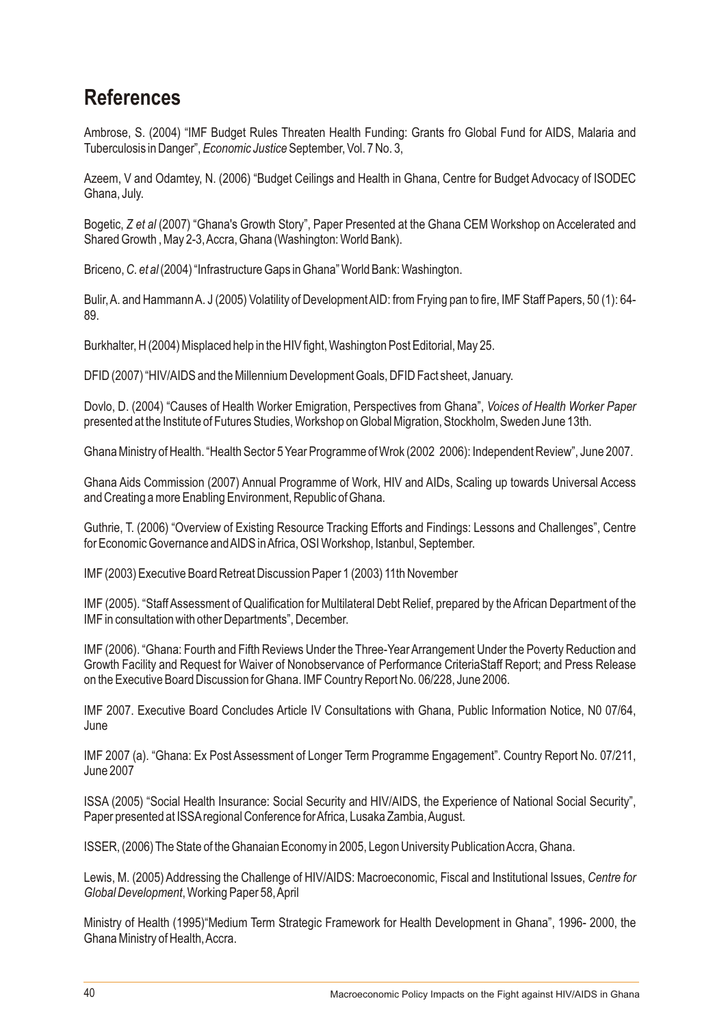## References

Ambrose, S. (2004) "IMF Budget Rules Threaten Health Funding: Grants fro Global Fund for AIDS, Malaria and Tuberculosis in Danger", *Economic Justice* September, Vol. 7 No. 3,

Azeem, V and Odamtey, N. (2006) "Budget Ceilings and Health in Ghana, Centre for Budget Advocacy of ISODEC Ghana, July.

Bogetic, *Z et al* (2007) "Ghana's Growth Story", Paper Presented at the Ghana CEM Workshop on Accelerated and Shared Growth , May 2-3, Accra, Ghana (Washington: World Bank).

Briceno, *C. et al* (2004) "Infrastructure Gaps in Ghana" World Bank: Washington.

Bulir, A. and Hammann A. J (2005) Volatility of Development AID: from Frying pan to fire, IMF Staff Papers, 50 (1): 64-89.

Burkhalter, H (2004) Misplaced help in the HIV fight, Washington Post Editorial, May 25.

DFID (2007) "HIV/AIDS and the Millennium Development Goals, DFID Fact sheet, January.

Dovlo, D. (2004) "Causes of Health Worker Emigration, Perspectives from Ghana", *Voices of Health Worker Paper* presented at the Institute of Futures Studies, Workshop on Global Migration, Stockholm, Sweden June 13th.

Ghana Ministry of Health. "Health Sector 5 Year Programme of Wrok (2002 2006): Independent Review", June 2007.

Ghana Aids Commission (2007) Annual Programme of Work, HIV and AIDs, Scaling up towards Universal Access and Creating a more Enabling Environment, Republic of Ghana.

Guthrie, T. (2006) "Overview of Existing Resource Tracking Efforts and Findings: Lessons and Challenges", Centre for Economic Governance and AIDS in Africa, OSI Workshop, Istanbul, September.

IMF (2003) Executive Board Retreat Discussion Paper 1 (2003) 11th November

IMF (2005). "Staff Assessment of Qualification for Multilateral Debt Relief, prepared by the African Department of the IMF in consultation with other Departments", December.

IMF (2006). "Ghana: Fourth and Fifth Reviews Under the Three-Year Arrangement Under the Poverty Reduction and Growth Facility and Request for Waiver of Nonobservance of Performance CriteriaStaff Report; and Press Release on the Executive Board Discussion for Ghana. IMF Country Report No. 06/228, June 2006.

IMF 2007. Executive Board Concludes Article IV Consultations with Ghana, Public Information Notice, N0 07/64, June

IMF 2007 (a). "Ghana: Ex Post Assessment of Longer Term Programme Engagement". Country Report No. 07/211, June 2007

ISSA (2005) "Social Health Insurance: Social Security and HIV/AIDS, the Experience of National Social Security", Paper presented at ISSA regional Conference for Africa, Lusaka Zambia, August.

ISSER, (2006) The State of the Ghanaian Economy in 2005, Legon University Publication Accra, Ghana.

Lewis, M. (2005) Addressing the Challenge of HIV/AIDS: Macroeconomic, Fiscal and Institutional Issues, *Centre for Global Development*, Working Paper 58, April

Ministry of Health (1995)"Medium Term Strategic Framework for Health Development in Ghana", 1996- 2000, the Ghana Ministry of Health, Accra.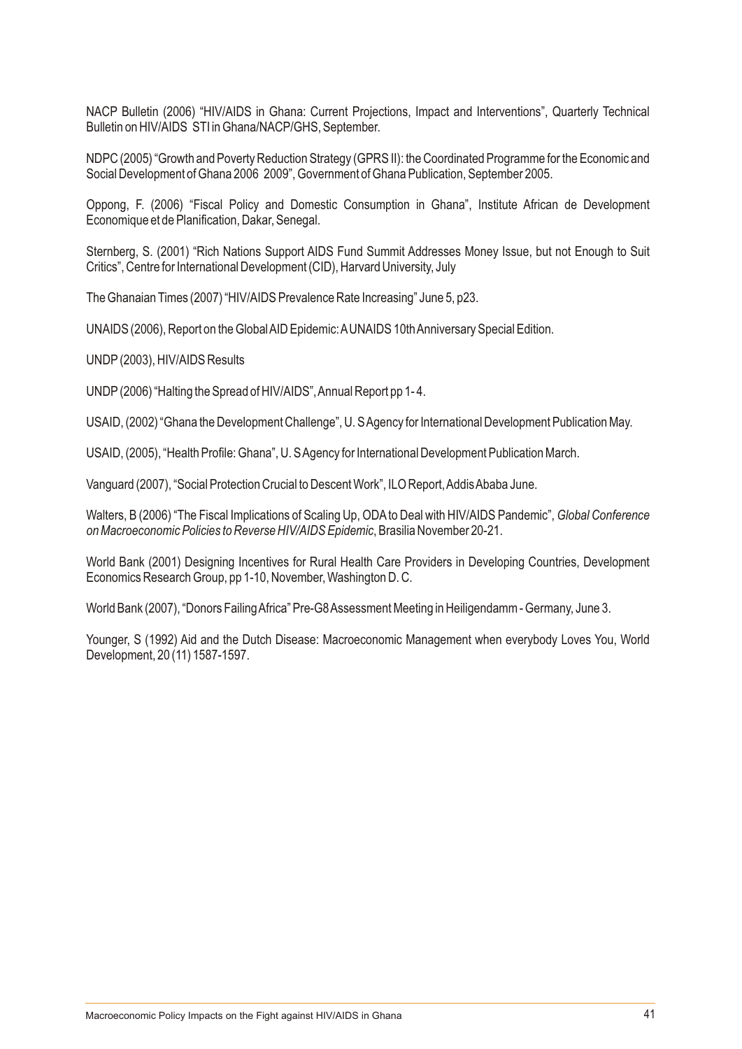NACP Bulletin (2006) "HIV/AIDS in Ghana: Current Projections, Impact and Interventions", Quarterly Technical Bulletin on HIV/AIDS STI in Ghana/NACP/GHS, September.

NDPC (2005) "Growth and Poverty Reduction Strategy (GPRS II): the Coordinated Programme for the Economic and Social Development of Ghana 2006 2009", Government of Ghana Publication, September 2005.

Oppong, F. (2006) "Fiscal Policy and Domestic Consumption in Ghana", Institute African de Development Economique et de Planification, Dakar, Senegal.

Sternberg, S. (2001) "Rich Nations Support AIDS Fund Summit Addresses Money Issue, but not Enough to Suit Critics", Centre for International Development (CID), Harvard University, July

The Ghanaian Times (2007) "HIV/AIDS Prevalence Rate Increasing" June 5, p23.

UNAIDS (2006), Report on the Global AID Epidemic: A UNAIDS 10th Anniversary Special Edition.

UNDP (2003), HIV/AIDS Results

UNDP (2006) "Halting the Spread of HIV/AIDS", Annual Report pp 1- 4.

USAID, (2002) "Ghana the Development Challenge", U. S Agency for International Development Publication May.

USAID, (2005), "Health Profile: Ghana", U. S Agency for International Development Publication March.

Vanguard (2007), "Social Protection Crucial to Descent Work", ILO Report, Addis Ababa June.

Walters, B (2006) "The Fiscal Implications of Scaling Up, ODA to Deal with HIV/AIDS Pandemic", *Global Conference on Macroeconomic Policies to Reverse HIV/AIDS Epidemic*, Brasilia November 20-21.

World Bank (2001) Designing Incentives for Rural Health Care Providers in Developing Countries, Development Economics Research Group, pp 1-10, November, Washington D. C.

World Bank (2007), "Donors Failing Africa" Pre-G8 Assessment Meeting in Heiligendamm - Germany, June 3.

Younger, S (1992) Aid and the Dutch Disease: Macroeconomic Management when everybody Loves You, World Development, 20 (11) 1587-1597.